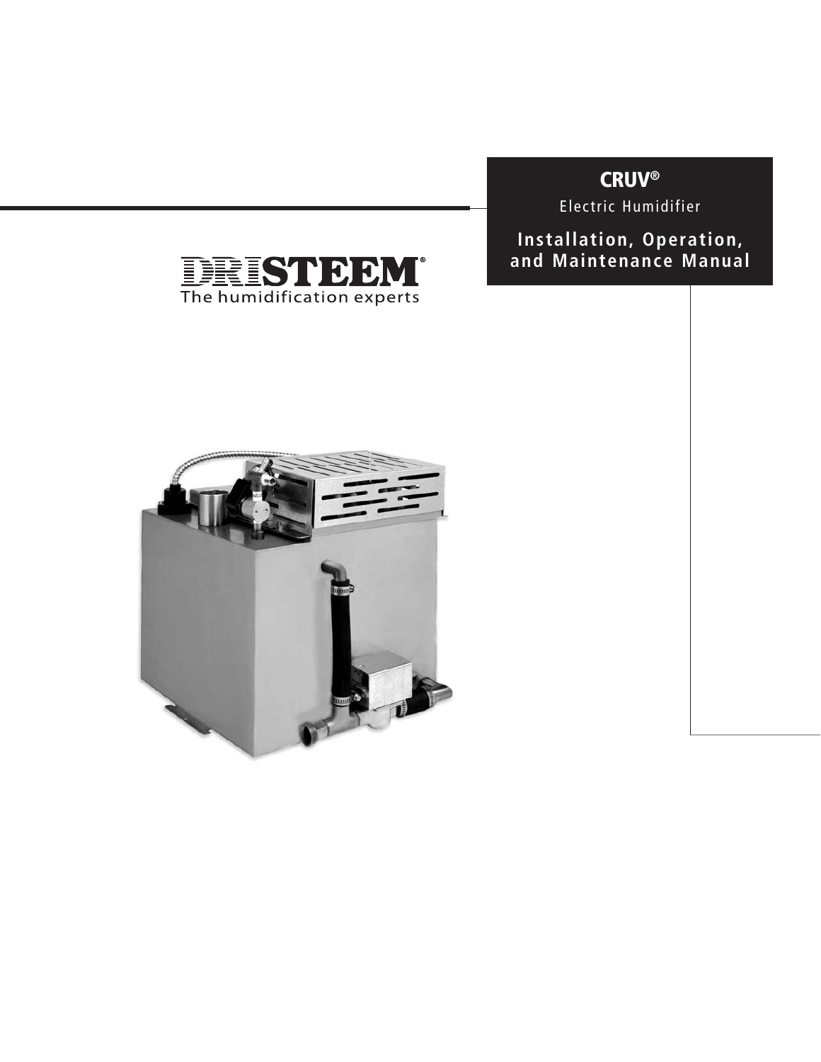# CRUV®

Electric Humidifier

**Installation, Operation, and Maintenance Manual**

DRISTEEM®

The humidification experts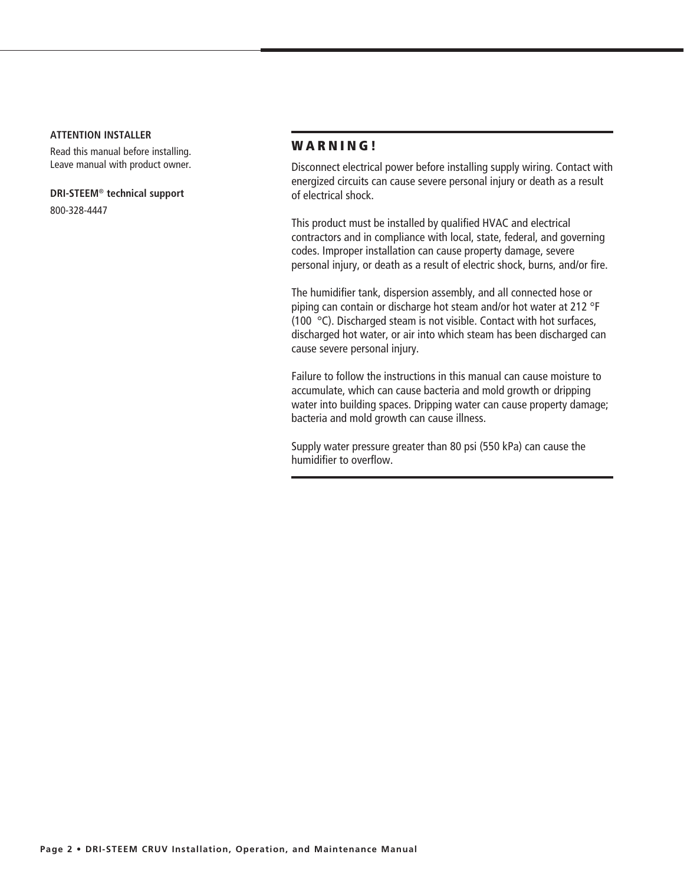**ATTENTION INSTALLER**

Read this manual before installing.
Leave manual with product owner.

**DRI-STEEM® technical support**

800-328-4447

## WARNING!

Disconnect electrical power before installing supply wiring. Contact with energized circuits can cause severe personal injury or death as a result of electrical shock.

This product must be installed by qualified HVAC and electrical contractors and in compliance with local, state, federal, and governing codes. Improper installation can cause property damage, severe personal injury, or death as a result of electric shock, burns, and/or fire.

The humidifier tank, dispersion assembly, and all connected hose or piping can contain or discharge hot steam and/or hot water at 212 °F (100 °C). Discharged steam is not visible. Contact with hot surfaces, discharged hot water, or air into which steam has been discharged can cause severe personal injury.

Failure to follow the instructions in this manual can cause moisture to accumulate, which can cause bacteria and mold growth or dripping water into building spaces. Dripping water can cause property damage; bacteria and mold growth can cause illness.

Supply water pressure greater than 80 psi (550 kPa) can cause the humidifier to overflow.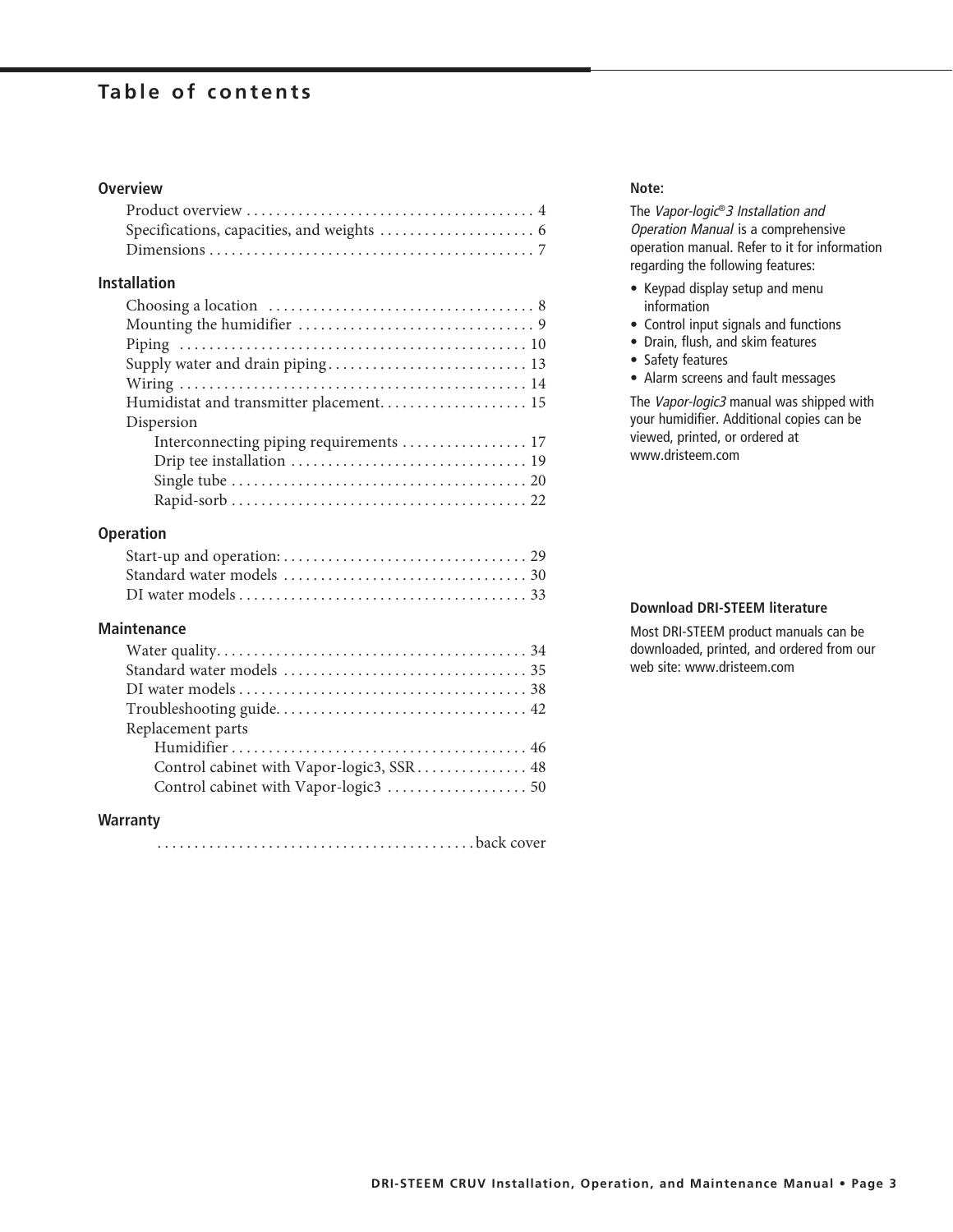# Table of contents

## Overview

- Product overview . . . . . . . . . . . . . . . . . . . . . . . . . . . . . . . . . . . . . . . 4
- Specifications, capacities, and weights . . . . . . . . . . . . . . . . . . . . . 6
- Dimensions . . . . . . . . . . . . . . . . . . . . . . . . . . . . . . . . . . . . . . . . . . . . 7

## Installation

- Choosing a location . . . . . . . . . . . . . . . . . . . . . . . . . . . . . . . . . . . 8
- Mounting the humidifier . . . . . . . . . . . . . . . . . . . . . . . . . . . . . . . . 9
- Piping . . . . . . . . . . . . . . . . . . . . . . . . . . . . . . . . . . . . . . . . . . . . . . 10
- Supply water and drain piping . . . . . . . . . . . . . . . . . . . . . . . . . . . 13
- Wiring . . . . . . . . . . . . . . . . . . . . . . . . . . . . . . . . . . . . . . . . . . . . . . 14
- Humidistat and transmitter placement. . . . . . . . . . . . . . . . . . . . 15
- Dispersion
  - Interconnecting piping requirements . . . . . . . . . . . . . . . . . 17
  - Drip tee installation . . . . . . . . . . . . . . . . . . . . . . . . . . . . . . . 19
  - Single tube . . . . . . . . . . . . . . . . . . . . . . . . . . . . . . . . . . . . . . . 20
  - Rapid-sorb . . . . . . . . . . . . . . . . . . . . . . . . . . . . . . . . . . . . . . . 22

## Operation

- Start-up and operation: . . . . . . . . . . . . . . . . . . . . . . . . . . . . . . . . 29
- Standard water models . . . . . . . . . . . . . . . . . . . . . . . . . . . . . . . . 30
- DI water models . . . . . . . . . . . . . . . . . . . . . . . . . . . . . . . . . . . . . . 33

## Maintenance

- Water quality. . . . . . . . . . . . . . . . . . . . . . . . . . . . . . . . . . . . . . . . . 34
- Standard water models . . . . . . . . . . . . . . . . . . . . . . . . . . . . . . . . 35
- DI water models . . . . . . . . . . . . . . . . . . . . . . . . . . . . . . . . . . . . . . 38
- Troubleshooting guide. . . . . . . . . . . . . . . . . . . . . . . . . . . . . . . . . 42
- Replacement parts
  - Humidifier . . . . . . . . . . . . . . . . . . . . . . . . . . . . . . . . . . . . . . . 46
  - Control cabinet with Vapor-logic3, SSR . . . . . . . . . . . . . . . 48
  - Control cabinet with Vapor-logic3 . . . . . . . . . . . . . . . . . . . 50

## Warranty

- . . . . . . . . . . . . . . . . . . . . . . . . . . . . . . . . . . . . . . . . . . back cover

**Note:**

The *Vapor-logic® 3 Installation and Operation Manual* is a comprehensive operation manual. Refer to it for information regarding the following features:

- Keypad display setup and menu information
- Control input signals and functions
- Drain, flush, and skim features
- Safety features
- Alarm screens and fault messages

The *Vapor-logic3* manual was shipped with your humidifier. Additional copies can be viewed, printed, or ordered at www.dristeem.com

**Download DRI-STEEM literature**

Most DRI-STEEM product manuals can be downloaded, printed, and ordered from our web site: www.dristeem.com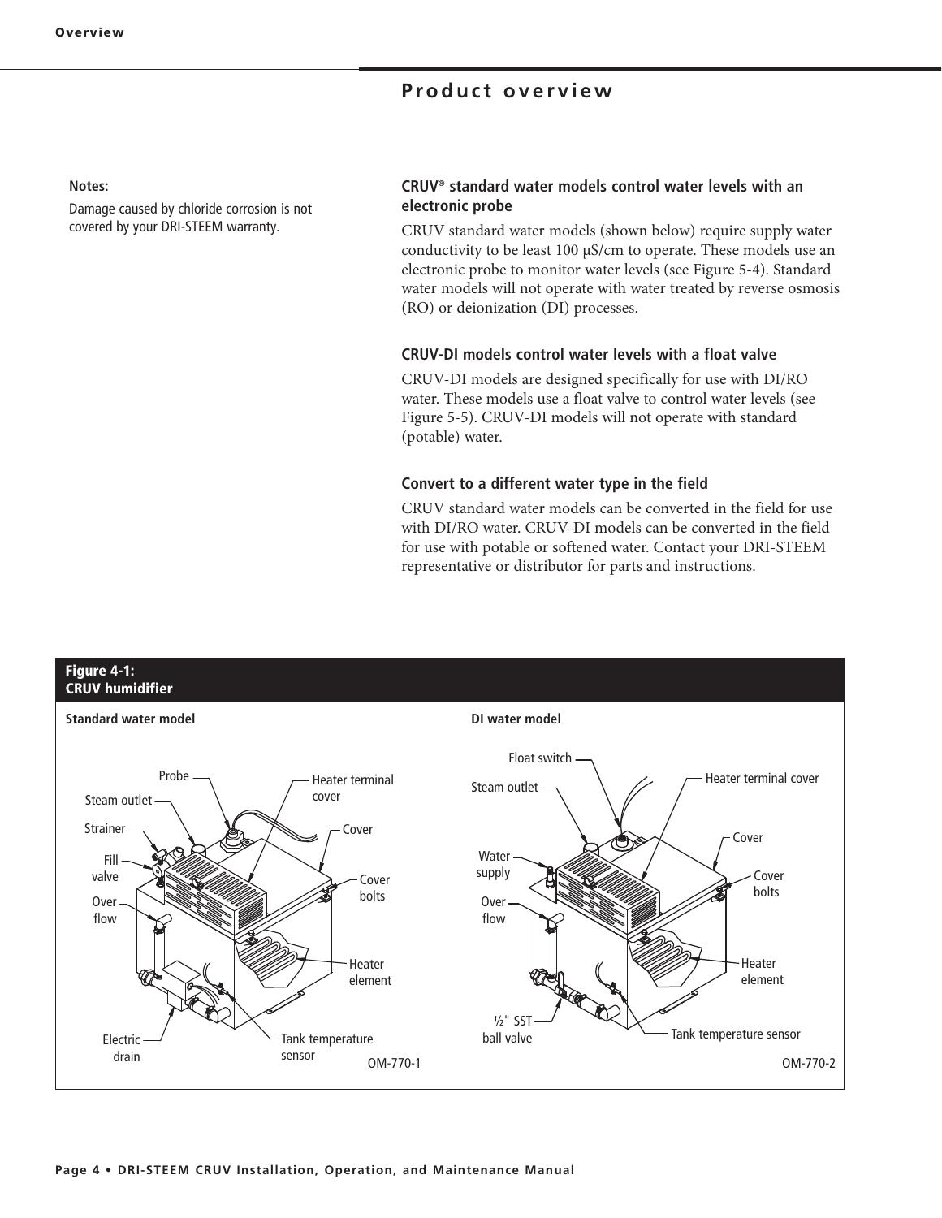# Product overview

**Notes:**

Damage caused by chloride corrosion is not covered by your DRI-STEEM warranty.

### CRUV® standard water models control water levels with an electronic probe

CRUV standard water models (shown below) require supply water conductivity to be least 100 µS/cm to operate. These models use an electronic probe to monitor water levels (see Figure 5-4). Standard water models will not operate with water treated by reverse osmosis (RO) or deionization (DI) processes.

### CRUV-DI models control water levels with a float valve

CRUV-DI models are designed specifically for use with DI/RO water. These models use a float valve to control water levels (see Figure 5-5). CRUV-DI models will not operate with standard (potable) water.

### Convert to a different water type in the field

CRUV standard water models can be converted in the field for use with DI/RO water. CRUV-DI models can be converted in the field for use with potable or softened water. Contact your DRI-STEEM representative or distributor for parts and instructions.

**Figure 4-1: CRUV humidifier**

**Standard water model**

Probe, Steam outlet, Strainer, Fill valve, Over flow, Electric drain, Heater terminal cover, Cover, Cover bolts, Heater element, Tank temperature sensor

OM-770-1

**DI water model**

Float switch, Steam outlet, Water supply, Over flow, ½" SST ball valve, Heater terminal cover, Cover, Cover bolts, Heater element, Tank temperature sensor

OM-770-2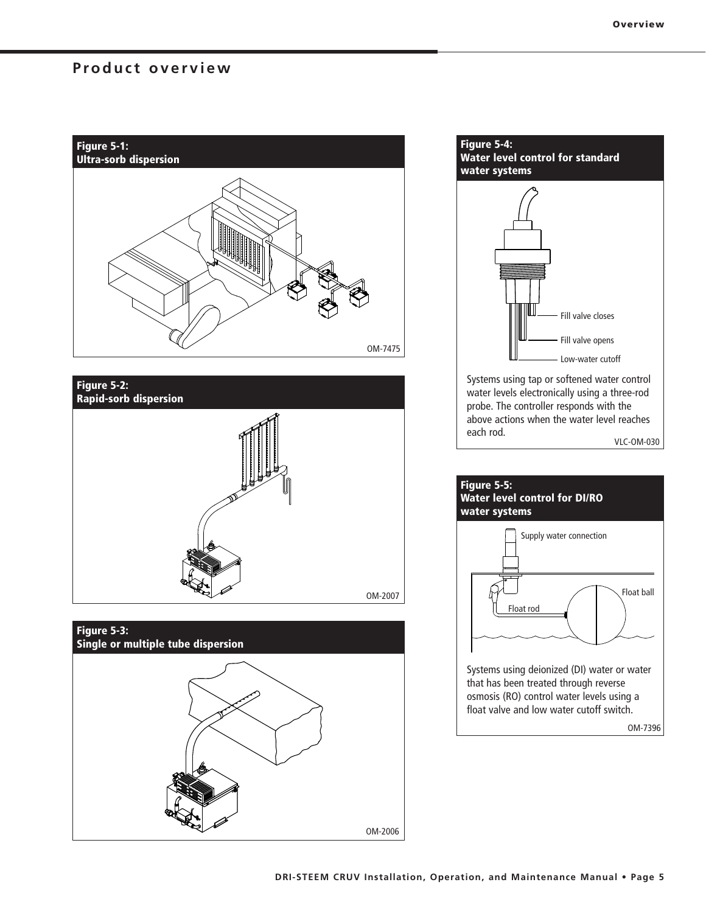# Product overview

**Figure 5-1:**
**Ultra-sorb dispersion**

OM-7475

**Figure 5-2:**
**Rapid-sorb dispersion**

OM-2007

**Figure 5-3:**
**Single or multiple tube dispersion**

OM-2006

**Figure 5-4:**
**Water level control for standard water systems**

Fill valve closes

Fill valve opens

Low-water cutoff

Systems using tap or softened water control water levels electronically using a three-rod probe. The controller responds with the above actions when the water level reaches each rod.

VLC-OM-030

**Figure 5-5:**
**Water level control for DI/RO water systems**

Supply water connection

Float ball

Float rod

Systems using deionized (DI) water or water that has been treated through reverse osmosis (RO) control water levels using a float valve and low water cutoff switch.

OM-7396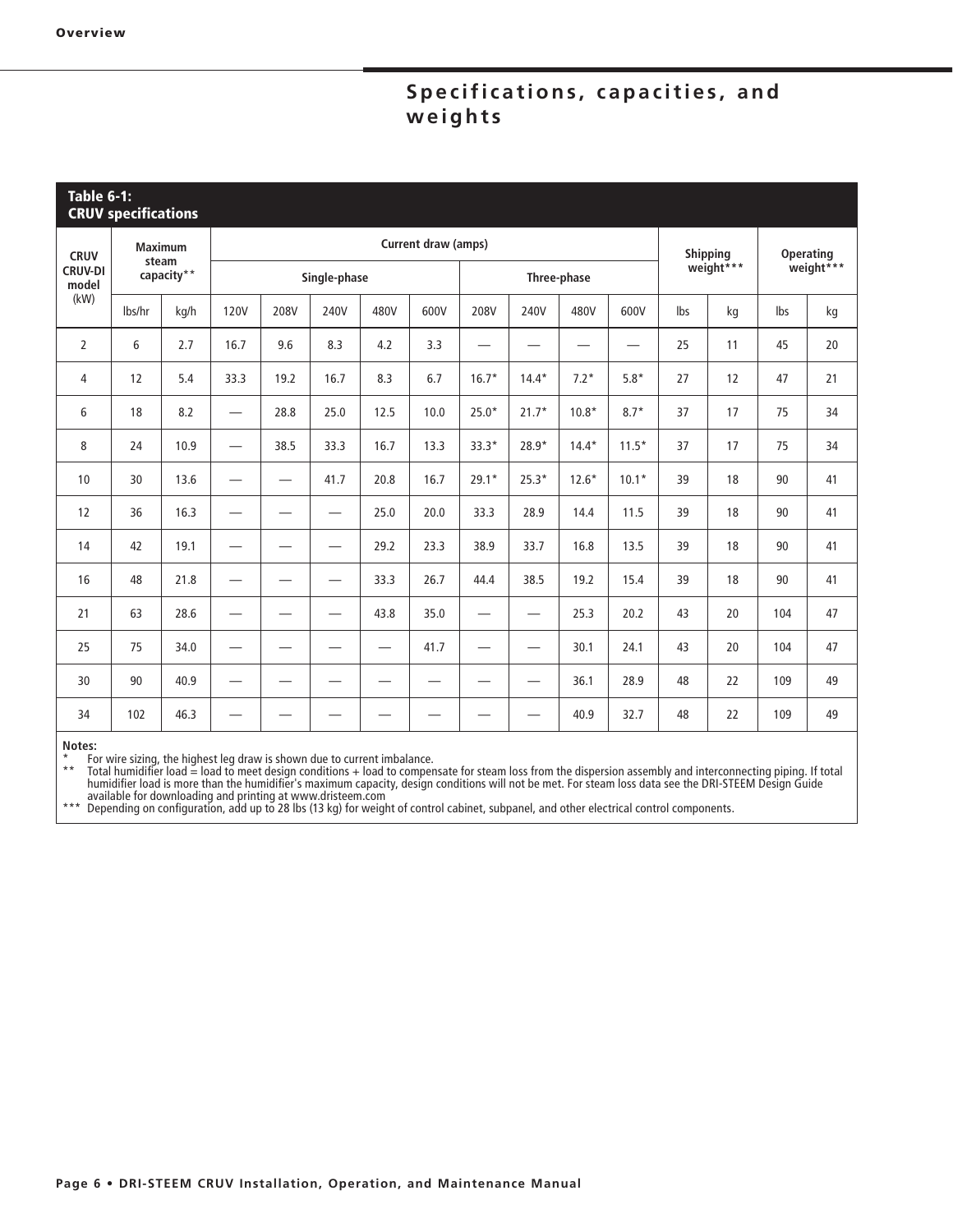## Specifications, capacities, and weights

**Table 6-1: CRUV specifications**

| CRUV CRUV-DI model (kW) | Maximum steam capacity** | | Current draw (amps) | | | | | | | | | Shipping weight*** | | Operating weight*** | |
|---|---|---|---|---|---|---|---|---|---|---|---|---|---|---|---|
| | | | Single-phase | | | | | Three-phase | | | | | | | |
| | lbs/hr | kg/h | 120V | 208V | 240V | 480V | 600V | 208V | 240V | 480V | 600V | lbs | kg | lbs | kg |
| 2 | 6 | 2.7 | 16.7 | 9.6 | 8.3 | 4.2 | 3.3 | — | — | — | — | 25 | 11 | 45 | 20 |
| 4 | 12 | 5.4 | 33.3 | 19.2 | 16.7 | 8.3 | 6.7 | 16.7* | 14.4* | 7.2* | 5.8* | 27 | 12 | 47 | 21 |
| 6 | 18 | 8.2 | — | 28.8 | 25.0 | 12.5 | 10.0 | 25.0* | 21.7* | 10.8* | 8.7* | 37 | 17 | 75 | 34 |
| 8 | 24 | 10.9 | — | 38.5 | 33.3 | 16.7 | 13.3 | 33.3* | 28.9* | 14.4* | 11.5* | 37 | 17 | 75 | 34 |
| 10 | 30 | 13.6 | — | — | 41.7 | 20.8 | 16.7 | 29.1* | 25.3* | 12.6* | 10.1* | 39 | 18 | 90 | 41 |
| 12 | 36 | 16.3 | — | — | — | 25.0 | 20.0 | 33.3 | 28.9 | 14.4 | 11.5 | 39 | 18 | 90 | 41 |
| 14 | 42 | 19.1 | — | — | — | 29.2 | 23.3 | 38.9 | 33.7 | 16.8 | 13.5 | 39 | 18 | 90 | 41 |
| 16 | 48 | 21.8 | — | — | — | 33.3 | 26.7 | 44.4 | 38.5 | 19.2 | 15.4 | 39 | 18 | 90 | 41 |
| 21 | 63 | 28.6 | — | — | — | 43.8 | 35.0 | — | — | 25.3 | 20.2 | 43 | 20 | 104 | 47 |
| 25 | 75 | 34.0 | — | — | — | — | 41.7 | — | — | 30.1 | 24.1 | 43 | 20 | 104 | 47 |
| 30 | 90 | 40.9 | — | — | — | — | — | — | — | 36.1 | 28.9 | 48 | 22 | 109 | 49 |
| 34 | 102 | 46.3 | — | — | — | — | — | — | — | 40.9 | 32.7 | 48 | 22 | 109 | 49 |

**Notes:**

\* For wire sizing, the highest leg draw is shown due to current imbalance.

\*\* Total humidifier load = load to meet design conditions + load to compensate for steam loss from the dispersion assembly and interconnecting piping. If total humidifier load is more than the humidifier's maximum capacity, design conditions will not be met. For steam loss data see the DRI-STEEM Design Guide available for downloading and printing at www.dristeem.com

\*\*\* Depending on configuration, add up to 28 lbs (13 kg) for weight of control cabinet, subpanel, and other electrical control components.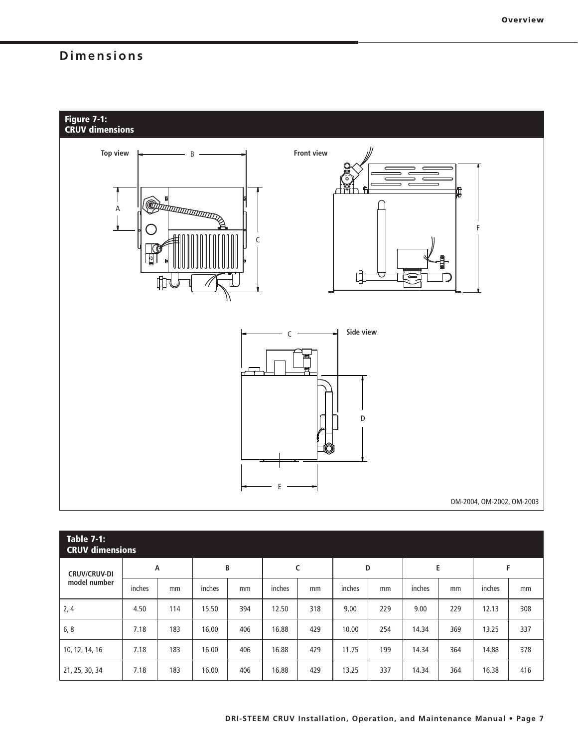# Dimensions

**Figure 7-1:**
**CRUV dimensions**

Top view

Front view

Side view

OM-2004, OM-2002, OM-2003

**Table 7-1:**
**CRUV dimensions**

| CRUV/CRUV-DI model number | A | | B | | C | | D | | E | | F | |
|---|---|---|---|---|---|---|---|---|---|---|---|---|
| | inches | mm | inches | mm | inches | mm | inches | mm | inches | mm | inches | mm |
| 2, 4 | 4.50 | 114 | 15.50 | 394 | 12.50 | 318 | 9.00 | 229 | 9.00 | 229 | 12.13 | 308 |
| 6, 8 | 7.18 | 183 | 16.00 | 406 | 16.88 | 429 | 10.00 | 254 | 14.34 | 369 | 13.25 | 337 |
| 10, 12, 14, 16 | 7.18 | 183 | 16.00 | 406 | 16.88 | 429 | 11.75 | 199 | 14.34 | 364 | 14.88 | 378 |
| 21, 25, 30, 34 | 7.18 | 183 | 16.00 | 406 | 16.88 | 429 | 13.25 | 337 | 14.34 | 364 | 16.38 | 416 |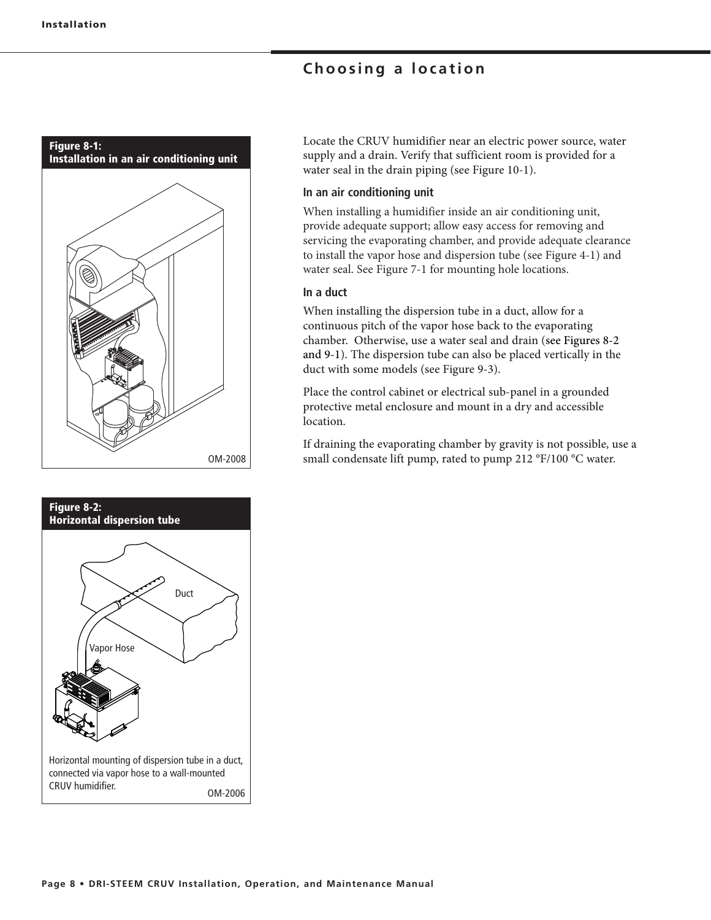## Choosing a location

**Figure 8-1:**
**Installation in an air conditioning unit**

OM-2008

**Figure 8-2:**
**Horizontal dispersion tube**

Duct

Vapor Hose

Horizontal mounting of dispersion tube in a duct, connected via vapor hose to a wall-mounted CRUV humidifier.

OM-2006

Locate the CRUV humidifier near an electric power source, water supply and a drain. Verify that sufficient room is provided for a water seal in the drain piping (see Figure 10-1).

### In an air conditioning unit

When installing a humidifier inside an air conditioning unit, provide adequate support; allow easy access for removing and servicing the evaporating chamber, and provide adequate clearance to install the vapor hose and dispersion tube (see Figure 4-1) and water seal. See Figure 7-1 for mounting hole locations.

### In a duct

When installing the dispersion tube in a duct, allow for a continuous pitch of the vapor hose back to the evaporating chamber. Otherwise, use a water seal and drain (see Figures 8-2 and 9-1). The dispersion tube can also be placed vertically in the duct with some models (see Figure 9-3).

Place the control cabinet or electrical sub-panel in a grounded protective metal enclosure and mount in a dry and accessible location.

If draining the evaporating chamber by gravity is not possible, use a small condensate lift pump, rated to pump 212 °F/100 °C water.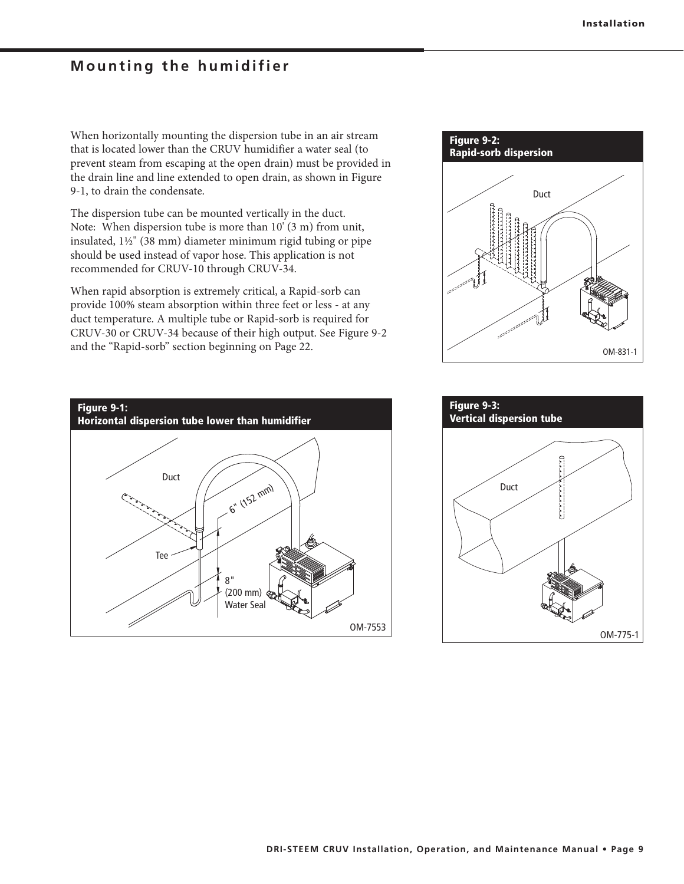## Mounting the humidifier

When horizontally mounting the dispersion tube in an air stream that is located lower than the CRUV humidifier a water seal (to prevent steam from escaping at the open drain) must be provided in the drain line and line extended to open drain, as shown in Figure 9-1, to drain the condensate.

The dispersion tube can be mounted vertically in the duct.
Note: When dispersion tube is more than 10' (3 m) from unit, insulated, 1½" (38 mm) diameter minimum rigid tubing or pipe should be used instead of vapor hose. This application is not recommended for CRUV-10 through CRUV-34.

When rapid absorption is extremely critical, a Rapid-sorb can provide 100% steam absorption within three feet or less - at any duct temperature. A multiple tube or Rapid-sorb is required for CRUV-30 or CRUV-34 because of their high output. See Figure 9-2 and the "Rapid-sorb" section beginning on Page 22.

**Figure 9-1: Horizontal dispersion tube lower than humidifier**

Duct
Tee
6" (152 mm)
8" (200 mm) Water Seal
OM-7553

**Figure 9-2: Rapid-sorb dispersion**

Duct
OM-831-1

**Figure 9-3: Vertical dispersion tube**

Duct
OM-775-1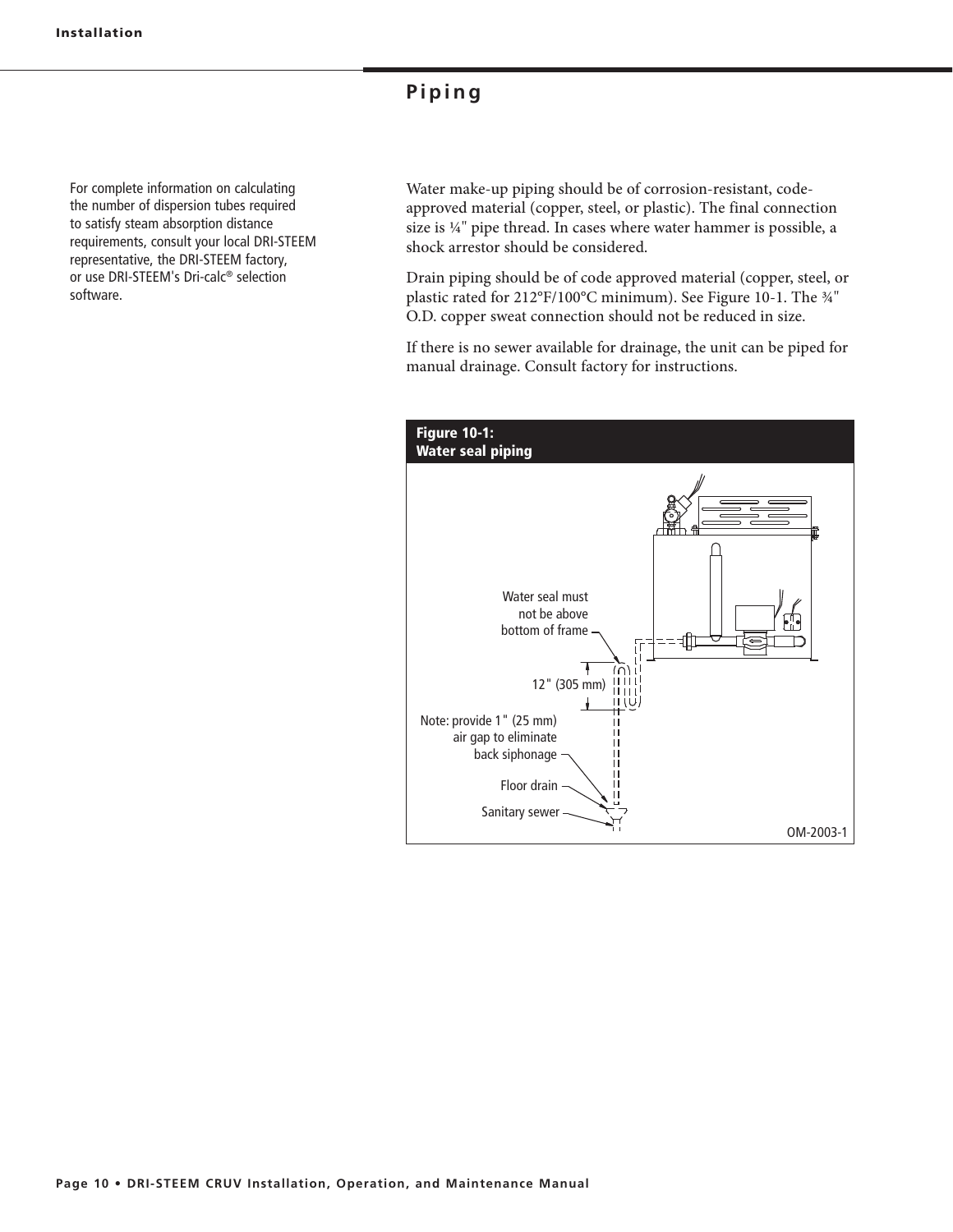## Piping

For complete information on calculating the number of dispersion tubes required to satisfy steam absorption distance requirements, consult your local DRI-STEEM representative, the DRI-STEEM factory, or use DRI-STEEM's Dri-calc® selection software.

Water make-up piping should be of corrosion-resistant, code-approved material (copper, steel, or plastic). The final connection size is ¼" pipe thread. In cases where water hammer is possible, a shock arrestor should be considered.

Drain piping should be of code approved material (copper, steel, or plastic rated for 212°F/100°C minimum). See Figure 10-1. The ¾" O.D. copper sweat connection should not be reduced in size.

If there is no sewer available for drainage, the unit can be piped for manual drainage. Consult factory for instructions.

**Figure 10-1: Water seal piping**

Water seal must not be above bottom of frame

12" (305 mm)

Note: provide 1" (25 mm) air gap to eliminate back siphonage

Floor drain

Sanitary sewer

OM-2003-1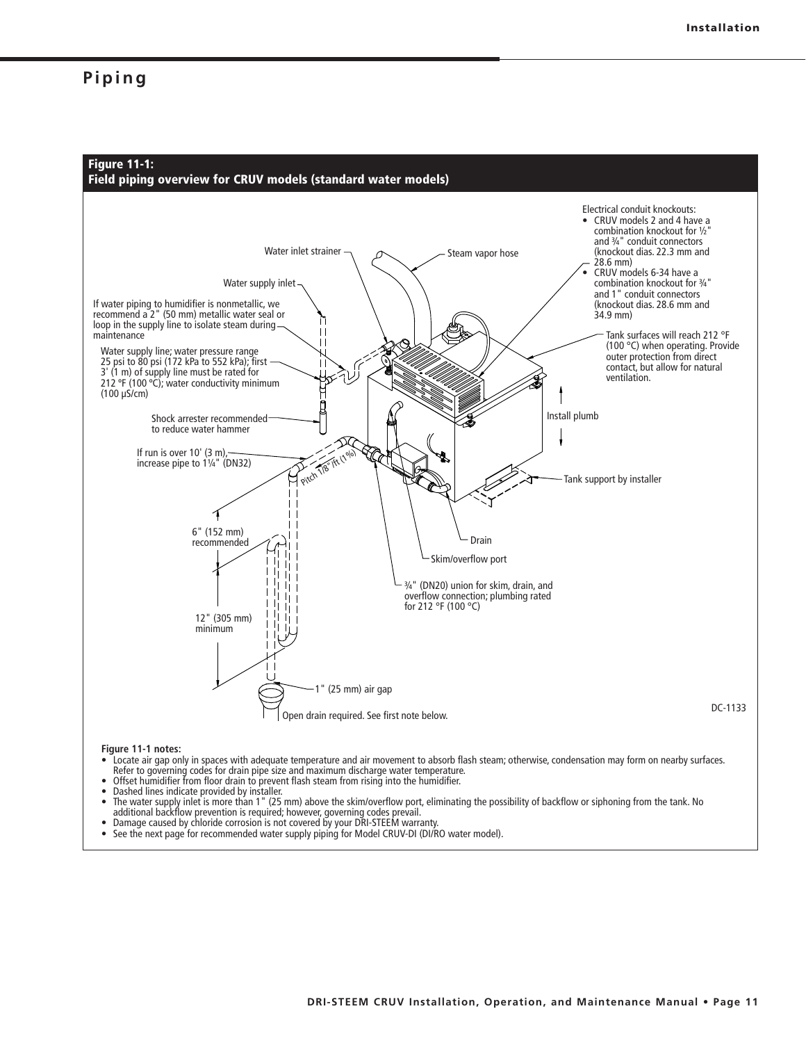# Piping

**Figure 11-1:**
**Field piping overview for CRUV models (standard water models)**

Electrical conduit knockouts:
- CRUV models 2 and 4 have a combination knockout for ½" and ¾" conduit connectors (knockout dias. 22.3 mm and 28.6 mm)
- CRUV models 6-34 have a combination knockout for ¾" and 1" conduit connectors (knockout dias. 28.6 mm and 34.9 mm)

Water inlet strainer

Steam vapor hose

Water supply inlet

If water piping to humidifier is nonmetallic, we recommend a 2" (50 mm) metallic water seal or loop in the supply line to isolate steam during maintenance

Water supply line; water pressure range 25 psi to 80 psi (172 kPa to 552 kPa); first 3' (1 m) of supply line must be rated for 212 °F (100 °C); water conductivity minimum (100 µS/cm)

Tank surfaces will reach 212 °F (100 °C) when operating. Provide outer protection from direct contact, but allow for natural ventilation.

Shock arrester recommended to reduce water hammer

Install plumb

If run is over 10' (3 m), increase pipe to 1¼" (DN32)

Pitch 1/8"/ft (1%)

Tank support by installer

6" (152 mm) recommended

Drain

Skim/overflow port

¾" (DN20) union for skim, drain, and overflow connection; plumbing rated for 212 °F (100 °C)

12" (305 mm) minimum

1" (25 mm) air gap

Open drain required. See first note below.

DC-1133

**Figure 11-1 notes:**
- Locate air gap only in spaces with adequate temperature and air movement to absorb flash steam; otherwise, condensation may form on nearby surfaces. Refer to governing codes for drain pipe size and maximum discharge water temperature.
- Offset humidifier from floor drain to prevent flash steam from rising into the humidifier.
- Dashed lines indicate provided by installer.
- The water supply inlet is more than 1" (25 mm) above the skim/overflow port, eliminating the possibility of backflow or siphoning from the tank. No additional backflow prevention is required; however, governing codes prevail.
- Damage caused by chloride corrosion is not covered by your DRI-STEEM warranty.
- See the next page for recommended water supply piping for Model CRUV-DI (DI/RO water model).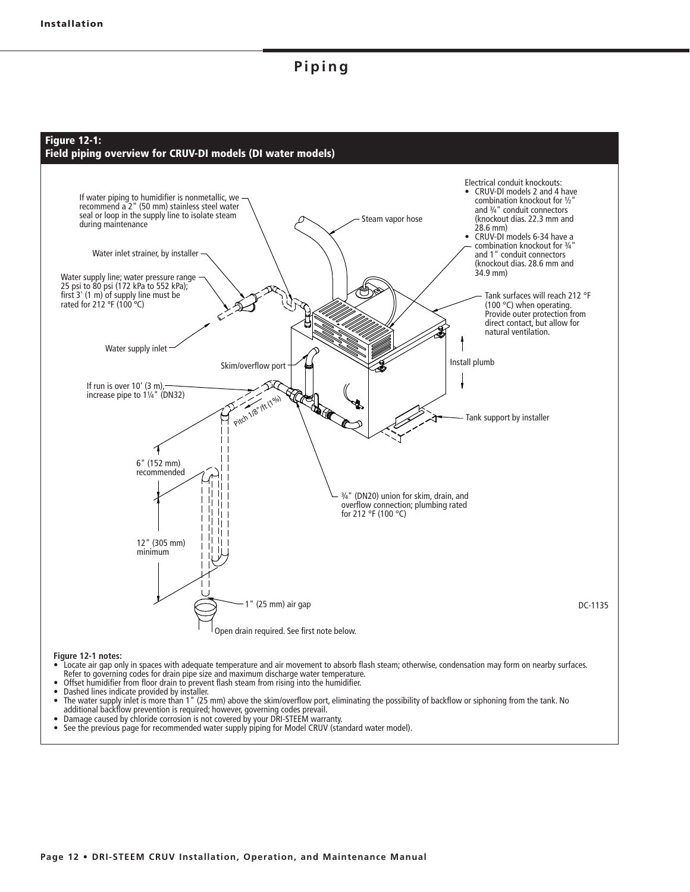## Piping

**Figure 12-1:**
**Field piping overview for CRUV-DI models (DI water models)**

If water piping to humidifier is nonmetallic, we recommend a 2" (50 mm) stainless steel water seal or loop in the supply line to isolate steam during maintenance

Water inlet strainer, by installer

Water supply line; water pressure range 25 psi to 80 psi (172 kPa to 552 kPa); first 3' (1 m) of supply line must be rated for 212 °F (100 °C)

Water supply inlet

Steam vapor hose

Electrical conduit knockouts:

- CRUV-DI models 2 and 4 have combination knockout for ½" and ¾" conduit connectors (knockout dias. 22.3 mm and 28.6 mm)
- CRUV-DI models 6-34 have a combination knockout for ¾" and 1" conduit connectors (knockout dias. 28.6 mm and 34.9 mm)

Tank surfaces will reach 212 °F (100 °C) when operating. Provide outer protection from direct contact, but allow for natural ventilation.

Install plumb

Skim/overflow port

If run is over 10' (3 m), increase pipe to 1¼" (DN32)

Pitch 1/8"/ft (1%)

Tank support by installer

6" (152 mm) recommended

12" (305 mm) minimum

¾" (DN20) union for skim, drain, and overflow connection; plumbing rated for 212 °F (100 °C)

1" (25 mm) air gap

Open drain required. See first note below.

DC-1135

**Figure 12-1 notes:**

- Locate air gap only in spaces with adequate temperature and air movement to absorb flash steam; otherwise, condensation may form on nearby surfaces. Refer to governing codes for drain pipe size and maximum discharge water temperature.
- Offset humidifier from floor drain to prevent flash steam from rising into the humidifier.
- Dashed lines indicate provided by installer.
- The water supply inlet is more than 1" (25 mm) above the skim/overflow port, eliminating the possibility of backflow or siphoning from the tank. No additional backflow prevention is required; however, governing codes prevail.
- Damage caused by chloride corrosion is not covered by your DRI-STEEM warranty.
- See the previous page for recommended water supply piping for Model CRUV (standard water model).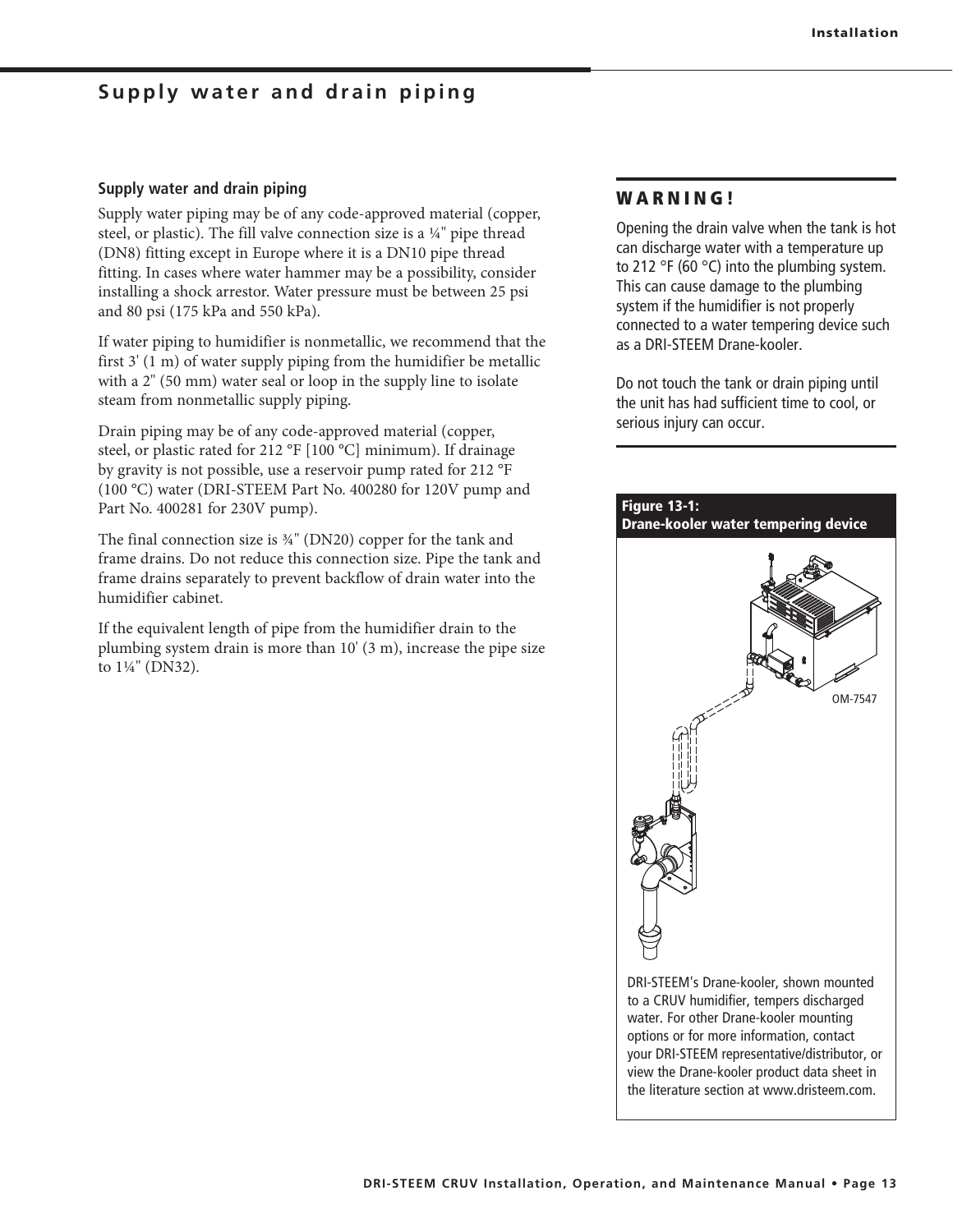# Supply water and drain piping

### Supply water and drain piping

Supply water piping may be of any code-approved material (copper, steel, or plastic). The fill valve connection size is a ¼" pipe thread (DN8) fitting except in Europe where it is a DN10 pipe thread fitting. In cases where water hammer may be a possibility, consider installing a shock arrestor. Water pressure must be between 25 psi and 80 psi (175 kPa and 550 kPa).

If water piping to humidifier is nonmetallic, we recommend that the first 3' (1 m) of water supply piping from the humidifier be metallic with a 2" (50 mm) water seal or loop in the supply line to isolate steam from nonmetallic supply piping.

Drain piping may be of any code-approved material (copper, steel, or plastic rated for 212 °F [100 °C] minimum). If drainage by gravity is not possible, use a reservoir pump rated for 212 °F (100 °C) water (DRI-STEEM Part No. 400280 for 120V pump and Part No. 400281 for 230V pump).

The final connection size is ¾" (DN20) copper for the tank and frame drains. Do not reduce this connection size. Pipe the tank and frame drains separately to prevent backflow of drain water into the humidifier cabinet.

If the equivalent length of pipe from the humidifier drain to the plumbing system drain is more than 10' (3 m), increase the pipe size to 1¼" (DN32).

**WARNING!**

Opening the drain valve when the tank is hot can discharge water with a temperature up to 212 °F (60 °C) into the plumbing system. This can cause damage to the plumbing system if the humidifier is not properly connected to a water tempering device such as a DRI-STEEM Drane-kooler.

Do not touch the tank or drain piping until the unit has had sufficient time to cool, or serious injury can occur.

**Figure 13-1: Drane-kooler water tempering device**

OM-7547

DRI-STEEM's Drane-kooler, shown mounted to a CRUV humidifier, tempers discharged water. For other Drane-kooler mounting options or for more information, contact your DRI-STEEM representative/distributor, or view the Drane-kooler product data sheet in the literature section at www.dristeem.com.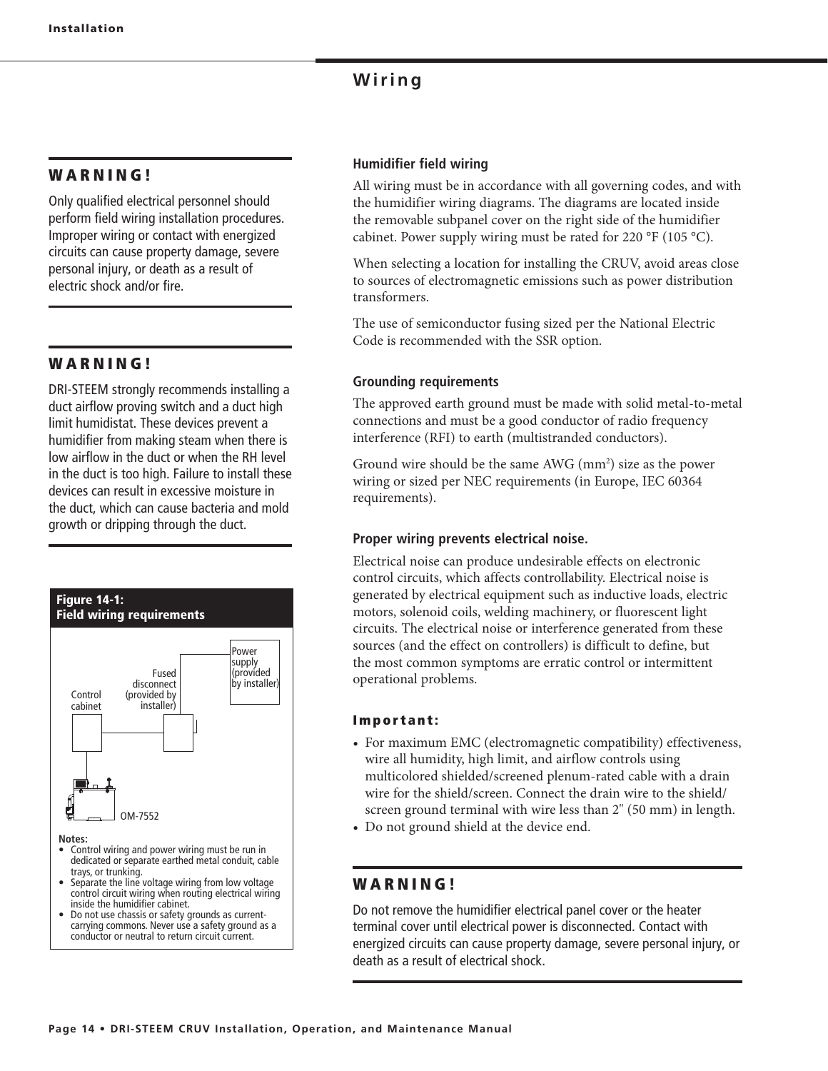## Wiring

### WARNING!

Only qualified electrical personnel should perform field wiring installation procedures. Improper wiring or contact with energized circuits can cause property damage, severe personal injury, or death as a result of electric shock and/or fire.

### WARNING!

DRI-STEEM strongly recommends installing a duct airflow proving switch and a duct high limit humidistat. These devices prevent a humidifier from making steam when there is low airflow in the duct or when the RH level in the duct is too high. Failure to install these devices can result in excessive moisture in the duct, which can cause bacteria and mold growth or dripping through the duct.

**Figure 14-1: Field wiring requirements**

Control cabinet

Fused disconnect (provided by installer)

Power supply (provided by installer)

OM-7552

**Notes:**

- Control wiring and power wiring must be run in dedicated or separate earthed metal conduit, cable trays, or trunking.
- Separate the line voltage wiring from low voltage control circuit wiring when routing electrical wiring inside the humidifier cabinet.
- Do not use chassis or safety grounds as current-carrying commons. Never use a safety ground as a conductor or neutral to return circuit current.

### Humidifier field wiring

All wiring must be in accordance with all governing codes, and with the humidifier wiring diagrams. The diagrams are located inside the removable subpanel cover on the right side of the humidifier cabinet. Power supply wiring must be rated for 220 °F (105 °C).

When selecting a location for installing the CRUV, avoid areas close to sources of electromagnetic emissions such as power distribution transformers.

The use of semiconductor fusing sized per the National Electric Code is recommended with the SSR option.

### Grounding requirements

The approved earth ground must be made with solid metal-to-metal connections and must be a good conductor of radio frequency interference (RFI) to earth (multistranded conductors).

Ground wire should be the same AWG ($mm^2$) size as the power wiring or sized per NEC requirements (in Europe, IEC 60364 requirements).

### Proper wiring prevents electrical noise.

Electrical noise can produce undesirable effects on electronic control circuits, which affects controllability. Electrical noise is generated by electrical equipment such as inductive loads, electric motors, solenoid coils, welding machinery, or fluorescent light circuits. The electrical noise or interference generated from these sources (and the effect on controllers) is difficult to define, but the most common symptoms are erratic control or intermittent operational problems.

**Important:**

- For maximum EMC (electromagnetic compatibility) effectiveness, wire all humidity, high limit, and airflow controls using multicolored shielded/screened plenum-rated cable with a drain wire for the shield/screen. Connect the drain wire to the shield/screen ground terminal with wire less than 2" (50 mm) in length.
- Do not ground shield at the device end.

### WARNING!

Do not remove the humidifier electrical panel cover or the heater terminal cover until electrical power is disconnected. Contact with energized circuits can cause property damage, severe personal injury, or death as a result of electrical shock.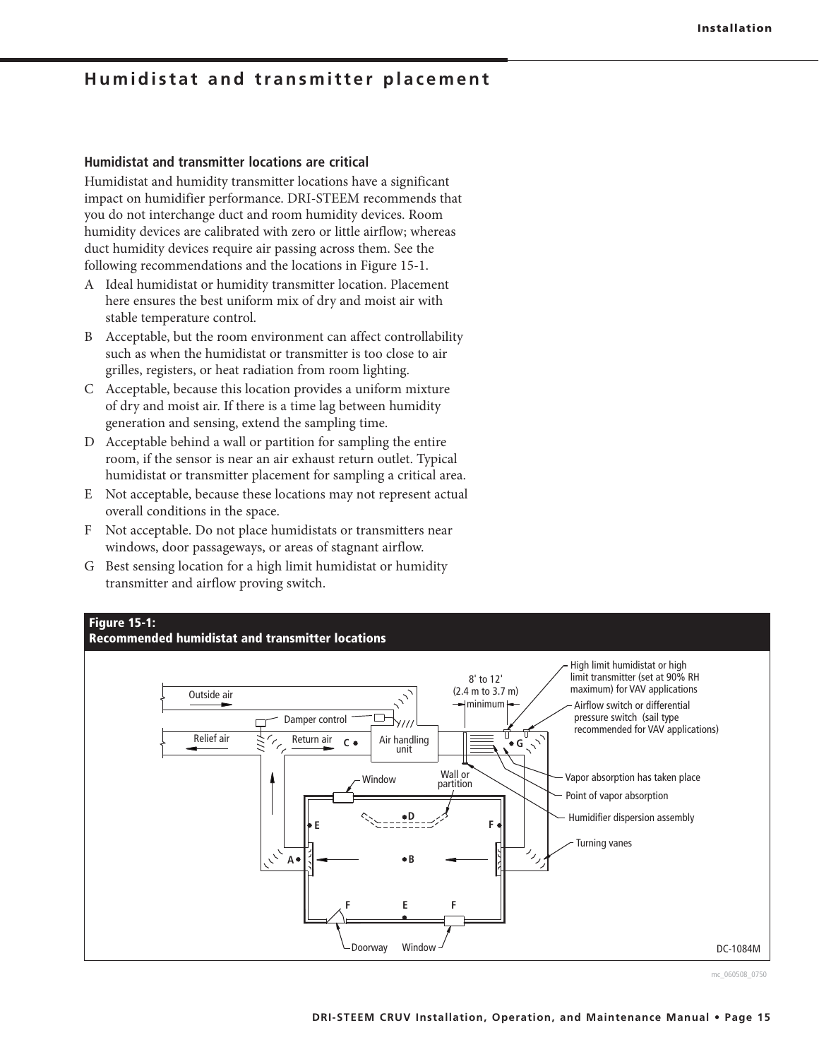## Humidistat and transmitter placement

### Humidistat and transmitter locations are critical

Humidistat and humidity transmitter locations have a significant impact on humidifier performance. DRI-STEEM recommends that you do not interchange duct and room humidity devices. Room humidity devices are calibrated with zero or little airflow; whereas duct humidity devices require air passing across them. See the following recommendations and the locations in Figure 15-1.

- A Ideal humidistat or humidity transmitter location. Placement here ensures the best uniform mix of dry and moist air with stable temperature control.
- B Acceptable, but the room environment can affect controllability such as when the humidistat or transmitter is too close to air grilles, registers, or heat radiation from room lighting.
- C Acceptable, because this location provides a uniform mixture of dry and moist air. If there is a time lag between humidity generation and sensing, extend the sampling time.
- D Acceptable behind a wall or partition for sampling the entire room, if the sensor is near an air exhaust return outlet. Typical humidistat or transmitter placement for sampling a critical area.
- E Not acceptable, because these locations may not represent actual overall conditions in the space.
- F Not acceptable. Do not place humidistats or transmitters near windows, door passageways, or areas of stagnant airflow.
- G Best sensing location for a high limit humidistat or humidity transmitter and airflow proving switch.

**Figure 15-1:**
**Recommended humidistat and transmitter locations**

Outside air · Relief air · Damper control · Return air · C · Air handling unit · 8' to 12' (2.4 m to 3.7 m) minimum · G · High limit humidistat or high limit transmitter (set at 90% RH maximum) for VAV applications · Airflow switch or differential pressure switch (sail type recommended for VAV applications) · Vapor absorption has taken place · Point of vapor absorption · Humidifier dispersion assembly · Turning vanes · Window · Wall or partition · D · E · F · A · B · F · E · F · Doorway · Window

DC-1084M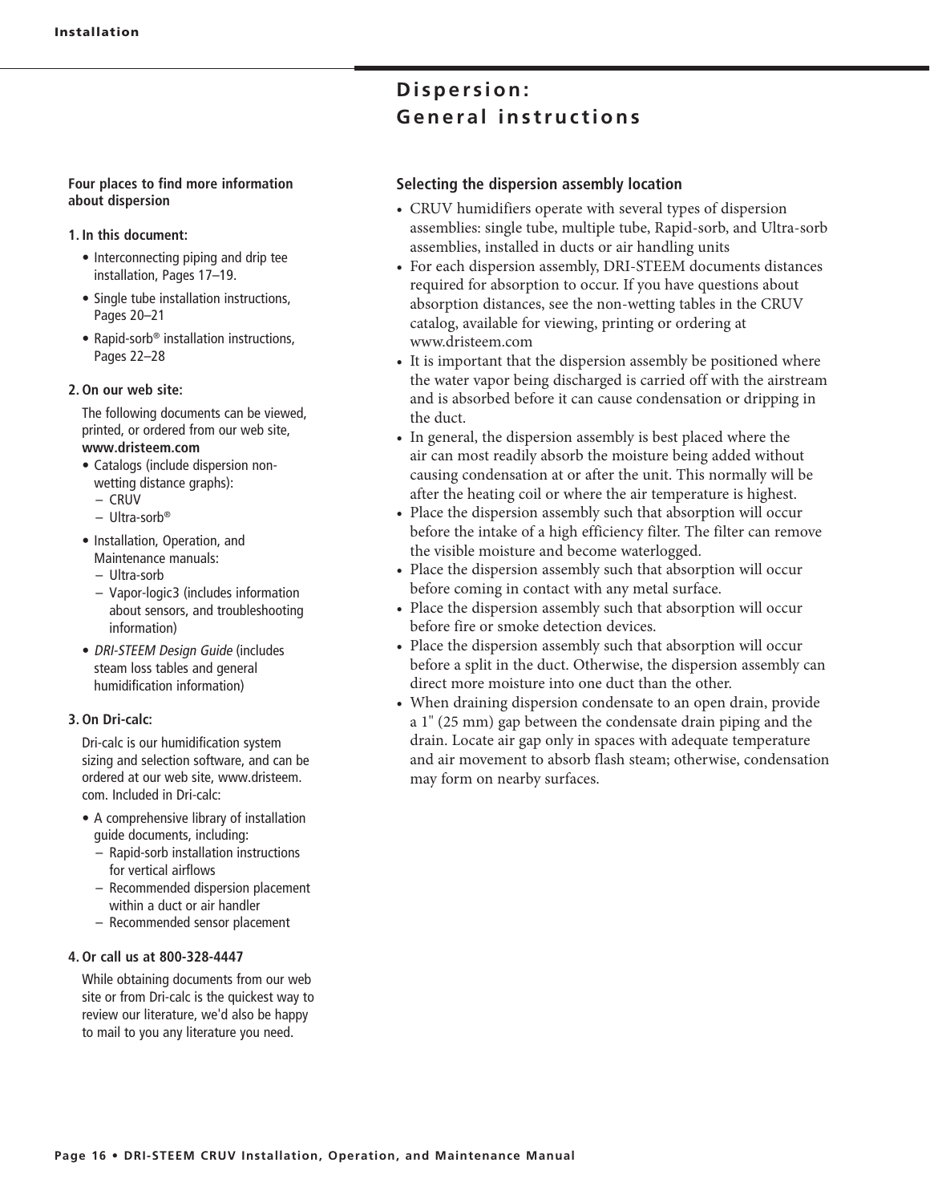# Dispersion: General instructions

**Four places to find more information about dispersion**

1. **In this document:**
   - Interconnecting piping and drip tee installation, Pages 17–19.
   - Single tube installation instructions, Pages 20–21
   - Rapid-sorb® installation instructions, Pages 22–28

2. **On our web site:**

   The following documents can be viewed, printed, or ordered from our web site, **www.dristeem.com**
   - Catalogs (include dispersion non-wetting distance graphs):
     - CRUV
     - Ultra-sorb®
   - Installation, Operation, and Maintenance manuals:
     - Ultra-sorb
     - Vapor-logic3 (includes information about sensors, and troubleshooting information)
   - *DRI-STEEM Design Guide* (includes steam loss tables and general humidification information)

3. **On Dri-calc:**

   Dri-calc is our humidification system sizing and selection software, and can be ordered at our web site, www.dristeem.com. Included in Dri-calc:
   - A comprehensive library of installation guide documents, including:
     - Rapid-sorb installation instructions for vertical airflows
     - Recommended dispersion placement within a duct or air handler
     - Recommended sensor placement

4. **Or call us at 800-328-4447**

   While obtaining documents from our web site or from Dri-calc is the quickest way to review our literature, we'd also be happy to mail to you any literature you need.

## Selecting the dispersion assembly location

- CRUV humidifiers operate with several types of dispersion assemblies: single tube, multiple tube, Rapid-sorb, and Ultra-sorb assemblies, installed in ducts or air handling units
- For each dispersion assembly, DRI-STEEM documents distances required for absorption to occur. If you have questions about absorption distances, see the non-wetting tables in the CRUV catalog, available for viewing, printing or ordering at www.dristeem.com
- It is important that the dispersion assembly be positioned where the water vapor being discharged is carried off with the airstream and is absorbed before it can cause condensation or dripping in the duct.
- In general, the dispersion assembly is best placed where the air can most readily absorb the moisture being added without causing condensation at or after the unit. This normally will be after the heating coil or where the air temperature is highest.
- Place the dispersion assembly such that absorption will occur before the intake of a high efficiency filter. The filter can remove the visible moisture and become waterlogged.
- Place the dispersion assembly such that absorption will occur before coming in contact with any metal surface.
- Place the dispersion assembly such that absorption will occur before fire or smoke detection devices.
- Place the dispersion assembly such that absorption will occur before a split in the duct. Otherwise, the dispersion assembly can direct more moisture into one duct than the other.
- When draining dispersion condensate to an open drain, provide a 1" (25 mm) gap between the condensate drain piping and the drain. Locate air gap only in spaces with adequate temperature and air movement to absorb flash steam; otherwise, condensation may form on nearby surfaces.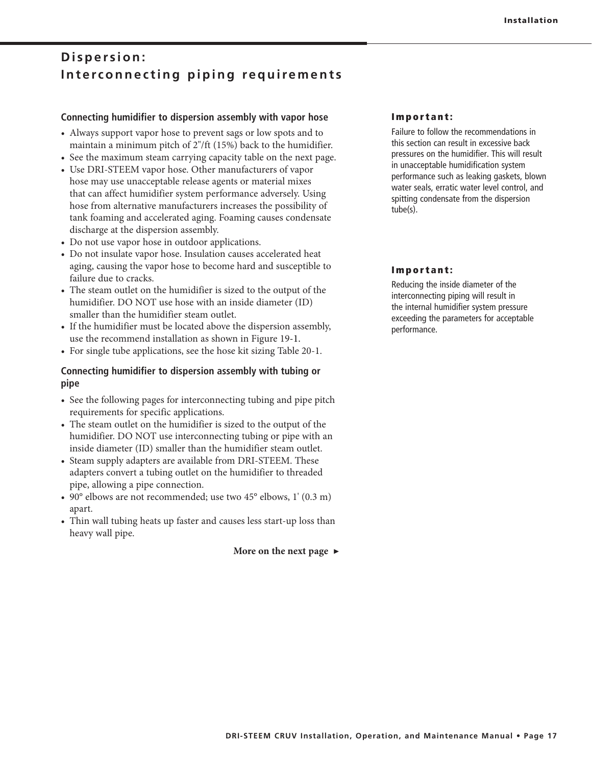# Dispersion: Interconnecting piping requirements

### Connecting humidifier to dispersion assembly with vapor hose

- Always support vapor hose to prevent sags or low spots and to maintain a minimum pitch of 2"/ft (15%) back to the humidifier.
- See the maximum steam carrying capacity table on the next page.
- Use DRI-STEEM vapor hose. Other manufacturers of vapor hose may use unacceptable release agents or material mixes that can affect humidifier system performance adversely. Using hose from alternative manufacturers increases the possibility of tank foaming and accelerated aging. Foaming causes condensate discharge at the dispersion assembly.
- Do not use vapor hose in outdoor applications.
- Do not insulate vapor hose. Insulation causes accelerated heat aging, causing the vapor hose to become hard and susceptible to failure due to cracks.
- The steam outlet on the humidifier is sized to the output of the humidifier. DO NOT use hose with an inside diameter (ID) smaller than the humidifier steam outlet.
- If the humidifier must be located above the dispersion assembly, use the recommend installation as shown in Figure 19-1.
- For single tube applications, see the hose kit sizing Table 20-1.

### Connecting humidifier to dispersion assembly with tubing or pipe

- See the following pages for interconnecting tubing and pipe pitch requirements for specific applications.
- The steam outlet on the humidifier is sized to the output of the humidifier. DO NOT use interconnecting tubing or pipe with an inside diameter (ID) smaller than the humidifier steam outlet.
- Steam supply adapters are available from DRI-STEEM. These adapters convert a tubing outlet on the humidifier to threaded pipe, allowing a pipe connection.
- 90° elbows are not recommended; use two 45° elbows, 1' (0.3 m) apart.
- Thin wall tubing heats up faster and causes less start-up loss than heavy wall pipe.

**More on the next page ►**

**Important:**

Failure to follow the recommendations in this section can result in excessive back pressures on the humidifier. This will result in unacceptable humidification system performance such as leaking gaskets, blown water seals, erratic water level control, and spitting condensate from the dispersion tube(s).

**Important:**

Reducing the inside diameter of the interconnecting piping will result in the internal humidifier system pressure exceeding the parameters for acceptable performance.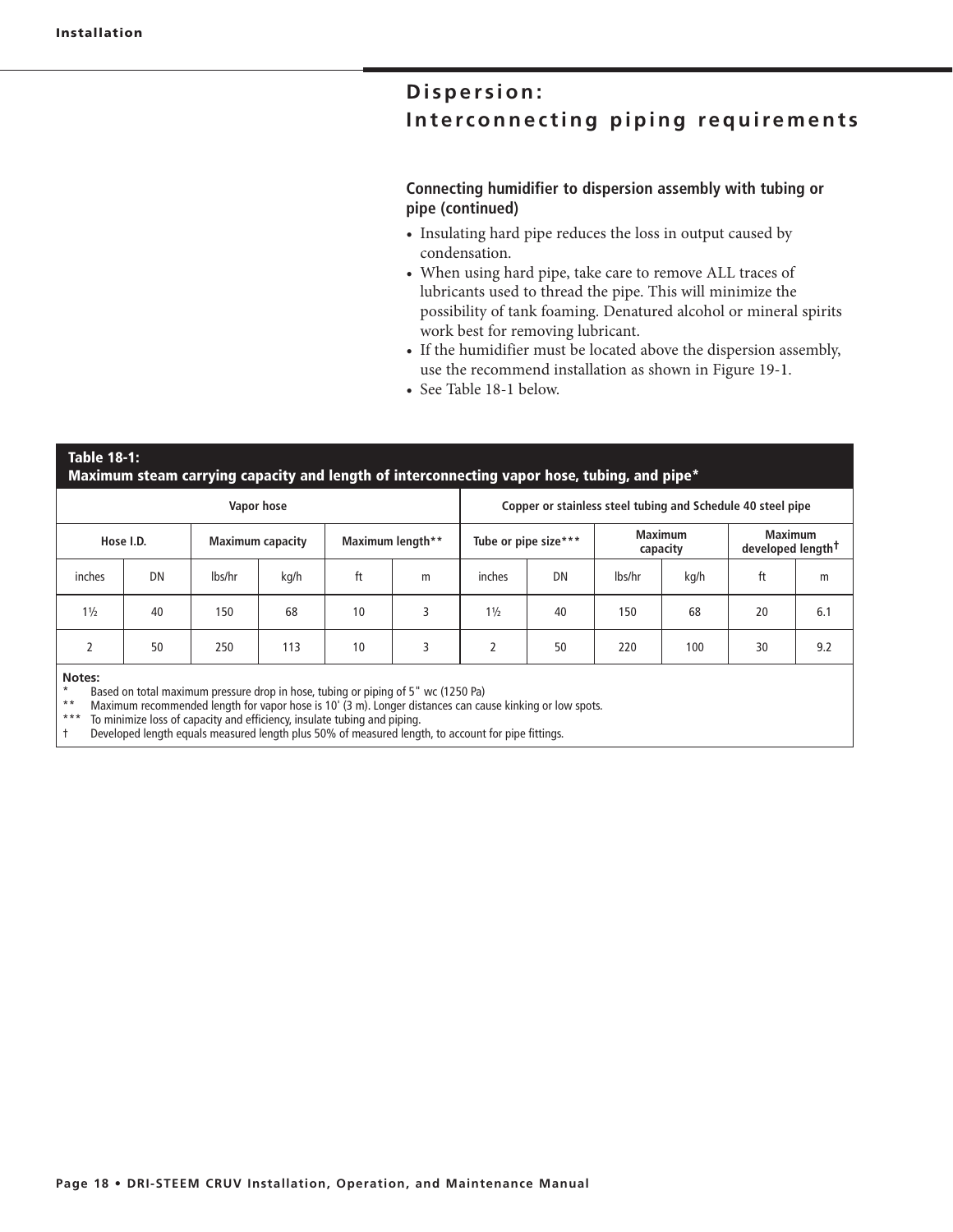# Dispersion: Interconnecting piping requirements

### Connecting humidifier to dispersion assembly with tubing or pipe (continued)

- Insulating hard pipe reduces the loss in output caused by condensation.
- When using hard pipe, take care to remove ALL traces of lubricants used to thread the pipe. This will minimize the possibility of tank foaming. Denatured alcohol or mineral spirits work best for removing lubricant.
- If the humidifier must be located above the dispersion assembly, use the recommend installation as shown in Figure 19-1.
- See Table 18-1 below.

**Table 18-1: Maximum steam carrying capacity and length of interconnecting vapor hose, tubing, and pipe***

| Vapor hose | | | | | | Copper or stainless steel tubing and Schedule 40 steel pipe | | | | | |
|---|---|---|---|---|---|---|---|---|---|---|---|
| Hose I.D. | | Maximum capacity | | Maximum length** | | Tube or pipe size*** | | Maximum capacity | | Maximum developed length† | |
| inches | DN | lbs/hr | kg/h | ft | m | inches | DN | lbs/hr | kg/h | ft | m |
| 1½ | 40 | 150 | 68 | 10 | 3 | 1½ | 40 | 150 | 68 | 20 | 6.1 |
| 2 | 50 | 250 | 113 | 10 | 3 | 2 | 50 | 220 | 100 | 30 | 9.2 |

**Notes:**

\* Based on total maximum pressure drop in hose, tubing or piping of 5" wc (1250 Pa)

** Maximum recommended length for vapor hose is 10' (3 m). Longer distances can cause kinking or low spots.

*** To minimize loss of capacity and efficiency, insulate tubing and piping.

† Developed length equals measured length plus 50% of measured length, to account for pipe fittings.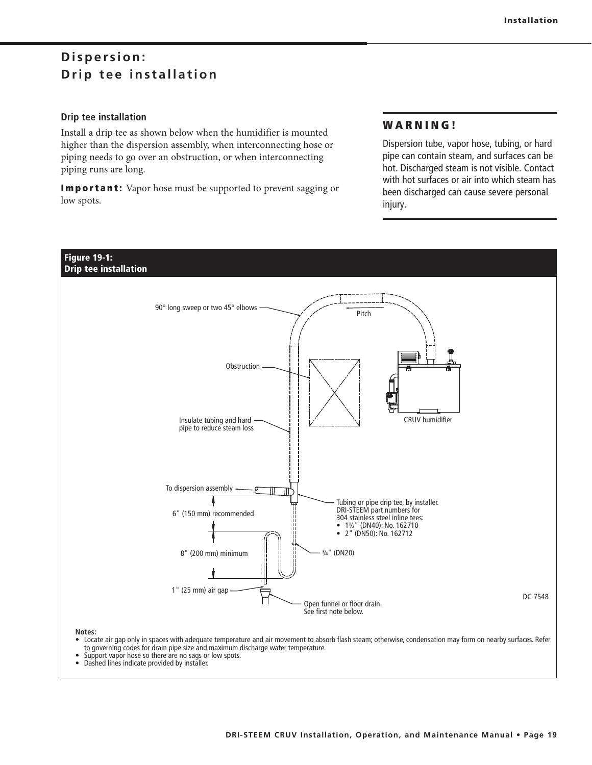# Dispersion: Drip tee installation

### Drip tee installation

Install a drip tee as shown below when the humidifier is mounted higher than the dispersion assembly, when interconnecting hose or piping needs to go over an obstruction, or when interconnecting piping runs are long.

**Important:** Vapor hose must be supported to prevent sagging or low spots.

## WARNING!

Dispersion tube, vapor hose, tubing, or hard pipe can contain steam, and surfaces can be hot. Discharged steam is not visible. Contact with hot surfaces or air into which steam has been discharged can cause severe personal injury.

**Figure 19-1:**
**Drip tee installation**

90° long sweep or two 45° elbows

Pitch

Obstruction

CRUV humidifier

Insulate tubing and hard pipe to reduce steam loss

To dispersion assembly

Tubing or pipe drip tee, by installer. DRI-STEEM part numbers for 304 stainless steel inline tees:
- 1½" (DN40): No. 162710
- 2" (DN50): No. 162712

6" (150 mm) recommended

8" (200 mm) minimum

¾" (DN20)

1" (25 mm) air gap

Open funnel or floor drain. See first note below.

DC-7548

**Notes:**
- Locate air gap only in spaces with adequate temperature and air movement to absorb flash steam; otherwise, condensation may form on nearby surfaces. Refer to governing codes for drain pipe size and maximum discharge water temperature.
- Support vapor hose so there are no sags or low spots.
- Dashed lines indicate provided by installer.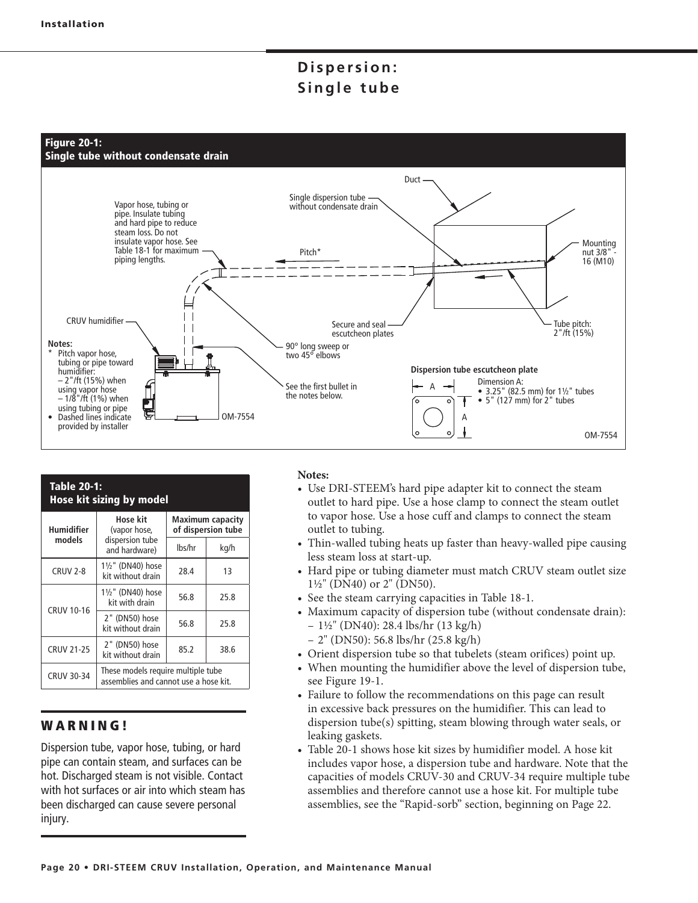# Dispersion: Single tube

**Figure 20-1: Single tube without condensate drain**

Vapor hose, tubing or pipe. Insulate tubing and hard pipe to reduce steam loss. Do not insulate vapor hose. See Table 18-1 for maximum piping lengths.

Single dispersion tube without condensate drain

Duct

Pitch*

Mounting nut 3/8" - 16 (M10)

CRUV humidifier

Secure and seal escutcheon plates

Tube pitch: 2"/ft (15%)

90° long sweep or two 45° elbows

See the first bullet in the notes below.

**Notes:**

\* Pitch vapor hose, tubing or pipe toward humidifier:
– 2"/ft (15%) when using vapor hose
– 1/8"/ft (1%) when using tubing or pipe

- Dashed lines indicate provided by installer

OM-7554

**Dispersion tube escutcheon plate**

Dimension A:
- 3.25" (82.5 mm) for 1½" tubes
- 5" (127 mm) for 2" tubes

OM-7554

**Table 20-1: Hose kit sizing by model**

| Humidifier models | Hose kit (vapor hose, dispersion tube and hardware) | Maximum capacity of dispersion tube | |
|---|---|---|---|
| | | lbs/hr | kg/h |
| CRUV 2-8 | 1½" (DN40) hose kit without drain | 28.4 | 13 |
| CRUV 10-16 | 1½" (DN40) hose kit with drain | 56.8 | 25.8 |
| | 2" (DN50) hose kit without drain | 56.8 | 25.8 |
| CRUV 21-25 | 2" (DN50) hose kit without drain | 85.2 | 38.6 |
| CRUV 30-34 | These models require multiple tube assemblies and cannot use a hose kit. | | |

## WARNING!

Dispersion tube, vapor hose, tubing, or hard pipe can contain steam, and surfaces can be hot. Discharged steam is not visible. Contact with hot surfaces or air into which steam has been discharged can cause severe personal injury.

**Notes:**

- Use DRI-STEEM's hard pipe adapter kit to connect the steam outlet to hard pipe. Use a hose clamp to connect the steam outlet to vapor hose. Use a hose cuff and clamps to connect the steam outlet to tubing.
- Thin-walled tubing heats up faster than heavy-walled pipe causing less steam loss at start-up.
- Hard pipe or tubing diameter must match CRUV steam outlet size 1½" (DN40) or 2" (DN50).
- See the steam carrying capacities in Table 18-1.
- Maximum capacity of dispersion tube (without condensate drain):
  – 1½" (DN40): 28.4 lbs/hr (13 kg/h)
  – 2" (DN50): 56.8 lbs/hr (25.8 kg/h)
- Orient dispersion tube so that tubelets (steam orifices) point up.
- When mounting the humidifier above the level of dispersion tube, see Figure 19-1.
- Failure to follow the recommendations on this page can result in excessive back pressures on the humidifier. This can lead to dispersion tube(s) spitting, steam blowing through water seals, or leaking gaskets.
- Table 20-1 shows hose kit sizes by humidifier model. A hose kit includes vapor hose, a dispersion tube and hardware. Note that the capacities of models CRUV-30 and CRUV-34 require multiple tube assemblies and therefore cannot use a hose kit. For multiple tube assemblies, see the "Rapid-sorb" section, beginning on Page 22.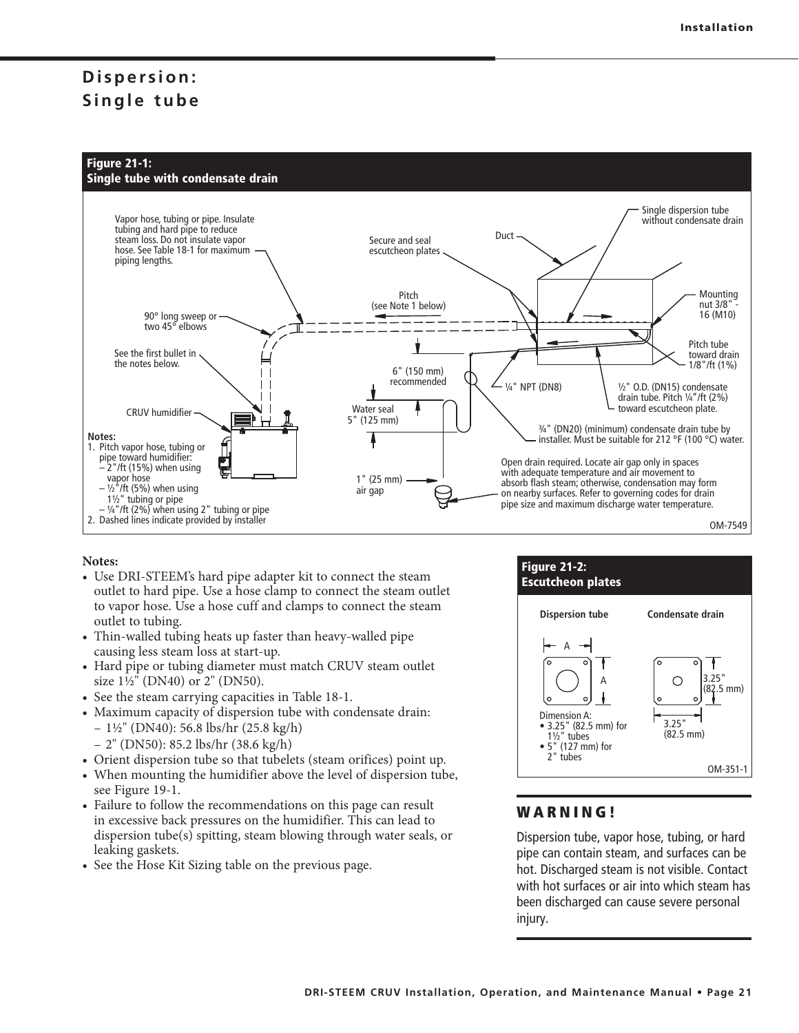# Dispersion: Single tube

**Figure 21-1: Single tube with condensate drain**

Vapor hose, tubing or pipe. Insulate tubing and hard pipe to reduce steam loss. Do not insulate vapor hose. See Table 18-1 for maximum piping lengths.

Secure and seal escutcheon plates

Duct

Single dispersion tube without condensate drain

Pitch (see Note 1 below)

Mounting nut 3/8" - 16 (M10)

90° long sweep or two 45° elbows

See the first bullet in the notes below.

Pitch tube toward drain 1/8"/ft (1%)

6" (150 mm) recommended

¼" NPT (DN8)

½" O.D. (DN15) condensate drain tube. Pitch ¼"/ft (2%) toward escutcheon plate.

CRUV humidifier

Water seal 5" (125 mm)

¾" (DN20) (minimum) condensate drain tube by installer. Must be suitable for 212 °F (100 °C) water.

Notes:
1. Pitch vapor hose, tubing or pipe toward humidifier:
   - 2"/ft (15%) when using vapor hose
   - ½"/ft (5%) when using 1½" tubing or pipe
   - ¼"/ft (2%) when using 2" tubing or pipe
2. Dashed lines indicate provided by installer

Open drain required. Locate air gap only in spaces with adequate temperature and air movement to absorb flash steam; otherwise, condensation may form on nearby surfaces. Refer to governing codes for drain pipe size and maximum discharge water temperature.

1" (25 mm) air gap

OM-7549

**Notes:**

- Use DRI-STEEM's hard pipe adapter kit to connect the steam outlet to hard pipe. Use a hose clamp to connect the steam outlet to vapor hose. Use a hose cuff and clamps to connect the steam outlet to tubing.
- Thin-walled tubing heats up faster than heavy-walled pipe causing less steam loss at start-up.
- Hard pipe or tubing diameter must match CRUV steam outlet size 1½" (DN40) or 2" (DN50).
- See the steam carrying capacities in Table 18-1.
- Maximum capacity of dispersion tube with condensate drain:
  - 1½" (DN40): 56.8 lbs/hr (25.8 kg/h)
  - 2" (DN50): 85.2 lbs/hr (38.6 kg/h)
- Orient dispersion tube so that tubelets (steam orifices) point up.
- When mounting the humidifier above the level of dispersion tube, see Figure 19-1.
- Failure to follow the recommendations on this page can result in excessive back pressures on the humidifier. This can lead to dispersion tube(s) spitting, steam blowing through water seals, or leaking gaskets.
- See the Hose Kit Sizing table on the previous page.

**Figure 21-2: Escutcheon plates**

Dispersion tube

Condensate drain

A

A

3.25" (82.5 mm)

3.25" (82.5 mm)

Dimension A:
- 3.25" (82.5 mm) for 1½" tubes
- 5" (127 mm) for 2" tubes

OM-351-1

## WARNING!

Dispersion tube, vapor hose, tubing, or hard pipe can contain steam, and surfaces can be hot. Discharged steam is not visible. Contact with hot surfaces or air into which steam has been discharged can cause severe personal injury.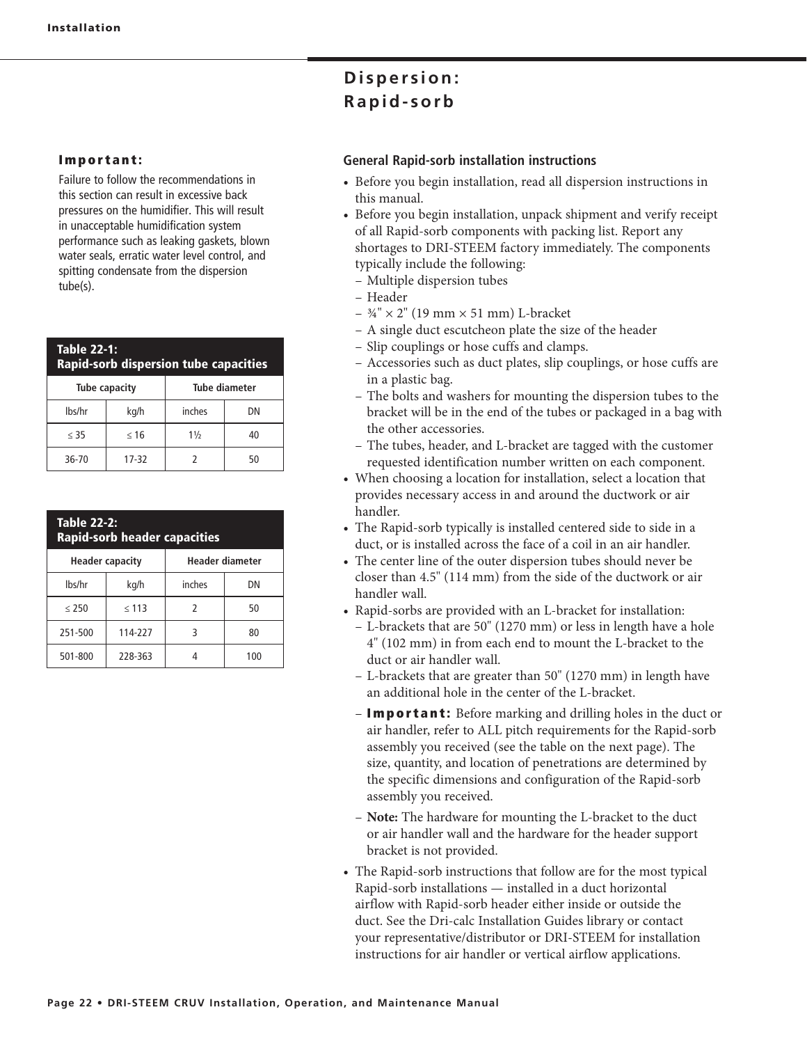# Dispersion: Rapid-sorb

**Important:**

Failure to follow the recommendations in this section can result in excessive back pressures on the humidifier. This will result in unacceptable humidification system performance such as leaking gaskets, blown water seals, erratic water level control, and spitting condensate from the dispersion tube(s).

**Table 22-1: Rapid-sorb dispersion tube capacities**

| Tube capacity | | Tube diameter | |
|---|---|---|---|
| lbs/hr | kg/h | inches | DN |
| ≤ 35 | ≤ 16 | 1½ | 40 |
| 36-70 | 17-32 | 2 | 50 |

**Table 22-2: Rapid-sorb header capacities**

| Header capacity | | Header diameter | |
|---|---|---|---|
| lbs/hr | kg/h | inches | DN |
| ≤ 250 | ≤ 113 | 2 | 50 |
| 251-500 | 114-227 | 3 | 80 |
| 501-800 | 228-363 | 4 | 100 |

## General Rapid-sorb installation instructions

- Before you begin installation, read all dispersion instructions in this manual.
- Before you begin installation, unpack shipment and verify receipt of all Rapid-sorb components with packing list. Report any shortages to DRI-STEEM factory immediately. The components typically include the following:
  - Multiple dispersion tubes
  - Header
  - ¾" × 2" (19 mm × 51 mm) L-bracket
  - A single duct escutcheon plate the size of the header
  - Slip couplings or hose cuffs and clamps.
  - Accessories such as duct plates, slip couplings, or hose cuffs are in a plastic bag.
  - The bolts and washers for mounting the dispersion tubes to the bracket will be in the end of the tubes or packaged in a bag with the other accessories.
  - The tubes, header, and L-bracket are tagged with the customer requested identification number written on each component.
- When choosing a location for installation, select a location that provides necessary access in and around the ductwork or air handler.
- The Rapid-sorb typically is installed centered side to side in a duct, or is installed across the face of a coil in an air handler.
- The center line of the outer dispersion tubes should never be closer than 4.5" (114 mm) from the side of the ductwork or air handler wall.
- Rapid-sorbs are provided with an L-bracket for installation:
  - L-brackets that are 50" (1270 mm) or less in length have a hole 4" (102 mm) in from each end to mount the L-bracket to the duct or air handler wall.
  - L-brackets that are greater than 50" (1270 mm) in length have an additional hole in the center of the L-bracket.
  - **Important:** Before marking and drilling holes in the duct or air handler, refer to ALL pitch requirements for the Rapid-sorb assembly you received (see the table on the next page). The size, quantity, and location of penetrations are determined by the specific dimensions and configuration of the Rapid-sorb assembly you received.
  - **Note:** The hardware for mounting the L-bracket to the duct or air handler wall and the hardware for the header support bracket is not provided.
- The Rapid-sorb instructions that follow are for the most typical Rapid-sorb installations — installed in a duct horizontal airflow with Rapid-sorb header either inside or outside the duct. See the Dri-calc Installation Guides library or contact your representative/distributor or DRI-STEEM for installation instructions for air handler or vertical airflow applications.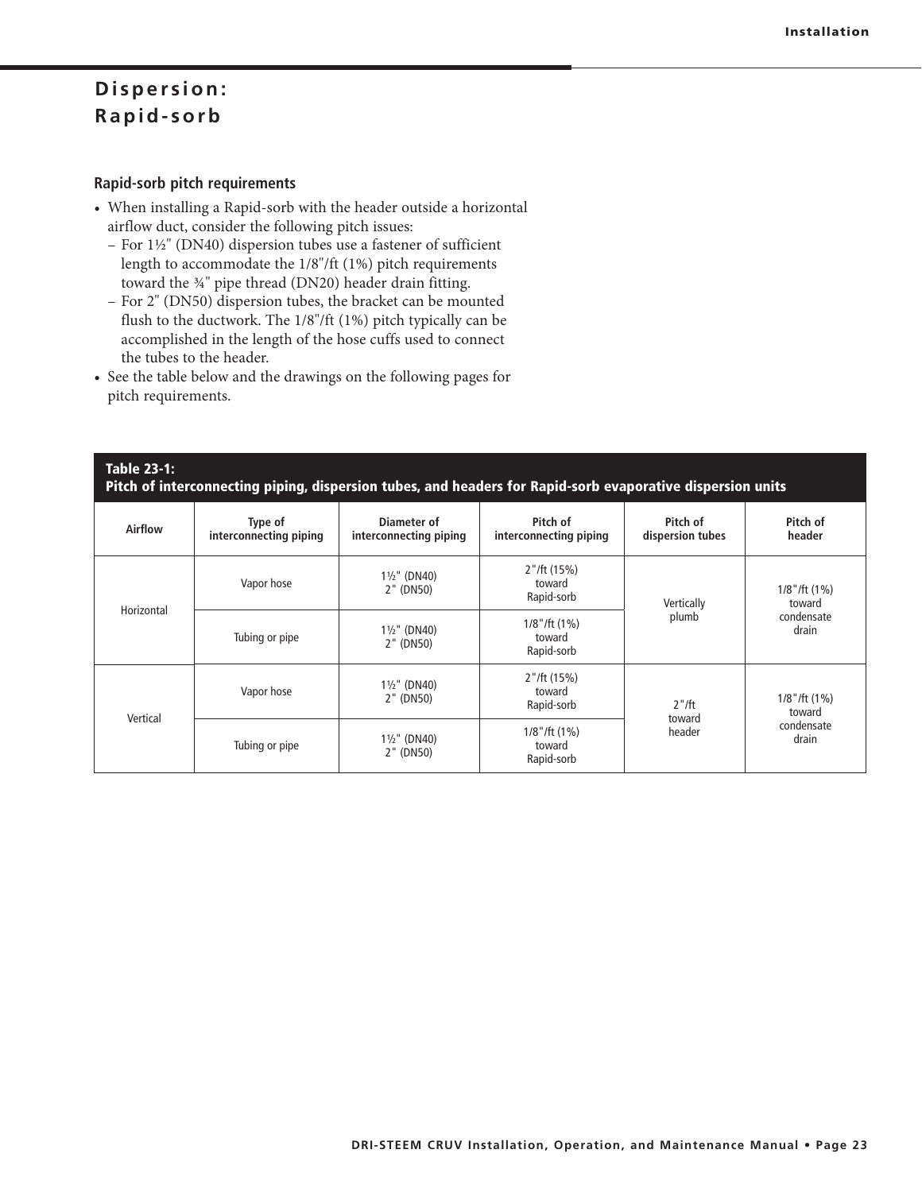# Dispersion: Rapid-sorb

### Rapid-sorb pitch requirements

- When installing a Rapid-sorb with the header outside a horizontal airflow duct, consider the following pitch issues:
  - For 1½" (DN40) dispersion tubes use a fastener of sufficient length to accommodate the 1/8"/ft (1%) pitch requirements toward the ¾" pipe thread (DN20) header drain fitting.
  - For 2" (DN50) dispersion tubes, the bracket can be mounted flush to the ductwork. The 1/8"/ft (1%) pitch typically can be accomplished in the length of the hose cuffs used to connect the tubes to the header.
- See the table below and the drawings on the following pages for pitch requirements.

**Table 23-1:**
**Pitch of interconnecting piping, dispersion tubes, and headers for Rapid-sorb evaporative dispersion units**

| Airflow | Type of interconnecting piping | Diameter of interconnecting piping | Pitch of interconnecting piping | Pitch of dispersion tubes | Pitch of header |
|---|---|---|---|---|---|
| Horizontal | Vapor hose | 1½" (DN40) 2" (DN50) | 2"/ft (15%) toward Rapid-sorb | Vertically plumb | 1/8"/ft (1%) toward condensate drain |
| | Tubing or pipe | 1½" (DN40) 2" (DN50) | 1/8"/ft (1%) toward Rapid-sorb | | |
| Vertical | Vapor hose | 1½" (DN40) 2" (DN50) | 2"/ft (15%) toward Rapid-sorb | 2"/ft toward header | 1/8"/ft (1%) toward condensate drain |
| | Tubing or pipe | 1½" (DN40) 2" (DN50) | 1/8"/ft (1%) toward Rapid-sorb | | |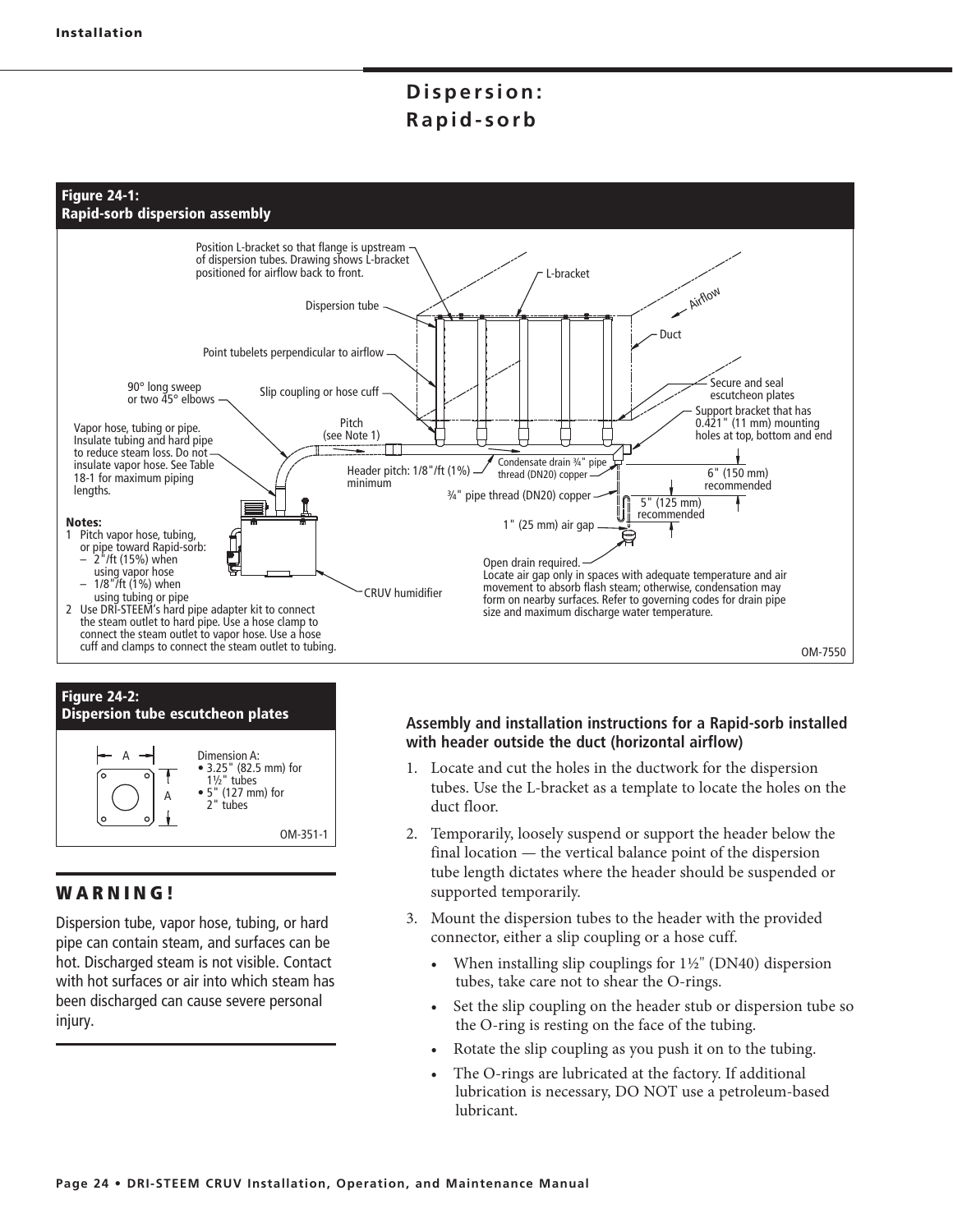# Dispersion: Rapid-sorb

**Figure 24-1: Rapid-sorb dispersion assembly**

Position L-bracket so that flange is upstream of dispersion tubes. Drawing shows L-bracket positioned for airflow back to front.

L-bracket

Dispersion tube

Airflow

Duct

Point tubelets perpendicular to airflow

90° long sweep or two 45° elbows

Slip coupling or hose cuff

Secure and seal escutcheon plates

Support bracket that has 0.421" (11 mm) mounting holes at top, bottom and end

Vapor hose, tubing or pipe. Insulate tubing and hard pipe to reduce steam loss. Do not insulate vapor hose. See Table 18-1 for maximum piping lengths.

Pitch (see Note 1)

Header pitch: 1/8"/ft (1%) minimum

Condensate drain ¾" pipe thread (DN20) copper

6" (150 mm) recommended

¾" pipe thread (DN20) copper

5" (125 mm) recommended

1" (25 mm) air gap

**Notes:**

1. Pitch vapor hose, tubing, or pipe toward Rapid-sorb:
   - 2"/ft (15%) when using vapor hose
   - 1/8"/ft (1%) when using tubing or pipe
2. Use DRI-STEEM's hard pipe adapter kit to connect the steam outlet to hard pipe. Use a hose clamp to connect the steam outlet to vapor hose. Use a hose cuff and clamps to connect the steam outlet to tubing.

CRUV humidifier

Open drain required. Locate air gap only in spaces with adequate temperature and air movement to absorb flash steam; otherwise, condensation may form on nearby surfaces. Refer to governing codes for drain pipe size and maximum discharge water temperature.

OM-7550

**Figure 24-2: Dispersion tube escutcheon plates**

Dimension A:
- 3.25" (82.5 mm) for 1½" tubes
- 5" (127 mm) for 2" tubes

OM-351-1

## WARNING!

Dispersion tube, vapor hose, tubing, or hard pipe can contain steam, and surfaces can be hot. Discharged steam is not visible. Contact with hot surfaces or air into which steam has been discharged can cause severe personal injury.

**Assembly and installation instructions for a Rapid-sorb installed with header outside the duct (horizontal airflow)**

1. Locate and cut the holes in the ductwork for the dispersion tubes. Use the L-bracket as a template to locate the holes on the duct floor.
2. Temporarily, loosely suspend or support the header below the final location — the vertical balance point of the dispersion tube length dictates where the header should be suspended or supported temporarily.
3. Mount the dispersion tubes to the header with the provided connector, either a slip coupling or a hose cuff.
   - When installing slip couplings for 1½" (DN40) dispersion tubes, take care not to shear the O-rings.
   - Set the slip coupling on the header stub or dispersion tube so the O-ring is resting on the face of the tubing.
   - Rotate the slip coupling as you push it on to the tubing.
   - The O-rings are lubricated at the factory. If additional lubrication is necessary, DO NOT use a petroleum-based lubricant.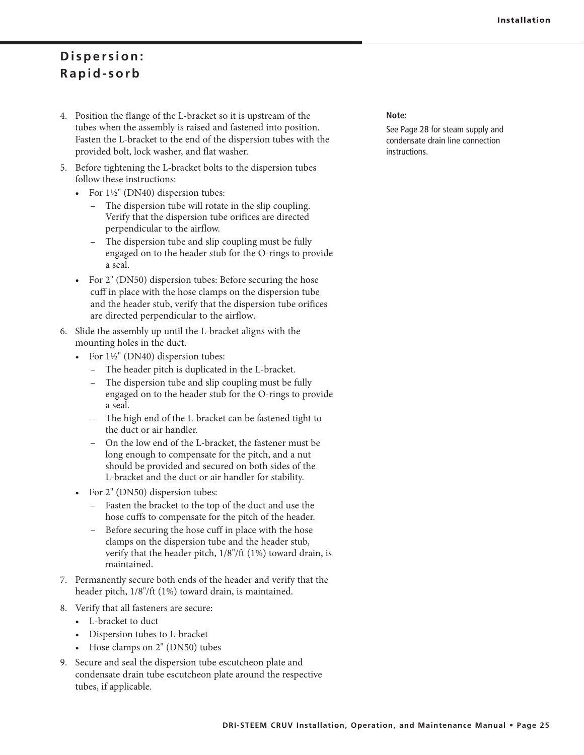## Dispersion: Rapid-sorb

4. Position the flange of the L-bracket so it is upstream of the tubes when the assembly is raised and fastened into position. Fasten the L-bracket to the end of the dispersion tubes with the provided bolt, lock washer, and flat washer.
5. Before tightening the L-bracket bolts to the dispersion tubes follow these instructions:
   - For 1½" (DN40) dispersion tubes:
     - The dispersion tube will rotate in the slip coupling. Verify that the dispersion tube orifices are directed perpendicular to the airflow.
     - The dispersion tube and slip coupling must be fully engaged on to the header stub for the O-rings to provide a seal.
   - For 2" (DN50) dispersion tubes: Before securing the hose cuff in place with the hose clamps on the dispersion tube and the header stub, verify that the dispersion tube orifices are directed perpendicular to the airflow.
6. Slide the assembly up until the L-bracket aligns with the mounting holes in the duct.
   - For 1½" (DN40) dispersion tubes:
     - The header pitch is duplicated in the L-bracket.
     - The dispersion tube and slip coupling must be fully engaged on to the header stub for the O-rings to provide a seal.
     - The high end of the L-bracket can be fastened tight to the duct or air handler.
     - On the low end of the L-bracket, the fastener must be long enough to compensate for the pitch, and a nut should be provided and secured on both sides of the L-bracket and the duct or air handler for stability.
   - For 2" (DN50) dispersion tubes:
     - Fasten the bracket to the top of the duct and use the hose cuffs to compensate for the pitch of the header.
     - Before securing the hose cuff in place with the hose clamps on the dispersion tube and the header stub, verify that the header pitch, 1/8"/ft (1%) toward drain, is maintained.
7. Permanently secure both ends of the header and verify that the header pitch, 1/8"/ft (1%) toward drain, is maintained.
8. Verify that all fasteners are secure:
   - L-bracket to duct
   - Dispersion tubes to L-bracket
   - Hose clamps on 2" (DN50) tubes
9. Secure and seal the dispersion tube escutcheon plate and condensate drain tube escutcheon plate around the respective tubes, if applicable.

**Note:**
See Page 28 for steam supply and condensate drain line connection instructions.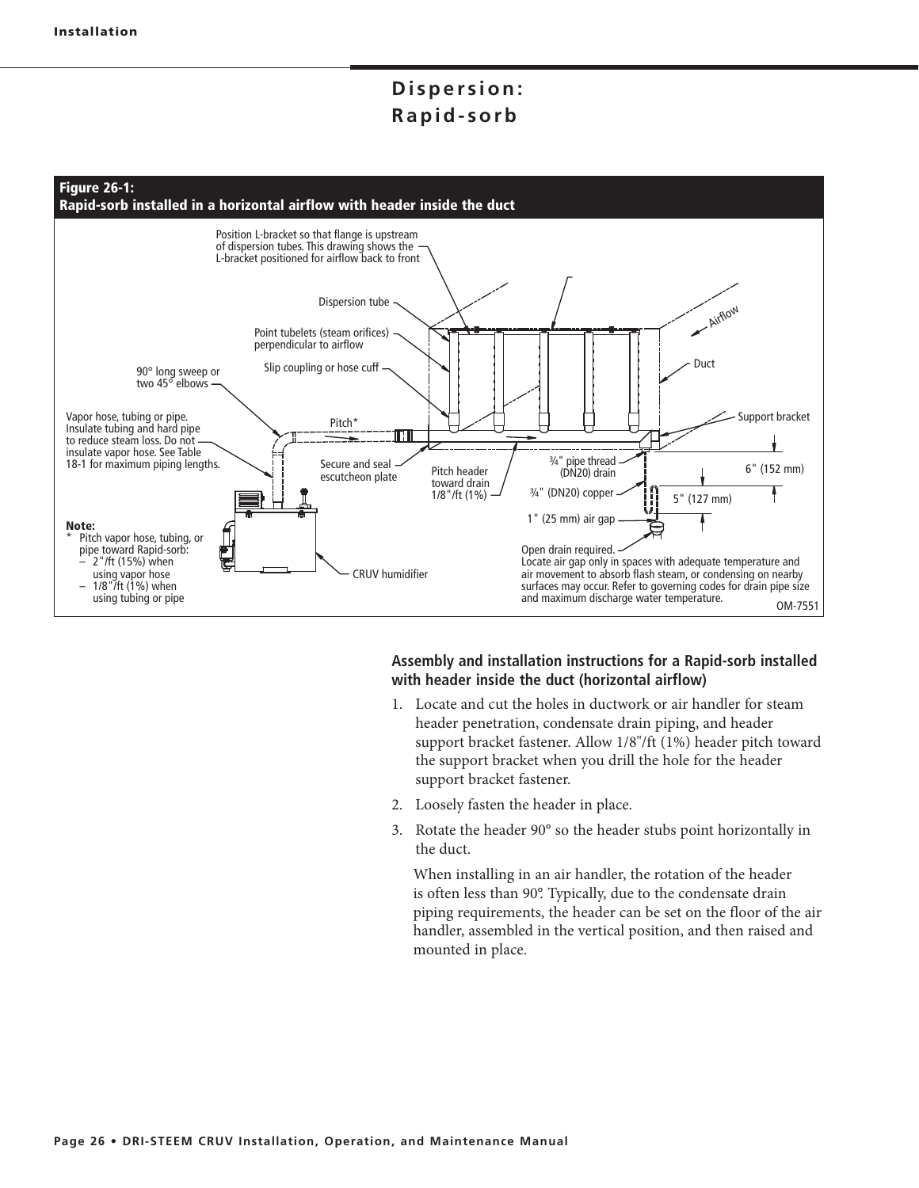# Dispersion: Rapid-sorb

**Figure 26-1:**
**Rapid-sorb installed in a horizontal airflow with header inside the duct**

Position L-bracket so that flange is upstream of dispersion tubes. This drawing shows the L-bracket positioned for airflow back to front

Dispersion tube

Point tubelets (steam orifices) perpendicular to airflow

Slip coupling or hose cuff

90° long sweep or two 45° elbows

Vapor hose, tubing or pipe. Insulate tubing and hard pipe to reduce steam loss. Do not insulate vapor hose. See Table 18-1 for maximum piping lengths.

Pitch*

Secure and seal escutcheon plate

Pitch header toward drain 1/8"/ft (1%)

¾" pipe thread (DN20) drain

¾" (DN20) copper

1" (25 mm) air gap

Airflow

Duct

Support bracket

6" (152 mm)

5" (127 mm)

Open drain required. Locate air gap only in spaces with adequate temperature and air movement to absorb flash steam, or condensing on nearby surfaces may occur. Refer to governing codes for drain pipe size and maximum discharge water temperature.

CRUV humidifier

**Note:**
\* Pitch vapor hose, tubing, or pipe toward Rapid-sorb:
– 2"/ft (15%) when using vapor hose
– 1/8"/ft (1%) when using tubing or pipe

OM-7551

**Assembly and installation instructions for a Rapid-sorb installed with header inside the duct (horizontal airflow)**

1. Locate and cut the holes in ductwork or air handler for steam header penetration, condensate drain piping, and header support bracket fastener. Allow 1/8"/ft (1%) header pitch toward the support bracket when you drill the hole for the header support bracket fastener.
2. Loosely fasten the header in place.
3. Rotate the header 90° so the header stubs point horizontally in the duct.

   When installing in an air handler, the rotation of the header is often less than 90°. Typically, due to the condensate drain piping requirements, the header can be set on the floor of the air handler, assembled in the vertical position, and then raised and mounted in place.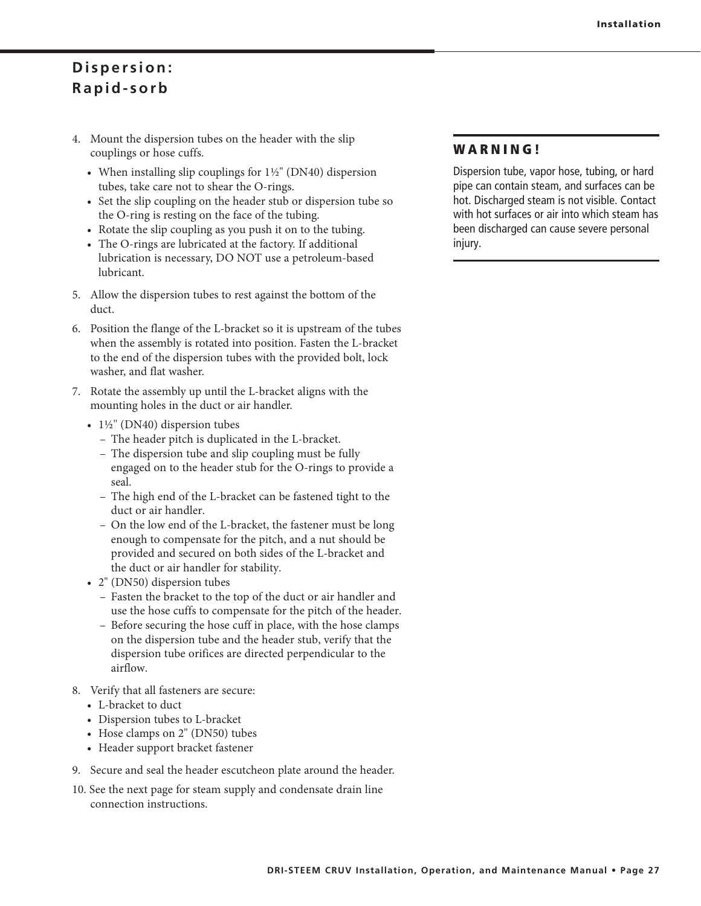## Dispersion: Rapid-sorb

4. Mount the dispersion tubes on the header with the slip couplings or hose cuffs.
   - When installing slip couplings for 1½" (DN40) dispersion tubes, take care not to shear the O-rings.
   - Set the slip coupling on the header stub or dispersion tube so the O-ring is resting on the face of the tubing.
   - Rotate the slip coupling as you push it on to the tubing.
   - The O-rings are lubricated at the factory. If additional lubrication is necessary, DO NOT use a petroleum-based lubricant.
5. Allow the dispersion tubes to rest against the bottom of the duct.
6. Position the flange of the L-bracket so it is upstream of the tubes when the assembly is rotated into position. Fasten the L-bracket to the end of the dispersion tubes with the provided bolt, lock washer, and flat washer.
7. Rotate the assembly up until the L-bracket aligns with the mounting holes in the duct or air handler.
   - 1½" (DN40) dispersion tubes
     – The header pitch is duplicated in the L-bracket.
     – The dispersion tube and slip coupling must be fully engaged on to the header stub for the O-rings to provide a seal.
     – The high end of the L-bracket can be fastened tight to the duct or air handler.
     – On the low end of the L-bracket, the fastener must be long enough to compensate for the pitch, and a nut should be provided and secured on both sides of the L-bracket and the duct or air handler for stability.
   - 2" (DN50) dispersion tubes
     – Fasten the bracket to the top of the duct or air handler and use the hose cuffs to compensate for the pitch of the header.
     – Before securing the hose cuff in place, with the hose clamps on the dispersion tube and the header stub, verify that the dispersion tube orifices are directed perpendicular to the airflow.
8. Verify that all fasteners are secure:
   - L-bracket to duct
   - Dispersion tubes to L-bracket
   - Hose clamps on 2" (DN50) tubes
   - Header support bracket fastener
9. Secure and seal the header escutcheon plate around the header.
10. See the next page for steam supply and condensate drain line connection instructions.

**WARNING!**

Dispersion tube, vapor hose, tubing, or hard pipe can contain steam, and surfaces can be hot. Discharged steam is not visible. Contact with hot surfaces or air into which steam has been discharged can cause severe personal injury.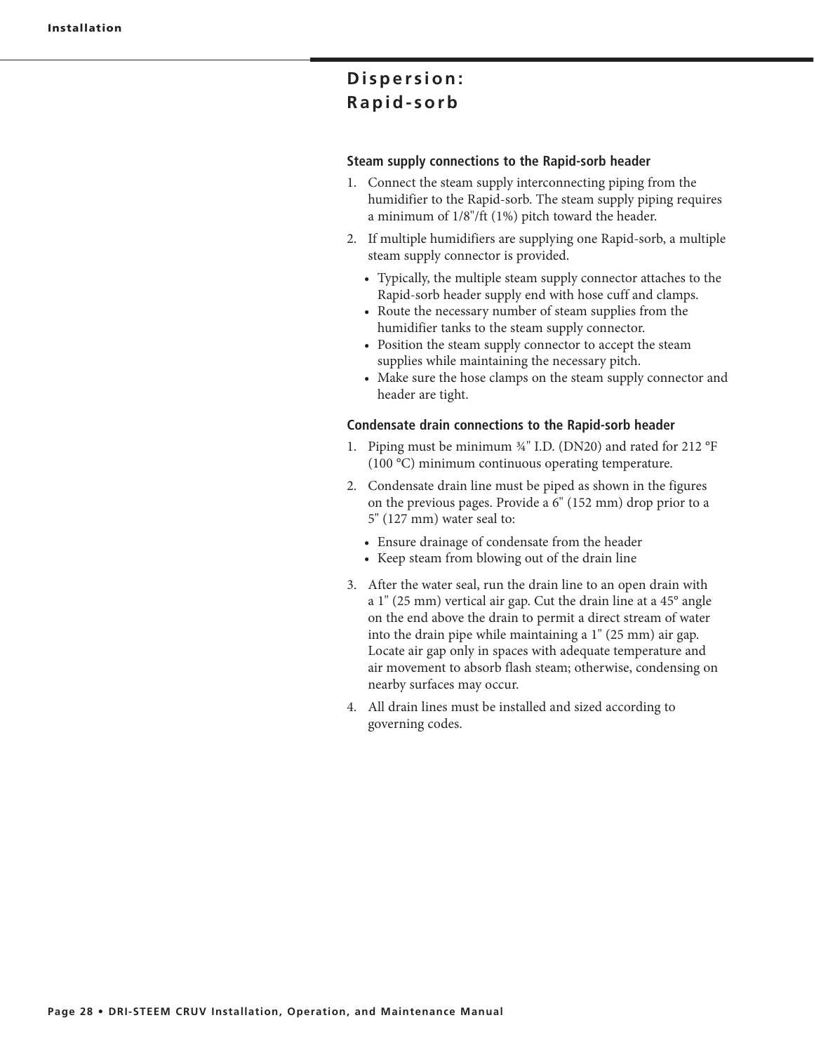# Dispersion: Rapid-sorb

### Steam supply connections to the Rapid-sorb header

1. Connect the steam supply interconnecting piping from the humidifier to the Rapid-sorb. The steam supply piping requires a minimum of 1/8"/ft (1%) pitch toward the header.
2. If multiple humidifiers are supplying one Rapid-sorb, a multiple steam supply connector is provided.
   - Typically, the multiple steam supply connector attaches to the Rapid-sorb header supply end with hose cuff and clamps.
   - Route the necessary number of steam supplies from the humidifier tanks to the steam supply connector.
   - Position the steam supply connector to accept the steam supplies while maintaining the necessary pitch.
   - Make sure the hose clamps on the steam supply connector and header are tight.

### Condensate drain connections to the Rapid-sorb header

1. Piping must be minimum ¾" I.D. (DN20) and rated for 212 °F (100 °C) minimum continuous operating temperature.
2. Condensate drain line must be piped as shown in the figures on the previous pages. Provide a 6" (152 mm) drop prior to a 5" (127 mm) water seal to:
   - Ensure drainage of condensate from the header
   - Keep steam from blowing out of the drain line
3. After the water seal, run the drain line to an open drain with a 1" (25 mm) vertical air gap. Cut the drain line at a 45° angle on the end above the drain to permit a direct stream of water into the drain pipe while maintaining a 1" (25 mm) air gap. Locate air gap only in spaces with adequate temperature and air movement to absorb flash steam; otherwise, condensing on nearby surfaces may occur.
4. All drain lines must be installed and sized according to governing codes.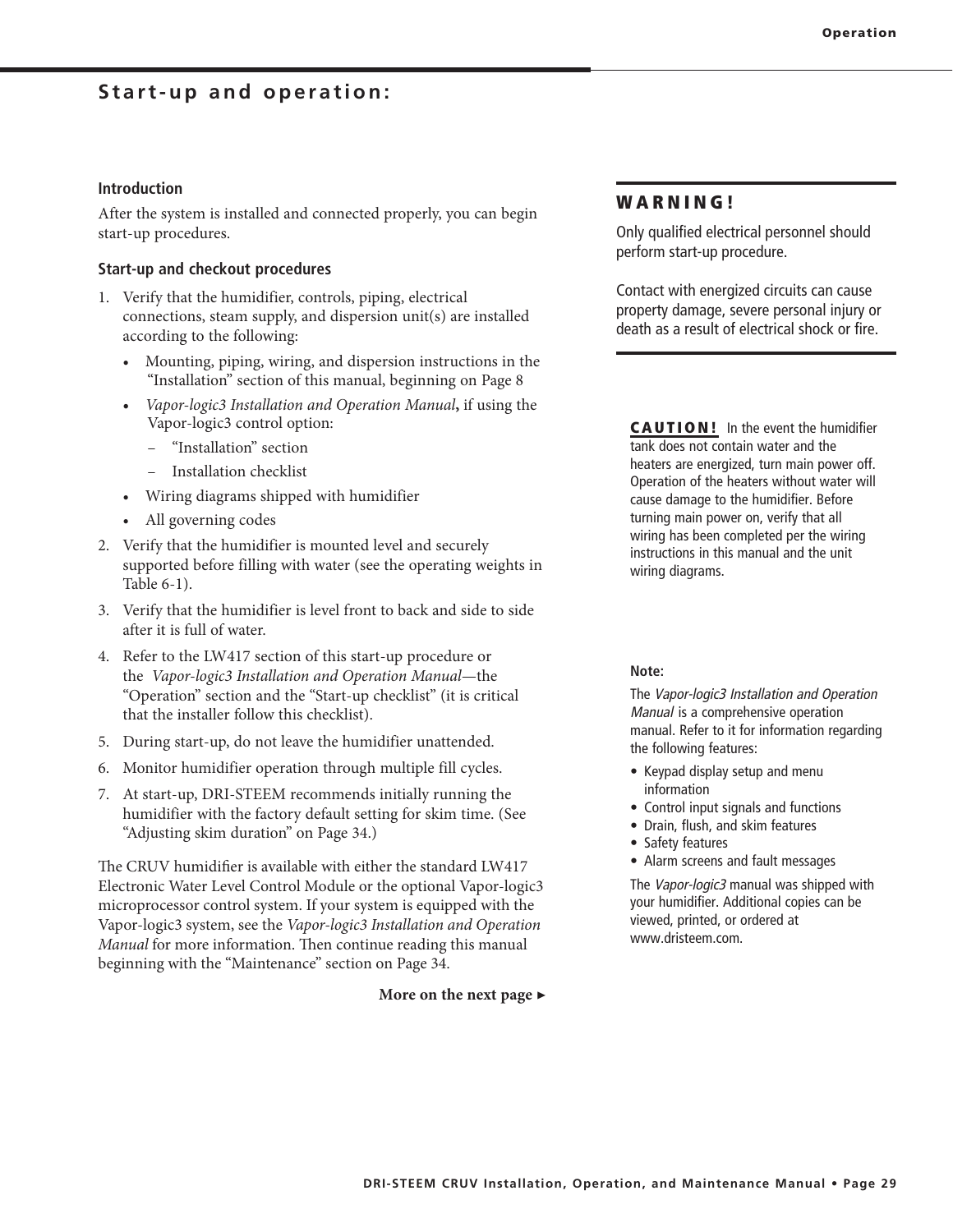## Start-up and operation:

### Introduction

After the system is installed and connected properly, you can begin start-up procedures.

### Start-up and checkout procedures

1. Verify that the humidifier, controls, piping, electrical connections, steam supply, and dispersion unit(s) are installed according to the following:
   - Mounting, piping, wiring, and dispersion instructions in the "Installation" section of this manual, beginning on Page 8
   - *Vapor-logic3 Installation and Operation Manual*, if using the Vapor-logic3 control option:
     - "Installation" section
     - Installation checklist
   - Wiring diagrams shipped with humidifier
   - All governing codes
2. Verify that the humidifier is mounted level and securely supported before filling with water (see the operating weights in Table 6-1).
3. Verify that the humidifier is level front to back and side to side after it is full of water.
4. Refer to the LW417 section of this start-up procedure or the *Vapor-logic3 Installation and Operation Manual*—the "Operation" section and the "Start-up checklist" (it is critical that the installer follow this checklist).
5. During start-up, do not leave the humidifier unattended.
6. Monitor humidifier operation through multiple fill cycles.
7. At start-up, DRI-STEEM recommends initially running the humidifier with the factory default setting for skim time. (See "Adjusting skim duration" on Page 34.)

The CRUV humidifier is available with either the standard LW417 Electronic Water Level Control Module or the optional Vapor-logic3 microprocessor control system. If your system is equipped with the Vapor-logic3 system, see the *Vapor-logic3 Installation and Operation Manual* for more information. Then continue reading this manual beginning with the "Maintenance" section on Page 34.

**More on the next page ▸**

**WARNING!**

Only qualified electrical personnel should perform start-up procedure.

Contact with energized circuits can cause property damage, severe personal injury or death as a result of electrical shock or fire.

**CAUTION!** In the event the humidifier tank does not contain water and the heaters are energized, turn main power off. Operation of the heaters without water will cause damage to the humidifier. Before turning main power on, verify that all wiring has been completed per the wiring instructions in this manual and the unit wiring diagrams.

**Note:**

The *Vapor-logic3 Installation and Operation Manual* is a comprehensive operation manual. Refer to it for information regarding the following features:

- Keypad display setup and menu information
- Control input signals and functions
- Drain, flush, and skim features
- Safety features
- Alarm screens and fault messages

The *Vapor-logic3* manual was shipped with your humidifier. Additional copies can be viewed, printed, or ordered at www.dristeem.com.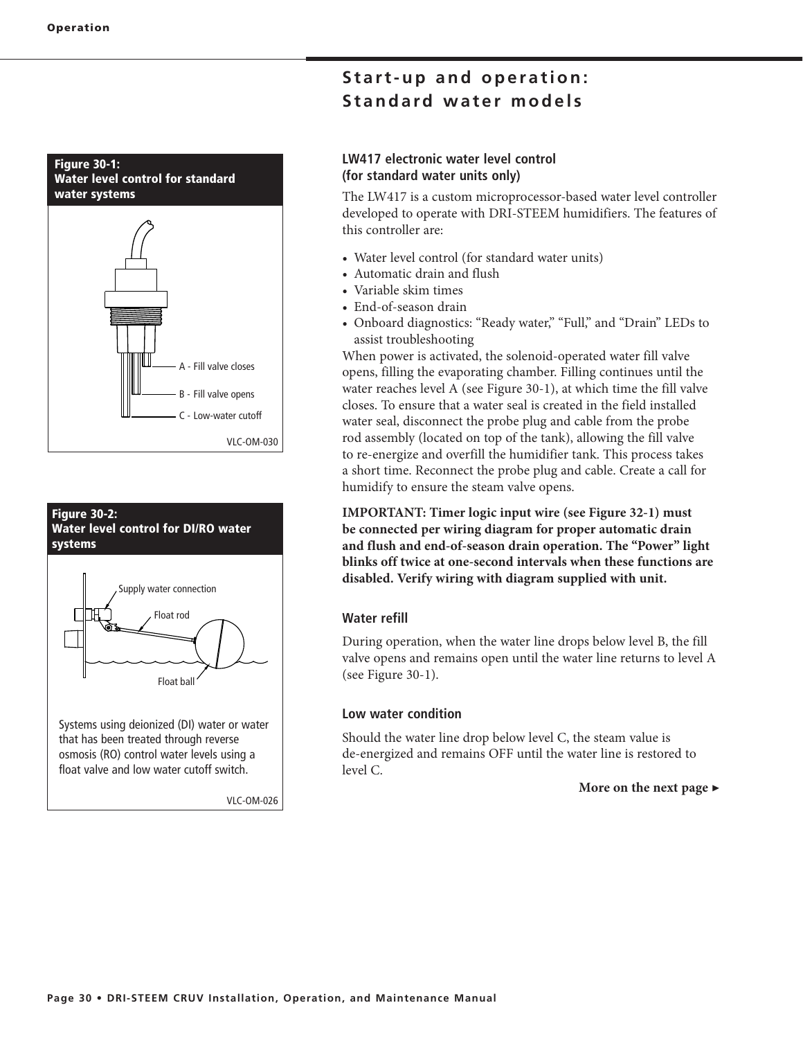# Start-up and operation: Standard water models

**Figure 30-1: Water level control for standard water systems**

A - Fill valve closes

B - Fill valve opens

C - Low-water cutoff

VLC-OM-030

**Figure 30-2: Water level control for DI/RO water systems**

Supply water connection

Float rod

Float ball

Systems using deionized (DI) water or water that has been treated through reverse osmosis (RO) control water levels using a float valve and low water cutoff switch.

VLC-OM-026

### LW417 electronic water level control (for standard water units only)

The LW417 is a custom microprocessor-based water level controller developed to operate with DRI-STEEM humidifiers. The features of this controller are:

- Water level control (for standard water units)
- Automatic drain and flush
- Variable skim times
- End-of-season drain
- Onboard diagnostics: "Ready water," "Full," and "Drain" LEDs to assist troubleshooting

When power is activated, the solenoid-operated water fill valve opens, filling the evaporating chamber. Filling continues until the water reaches level A (see Figure 30-1), at which time the fill valve closes. To ensure that a water seal is created in the field installed water seal, disconnect the probe plug and cable from the probe rod assembly (located on top of the tank), allowing the fill valve to re-energize and overfill the humidifier tank. This process takes a short time. Reconnect the probe plug and cable. Create a call for humidify to ensure the steam valve opens.

**IMPORTANT: Timer logic input wire (see Figure 32-1) must be connected per wiring diagram for proper automatic drain and flush and end-of-season drain operation. The "Power" light blinks off twice at one-second intervals when these functions are disabled. Verify wiring with diagram supplied with unit.**

### Water refill

During operation, when the water line drops below level B, the fill valve opens and remains open until the water line returns to level A (see Figure 30-1).

### Low water condition

Should the water line drop below level C, the steam value is de-energized and remains OFF until the water line is restored to level C.

**More on the next page ▸**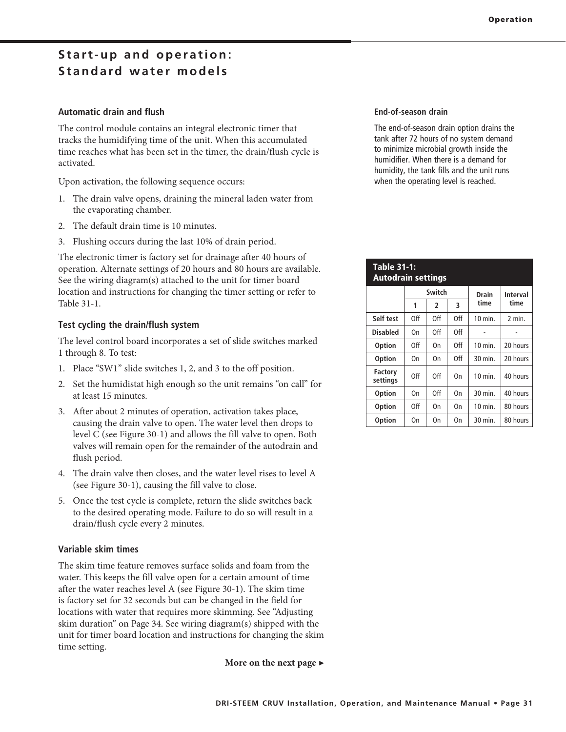# Start-up and operation: Standard water models

### Automatic drain and flush

The control module contains an integral electronic timer that tracks the humidifying time of the unit. When this accumulated time reaches what has been set in the timer, the drain/flush cycle is activated.

Upon activation, the following sequence occurs:

1. The drain valve opens, draining the mineral laden water from the evaporating chamber.
2. The default drain time is 10 minutes.
3. Flushing occurs during the last 10% of drain period.

The electronic timer is factory set for drainage after 40 hours of operation. Alternate settings of 20 hours and 80 hours are available. See the wiring diagram(s) attached to the unit for timer board location and instructions for changing the timer setting or refer to Table 31-1.

### Test cycling the drain/flush system

The level control board incorporates a set of slide switches marked 1 through 8. To test:

1. Place "SW1" slide switches 1, 2, and 3 to the off position.
2. Set the humidistat high enough so the unit remains "on call" for at least 15 minutes.
3. After about 2 minutes of operation, activation takes place, causing the drain valve to open. The water level then drops to level C (see Figure 30-1) and allows the fill valve to open. Both valves will remain open for the remainder of the autodrain and flush period.
4. The drain valve then closes, and the water level rises to level A (see Figure 30-1), causing the fill valve to close.
5. Once the test cycle is complete, return the slide switches back to the desired operating mode. Failure to do so will result in a drain/flush cycle every 2 minutes.

### Variable skim times

The skim time feature removes surface solids and foam from the water. This keeps the fill valve open for a certain amount of time after the water reaches level A (see Figure 30-1). The skim time is factory set for 32 seconds but can be changed in the field for locations with water that requires more skimming. See "Adjusting skim duration" on Page 34. See wiring diagram(s) shipped with the unit for timer board location and instructions for changing the skim time setting.

**More on the next page ▸**

### End-of-season drain

The end-of-season drain option drains the tank after 72 hours of no system demand to minimize microbial growth inside the humidifier. When there is a demand for humidity, the tank fills and the unit runs when the operating level is reached.

**Table 31-1: Autodrain settings**

| | Switch | | | Drain time | Interval time |
|---|---|---|---|---|---|
| | 1 | 2 | 3 | | |
| **Self test** | Off | Off | Off | 10 min. | 2 min. |
| **Disabled** | On | Off | Off | - | - |
| **Option** | Off | On | Off | 10 min. | 20 hours |
| **Option** | On | On | Off | 30 min. | 20 hours |
| **Factory settings** | Off | Off | On | 10 min. | 40 hours |
| **Option** | On | Off | On | 30 min. | 40 hours |
| **Option** | Off | On | On | 10 min. | 80 hours |
| **Option** | On | On | On | 30 min. | 80 hours |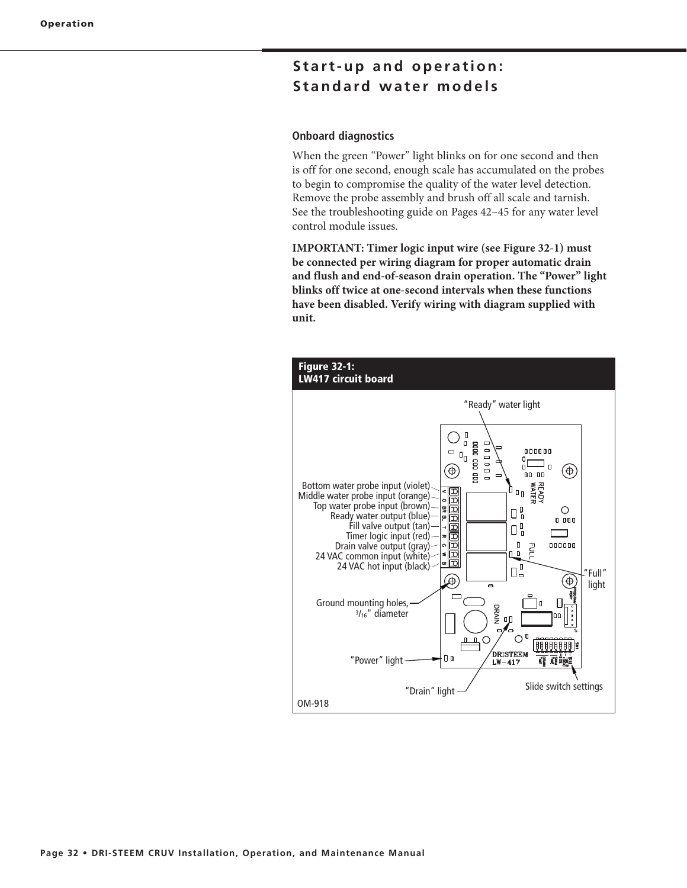# Start-up and operation: Standard water models

### Onboard diagnostics

When the green "Power" light blinks on for one second and then is off for one second, enough scale has accumulated on the probes to begin to compromise the quality of the water level detection. Remove the probe assembly and brush off all scale and tarnish. See the troubleshooting guide on Pages 42–45 for any water level control module issues.

**IMPORTANT: Timer logic input wire (see Figure 32-1) must be connected per wiring diagram for proper automatic drain and flush and end-of-season drain operation. The "Power" light blinks off twice at one-second intervals when these functions have been disabled. Verify wiring with diagram supplied with unit.**

**Figure 32-1: LW417 circuit board**

"Ready" water light

Bottom water probe input (violet)
Middle water probe input (orange)
Top water probe input (brown)
Ready water output (blue)
Fill valve output (tan)
Timer logic input (red)
Drain valve output (gray)
24 VAC common input (white)
24 VAC hot input (black)

"Full" light

Ground mounting holes, 3/16" diameter

"Power" light

"Drain" light

Slide switch settings

OM-918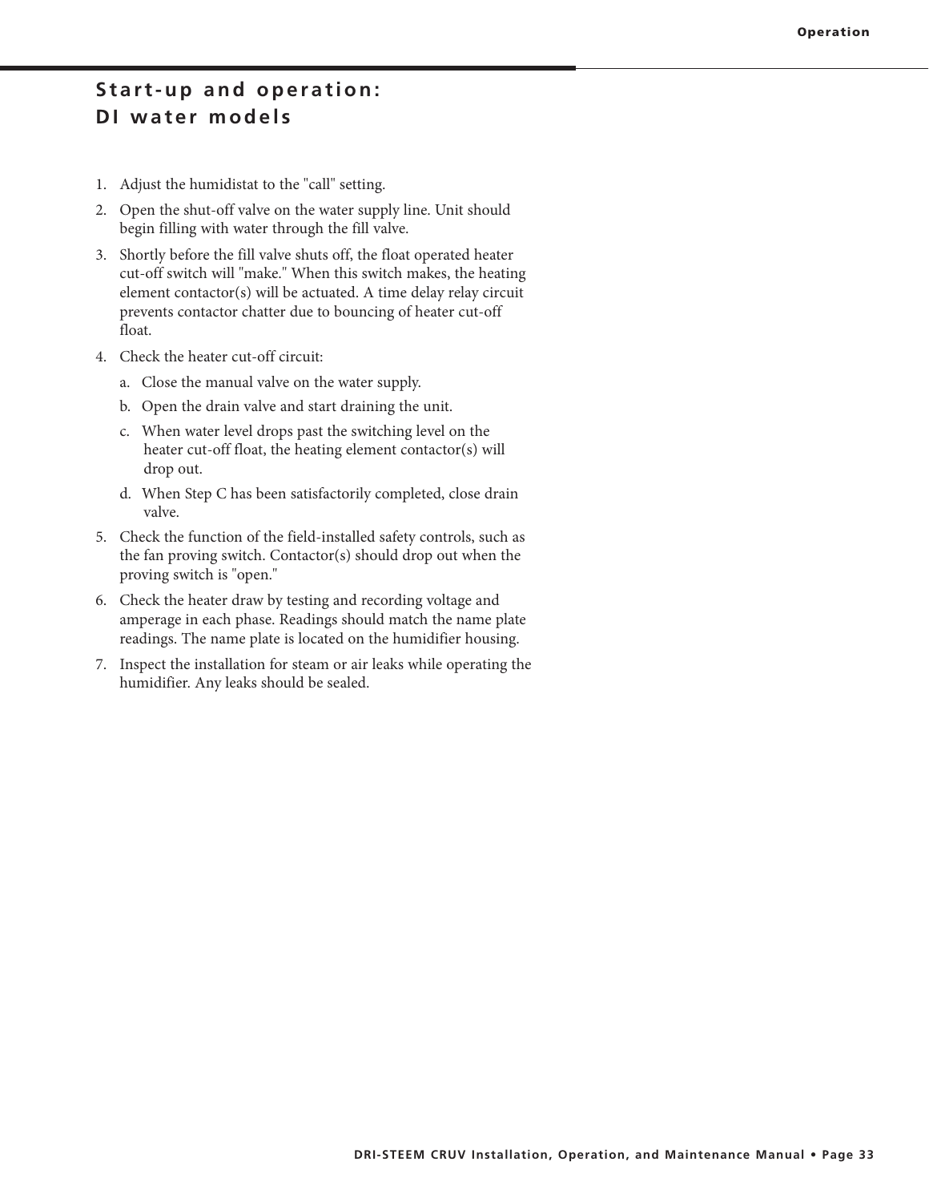## Start-up and operation: DI water models

1. Adjust the humidistat to the "call" setting.
2. Open the shut-off valve on the water supply line. Unit should begin filling with water through the fill valve.
3. Shortly before the fill valve shuts off, the float operated heater cut-off switch will "make." When this switch makes, the heating element contactor(s) will be actuated. A time delay relay circuit prevents contactor chatter due to bouncing of heater cut-off float.
4. Check the heater cut-off circuit:
   a. Close the manual valve on the water supply.
   b. Open the drain valve and start draining the unit.
   c. When water level drops past the switching level on the heater cut-off float, the heating element contactor(s) will drop out.
   d. When Step C has been satisfactorily completed, close drain valve.
5. Check the function of the field-installed safety controls, such as the fan proving switch. Contactor(s) should drop out when the proving switch is "open."
6. Check the heater draw by testing and recording voltage and amperage in each phase. Readings should match the name plate readings. The name plate is located on the humidifier housing.
7. Inspect the installation for steam or air leaks while operating the humidifier. Any leaks should be sealed.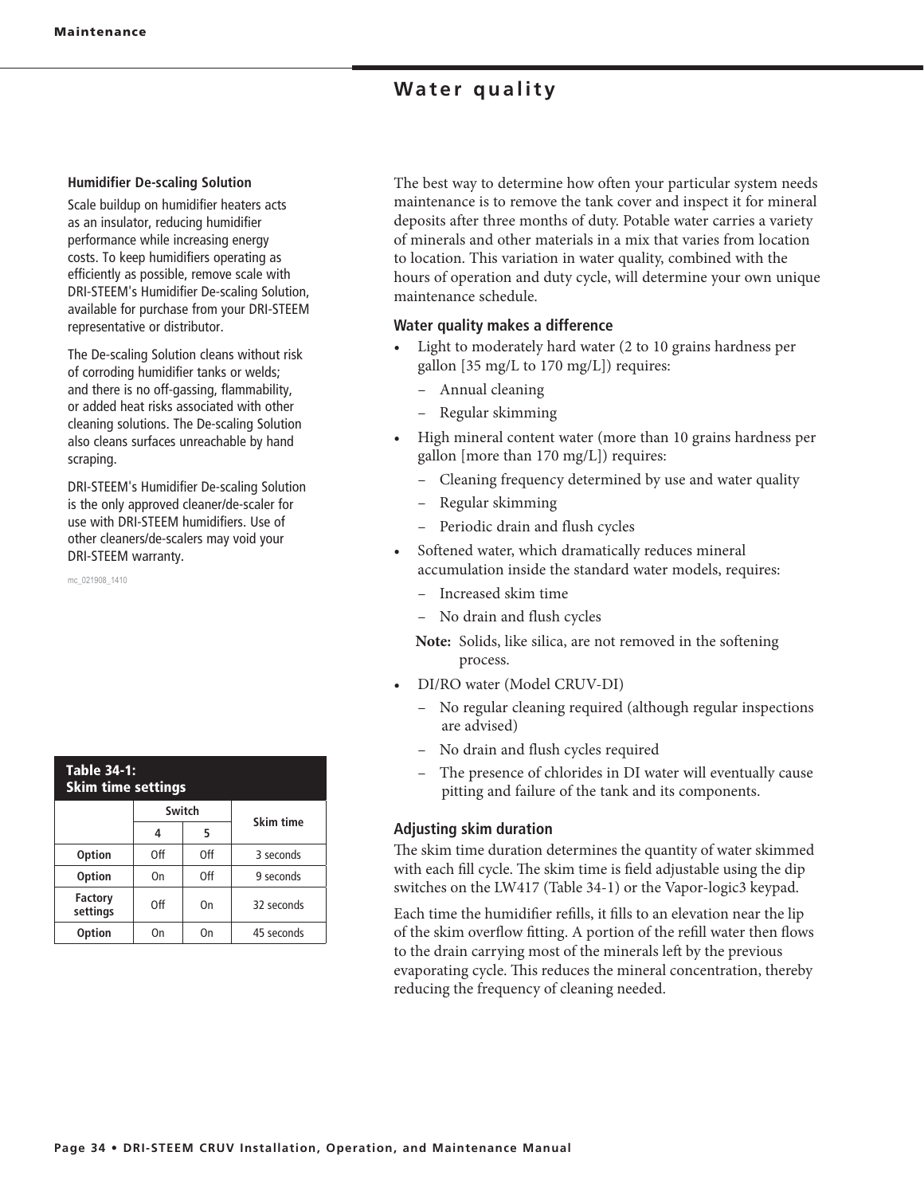# Water quality

**Humidifier De-scaling Solution**

Scale buildup on humidifier heaters acts as an insulator, reducing humidifier performance while increasing energy costs. To keep humidifiers operating as efficiently as possible, remove scale with DRI-STEEM's Humidifier De-scaling Solution, available for purchase from your DRI-STEEM representative or distributor.

The De-scaling Solution cleans without risk of corroding humidifier tanks or welds; and there is no off-gassing, flammability, or added heat risks associated with other cleaning solutions. The De-scaling Solution also cleans surfaces unreachable by hand scraping.

DRI-STEEM's Humidifier De-scaling Solution is the only approved cleaner/de-scaler for use with DRI-STEEM humidifiers. Use of other cleaners/de-scalers may void your DRI-STEEM warranty.

mc_021908_1410

The best way to determine how often your particular system needs maintenance is to remove the tank cover and inspect it for mineral deposits after three months of duty. Potable water carries a variety of minerals and other materials in a mix that varies from location to location. This variation in water quality, combined with the hours of operation and duty cycle, will determine your own unique maintenance schedule.

### Water quality makes a difference

- Light to moderately hard water (2 to 10 grains hardness per gallon [35 mg/L to 170 mg/L]) requires:
  - Annual cleaning
  - Regular skimming
- High mineral content water (more than 10 grains hardness per gallon [more than 170 mg/L]) requires:
  - Cleaning frequency determined by use and water quality
  - Regular skimming
  - Periodic drain and flush cycles
- Softened water, which dramatically reduces mineral accumulation inside the standard water models, requires:
  - Increased skim time
  - No drain and flush cycles

  **Note:** Solids, like silica, are not removed in the softening process.
- DI/RO water (Model CRUV-DI)
  - No regular cleaning required (although regular inspections are advised)
  - No drain and flush cycles required
  - The presence of chlorides in DI water will eventually cause pitting and failure of the tank and its components.

### Adjusting skim duration

The skim time duration determines the quantity of water skimmed with each fill cycle. The skim time is field adjustable using the dip switches on the LW417 (Table 34-1) or the Vapor-logic3 keypad.

Each time the humidifier refills, it fills to an elevation near the lip of the skim overflow fitting. A portion of the refill water then flows to the drain carrying most of the minerals left by the previous evaporating cycle. This reduces the mineral concentration, thereby reducing the frequency of cleaning needed.

**Table 34-1: Skim time settings**

| | Switch | | Skim time |
|---|---|---|---|
| | 4 | 5 | |
| **Option** | Off | Off | 3 seconds |
| **Option** | On | Off | 9 seconds |
| **Factory settings** | Off | On | 32 seconds |
| **Option** | On | On | 45 seconds |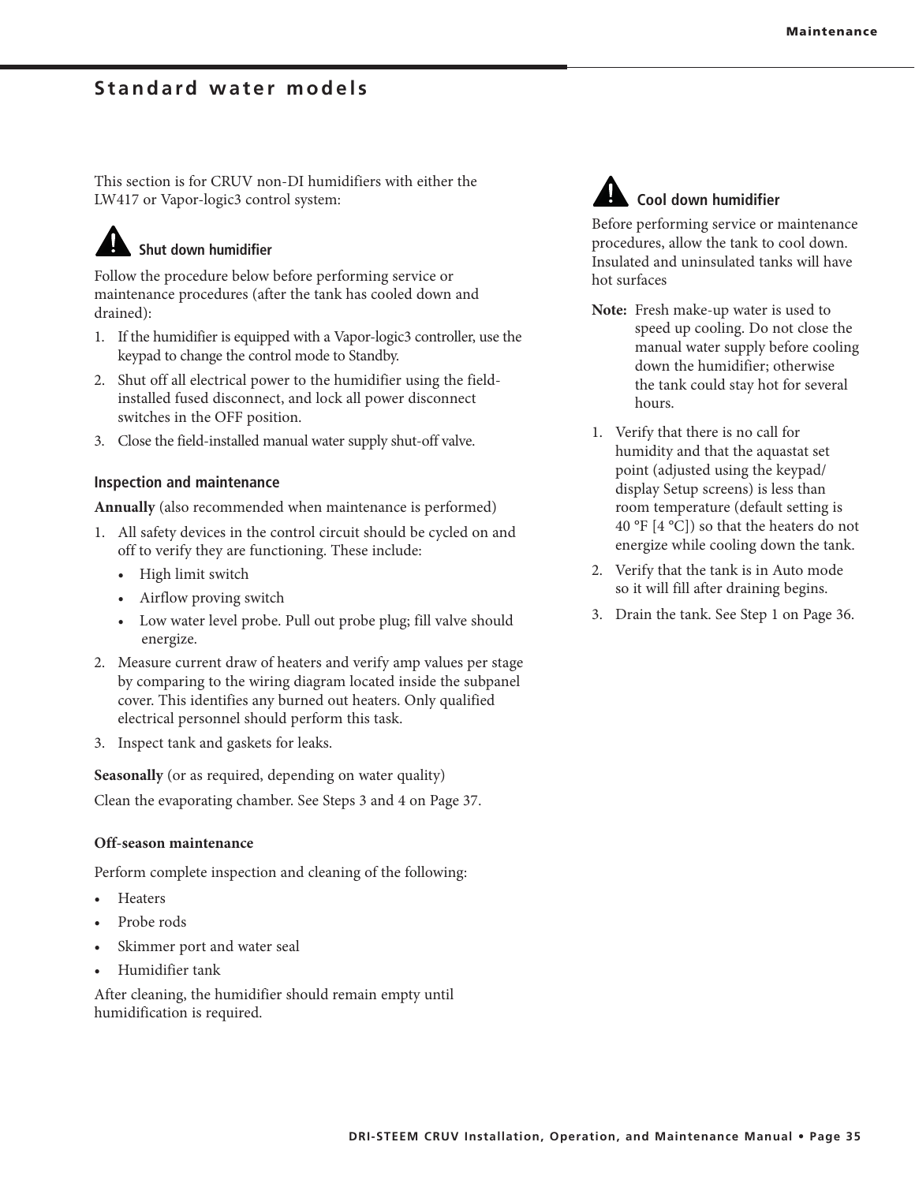# Standard water models

This section is for CRUV non-DI humidifiers with either the LW417 or Vapor-logic3 control system:

### Shut down humidifier

Follow the procedure below before performing service or maintenance procedures (after the tank has cooled down and drained):

1. If the humidifier is equipped with a Vapor-logic3 controller, use the keypad to change the control mode to Standby.
2. Shut off all electrical power to the humidifier using the field-installed fused disconnect, and lock all power disconnect switches in the OFF position.
3. Close the field-installed manual water supply shut-off valve.

### Inspection and maintenance

**Annually** (also recommended when maintenance is performed)

1. All safety devices in the control circuit should be cycled on and off to verify they are functioning. These include:
   - High limit switch
   - Airflow proving switch
   - Low water level probe. Pull out probe plug; fill valve should energize.
2. Measure current draw of heaters and verify amp values per stage by comparing to the wiring diagram located inside the subpanel cover. This identifies any burned out heaters. Only qualified electrical personnel should perform this task.
3. Inspect tank and gaskets for leaks.

**Seasonally** (or as required, depending on water quality)

Clean the evaporating chamber. See Steps 3 and 4 on Page 37.

**Off-season maintenance**

Perform complete inspection and cleaning of the following:

- Heaters
- Probe rods
- Skimmer port and water seal
- Humidifier tank

After cleaning, the humidifier should remain empty until humidification is required.

### Cool down humidifier

Before performing service or maintenance procedures, allow the tank to cool down. Insulated and uninsulated tanks will have hot surfaces

**Note:** Fresh make-up water is used to speed up cooling. Do not close the manual water supply before cooling down the humidifier; otherwise the tank could stay hot for several hours.

1. Verify that there is no call for humidity and that the aquastat set point (adjusted using the keypad/display Setup screens) is less than room temperature (default setting is 40 °F [4 °C]) so that the heaters do not energize while cooling down the tank.
2. Verify that the tank is in Auto mode so it will fill after draining begins.
3. Drain the tank. See Step 1 on Page 36.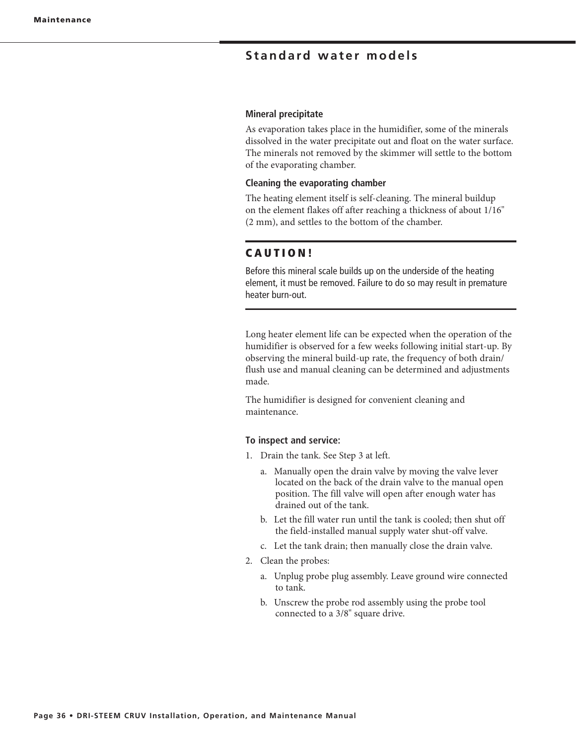## Standard water models

### Mineral precipitate

As evaporation takes place in the humidifier, some of the minerals dissolved in the water precipitate out and float on the water surface. The minerals not removed by the skimmer will settle to the bottom of the evaporating chamber.

### Cleaning the evaporating chamber

The heating element itself is self-cleaning. The mineral buildup on the element flakes off after reaching a thickness of about 1/16" (2 mm), and settles to the bottom of the chamber.

### CAUTION!

Before this mineral scale builds up on the underside of the heating element, it must be removed. Failure to do so may result in premature heater burn-out.

Long heater element life can be expected when the operation of the humidifier is observed for a few weeks following initial start-up. By observing the mineral build-up rate, the frequency of both drain/flush use and manual cleaning can be determined and adjustments made.

The humidifier is designed for convenient cleaning and maintenance.

### To inspect and service:

1. Drain the tank. See Step 3 at left.
   a. Manually open the drain valve by moving the valve lever located on the back of the drain valve to the manual open position. The fill valve will open after enough water has drained out of the tank.
   b. Let the fill water run until the tank is cooled; then shut off the field-installed manual supply water shut-off valve.
   c. Let the tank drain; then manually close the drain valve.
2. Clean the probes:
   a. Unplug probe plug assembly. Leave ground wire connected to tank.
   b. Unscrew the probe rod assembly using the probe tool connected to a 3/8" square drive.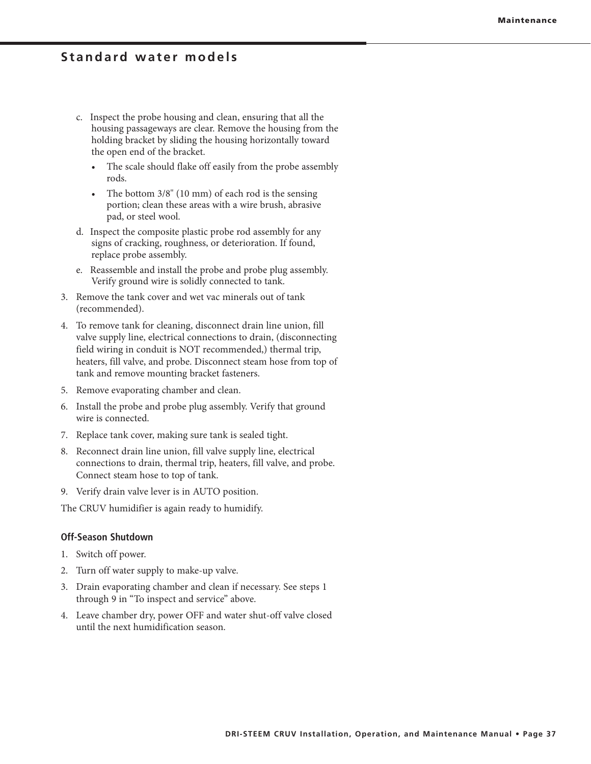## Standard water models

c. Inspect the probe housing and clean, ensuring that all the housing passageways are clear. Remove the housing from the holding bracket by sliding the housing horizontally toward the open end of the bracket.
   - The scale should flake off easily from the probe assembly rods.
   - The bottom 3/8" (10 mm) of each rod is the sensing portion; clean these areas with a wire brush, abrasive pad, or steel wool.

d. Inspect the composite plastic probe rod assembly for any signs of cracking, roughness, or deterioration. If found, replace probe assembly.

e. Reassemble and install the probe and probe plug assembly. Verify ground wire is solidly connected to tank.

3. Remove the tank cover and wet vac minerals out of tank (recommended).
4. To remove tank for cleaning, disconnect drain line union, fill valve supply line, electrical connections to drain, (disconnecting field wiring in conduit is NOT recommended,) thermal trip, heaters, fill valve, and probe. Disconnect steam hose from top of tank and remove mounting bracket fasteners.
5. Remove evaporating chamber and clean.
6. Install the probe and probe plug assembly. Verify that ground wire is connected.
7. Replace tank cover, making sure tank is sealed tight.
8. Reconnect drain line union, fill valve supply line, electrical connections to drain, thermal trip, heaters, fill valve, and probe. Connect steam hose to top of tank.
9. Verify drain valve lever is in AUTO position.

The CRUV humidifier is again ready to humidify.

### Off-Season Shutdown

1. Switch off power.
2. Turn off water supply to make-up valve.
3. Drain evaporating chamber and clean if necessary. See steps 1 through 9 in "To inspect and service" above.
4. Leave chamber dry, power OFF and water shut-off valve closed until the next humidification season.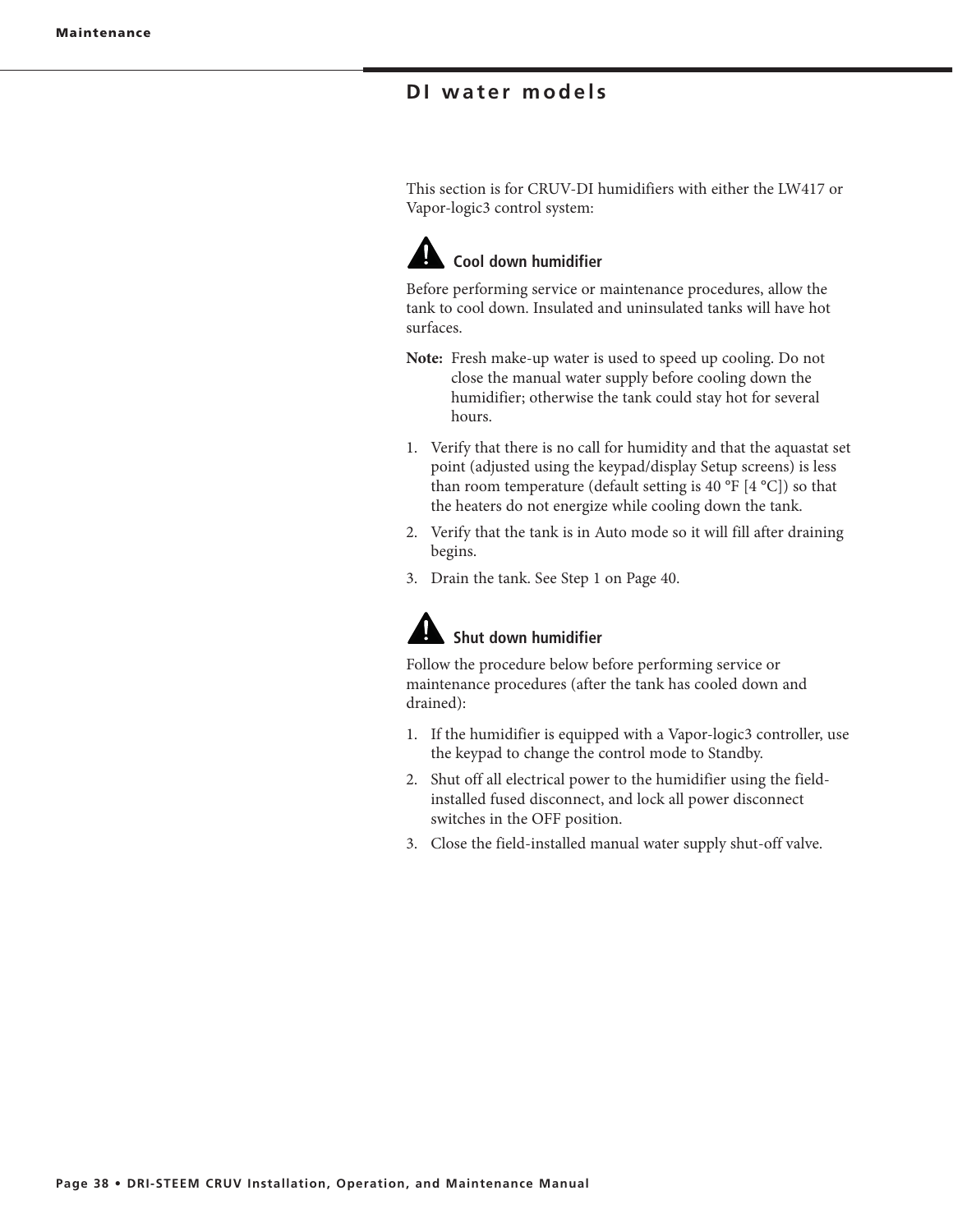## DI water models

This section is for CRUV-DI humidifiers with either the LW417 or Vapor-logic3 control system:

### ⚠ Cool down humidifier

Before performing service or maintenance procedures, allow the tank to cool down. Insulated and uninsulated tanks will have hot surfaces.

**Note:** Fresh make-up water is used to speed up cooling. Do not close the manual water supply before cooling down the humidifier; otherwise the tank could stay hot for several hours.

1. Verify that there is no call for humidity and that the aquastat set point (adjusted using the keypad/display Setup screens) is less than room temperature (default setting is 40 °F [4 °C]) so that the heaters do not energize while cooling down the tank.
2. Verify that the tank is in Auto mode so it will fill after draining begins.
3. Drain the tank. See Step 1 on Page 40.

### ⚠ Shut down humidifier

Follow the procedure below before performing service or maintenance procedures (after the tank has cooled down and drained):

1. If the humidifier is equipped with a Vapor-logic3 controller, use the keypad to change the control mode to Standby.
2. Shut off all electrical power to the humidifier using the field-installed fused disconnect, and lock all power disconnect switches in the OFF position.
3. Close the field-installed manual water supply shut-off valve.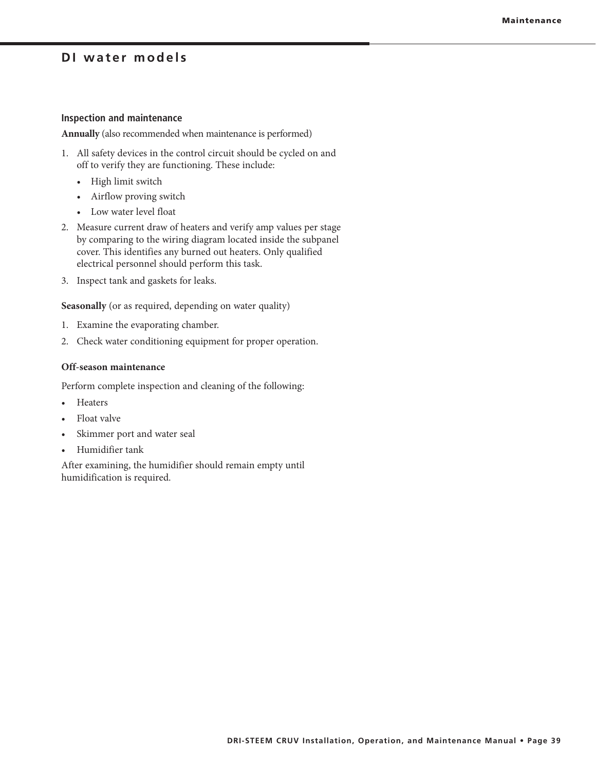## DI water models

### Inspection and maintenance

**Annually** (also recommended when maintenance is performed)

1. All safety devices in the control circuit should be cycled on and off to verify they are functioning. These include:
   - High limit switch
   - Airflow proving switch
   - Low water level float
2. Measure current draw of heaters and verify amp values per stage by comparing to the wiring diagram located inside the subpanel cover. This identifies any burned out heaters. Only qualified electrical personnel should perform this task.
3. Inspect tank and gaskets for leaks.

**Seasonally** (or as required, depending on water quality)

1. Examine the evaporating chamber.
2. Check water conditioning equipment for proper operation.

**Off-season maintenance**

Perform complete inspection and cleaning of the following:

- Heaters
- Float valve
- Skimmer port and water seal
- Humidifier tank

After examining, the humidifier should remain empty until humidification is required.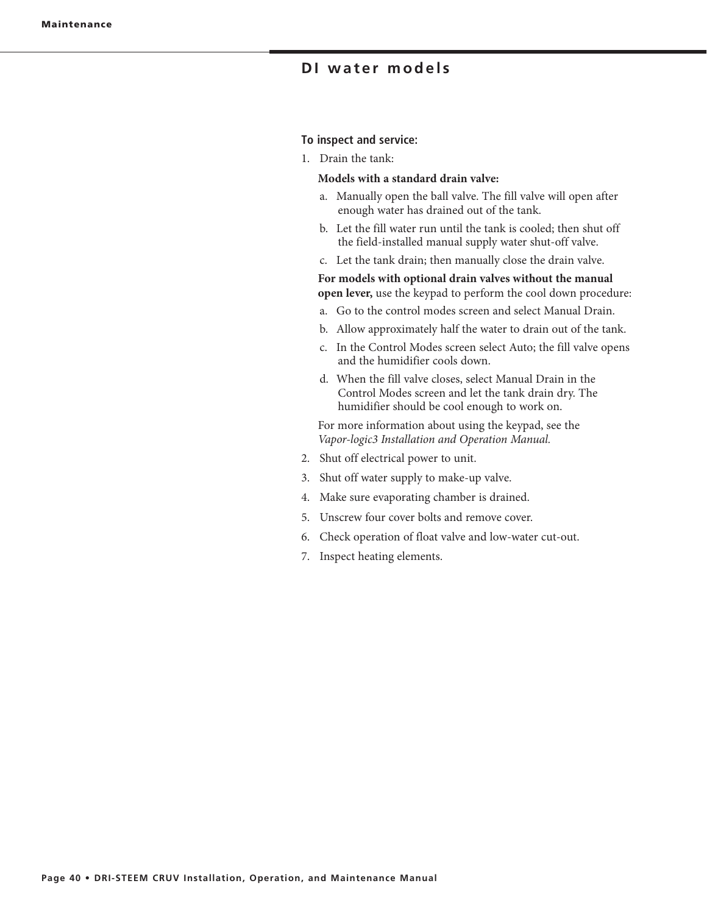## DI water models

**To inspect and service:**

1. Drain the tank:

   **Models with a standard drain valve:**

   a. Manually open the ball valve. The fill valve will open after enough water has drained out of the tank.

   b. Let the fill water run until the tank is cooled; then shut off the field-installed manual supply water shut-off valve.

   c. Let the tank drain; then manually close the drain valve.

   **For models with optional drain valves without the manual open lever,** use the keypad to perform the cool down procedure:

   a. Go to the control modes screen and select Manual Drain.

   b. Allow approximately half the water to drain out of the tank.

   c. In the Control Modes screen select Auto; the fill valve opens and the humidifier cools down.

   d. When the fill valve closes, select Manual Drain in the Control Modes screen and let the tank drain dry. The humidifier should be cool enough to work on.

   For more information about using the keypad, see the *Vapor-logic3 Installation and Operation Manual.*

2. Shut off electrical power to unit.
3. Shut off water supply to make-up valve.
4. Make sure evaporating chamber is drained.
5. Unscrew four cover bolts and remove cover.
6. Check operation of float valve and low-water cut-out.
7. Inspect heating elements.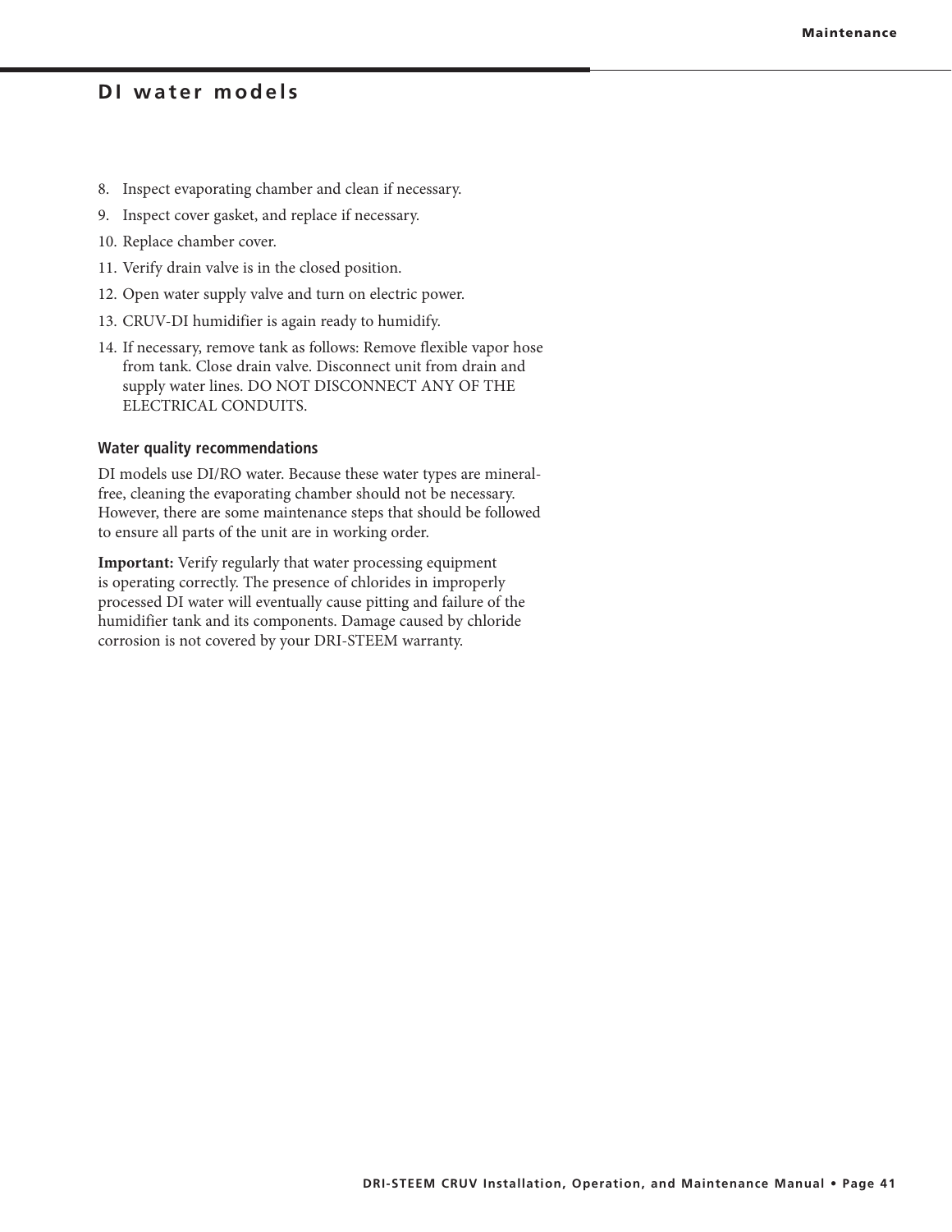## DI water models

8. Inspect evaporating chamber and clean if necessary.
9. Inspect cover gasket, and replace if necessary.
10. Replace chamber cover.
11. Verify drain valve is in the closed position.
12. Open water supply valve and turn on electric power.
13. CRUV-DI humidifier is again ready to humidify.
14. If necessary, remove tank as follows: Remove flexible vapor hose from tank. Close drain valve. Disconnect unit from drain and supply water lines. DO NOT DISCONNECT ANY OF THE ELECTRICAL CONDUITS.

### Water quality recommendations

DI models use DI/RO water. Because these water types are mineral-free, cleaning the evaporating chamber should not be necessary. However, there are some maintenance steps that should be followed to ensure all parts of the unit are in working order.

**Important:** Verify regularly that water processing equipment is operating correctly. The presence of chlorides in improperly processed DI water will eventually cause pitting and failure of the humidifier tank and its components. Damage caused by chloride corrosion is not covered by your DRI-STEEM warranty.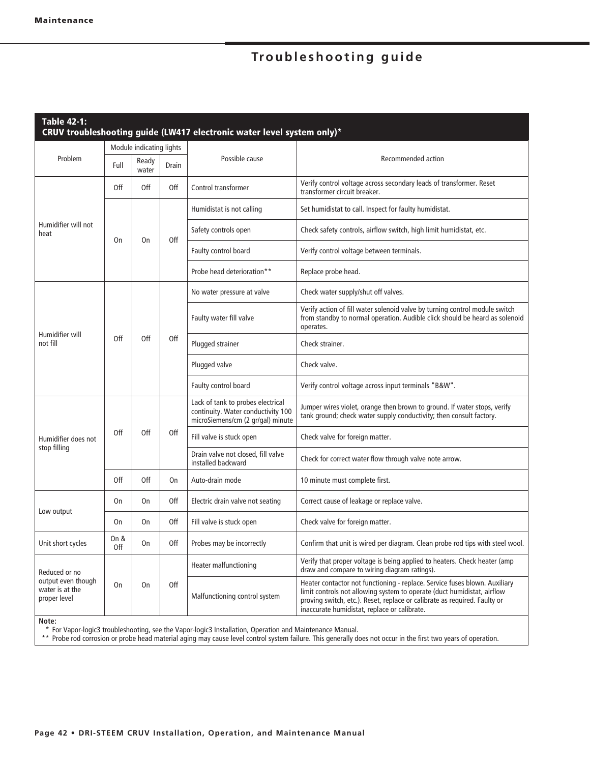# Troubleshooting guide

**Table 42-1:**
**CRUV troubleshooting guide (LW417 electronic water level system only)***

| Problem | Module indicating lights | | | Possible cause | Recommended action |
|---|---|---|---|---|---|
| | Full | Ready water | Drain | | |
| Humidifier will not heat | Off | Off | Off | Control transformer | Verify control voltage across secondary leads of transformer. Reset transformer circuit breaker. |
| | On | On | Off | Humidistat is not calling | Set humidistat to call. Inspect for faulty humidistat. |
| | | | | Safety controls open | Check safety controls, airflow switch, high limit humidistat, etc. |
| | | | | Faulty control board | Verify control voltage between terminals. |
| | | | | Probe head deterioration** | Replace probe head. |
| Humidifier will not fill | Off | Off | Off | No water pressure at valve | Check water supply/shut off valves. |
| | | | | Faulty water fill valve | Verify action of fill water solenoid valve by turning control module switch from standby to normal operation. Audible click should be heard as solenoid operates. |
| | | | | Plugged strainer | Check strainer. |
| | | | | Plugged valve | Check valve. |
| | | | | Faulty control board | Verify control voltage across input terminals "B&W". |
| Humidifier does not stop filling | Off | Off | Off | Lack of tank to probes electrical continuity. Water conductivity 100 microSiemens/cm (2 gr/gal) minute | Jumper wires violet, orange then brown to ground. If water stops, verify tank ground; check water supply conductivity; then consult factory. |
| | | | | Fill valve is stuck open | Check valve for foreign matter. |
| | | | | Drain valve not closed, fill valve installed backward | Check for correct water flow through valve note arrow. |
| | Off | Off | On | Auto-drain mode | 10 minute must complete first. |
| Low output | On | On | Off | Electric drain valve not seating | Correct cause of leakage or replace valve. |
| | On | On | Off | Fill valve is stuck open | Check valve for foreign matter. |
| Unit short cycles | On & Off | On | Off | Probes may be incorrectly | Confirm that unit is wired per diagram. Clean probe rod tips with steel wool. |
| Reduced or no output even though water is at the proper level | On | On | Off | Heater malfunctioning | Verify that proper voltage is being applied to heaters. Check heater (amp draw and compare to wiring diagram ratings). |
| | | | | Malfunctioning control system | Heater contactor not functioning - replace. Service fuses blown. Auxiliary limit controls not allowing system to operate (duct humidistat, airflow proving switch, etc.). Reset, replace or calibrate as required. Faulty or inaccurate humidistat, replace or calibrate. |

**Note:**

\* For Vapor-logic3 troubleshooting, see the Vapor-logic3 Installation, Operation and Maintenance Manual.

** Probe rod corrosion or probe head material aging may cause level control system failure. This generally does not occur in the first two years of operation.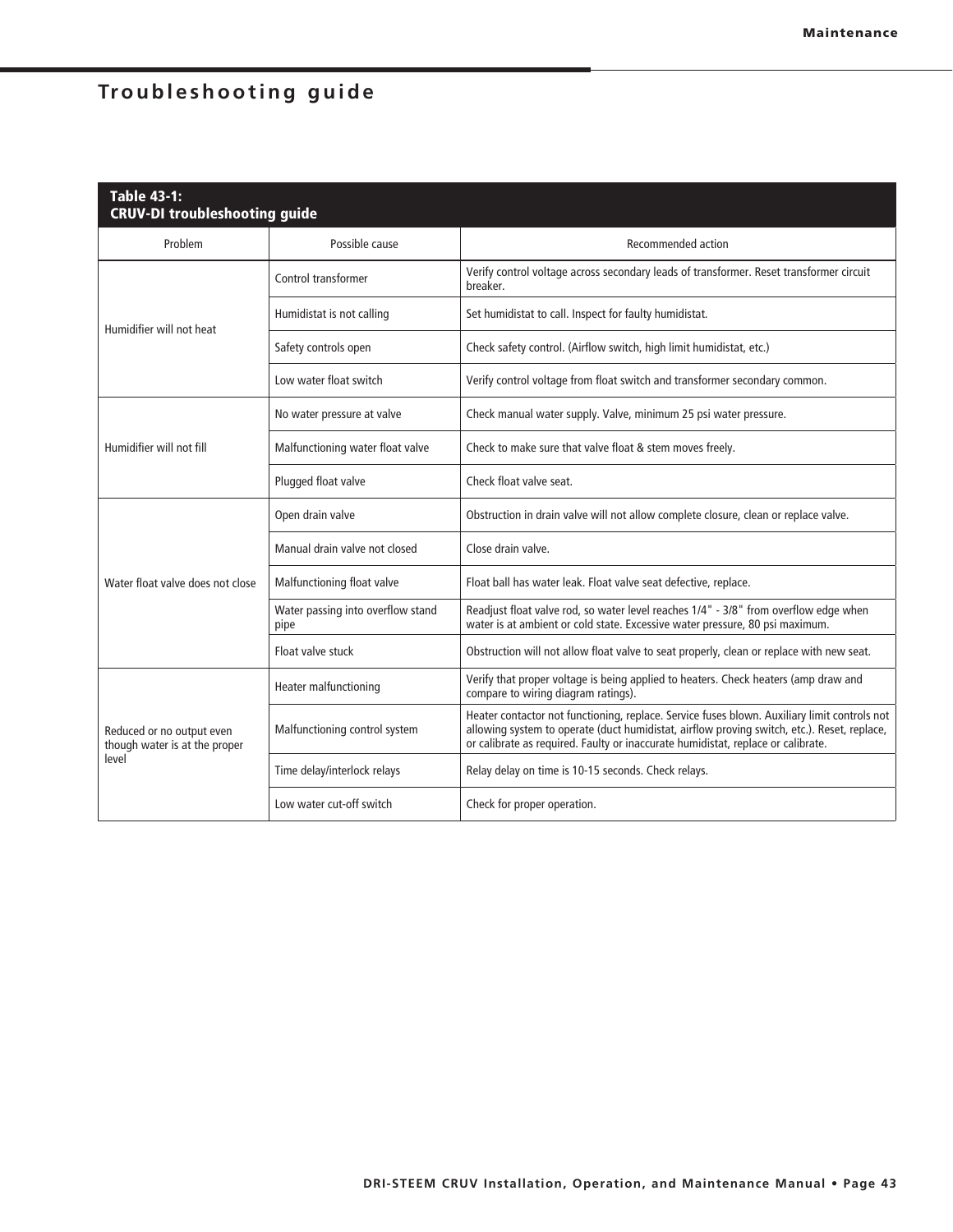# Troubleshooting guide

**Table 43-1:**
**CRUV-DI troubleshooting guide**

| Problem | Possible cause | Recommended action |
|---|---|---|
| Humidifier will not heat | Control transformer | Verify control voltage across secondary leads of transformer. Reset transformer circuit breaker. |
| | Humidistat is not calling | Set humidistat to call. Inspect for faulty humidistat. |
| | Safety controls open | Check safety control. (Airflow switch, high limit humidistat, etc.) |
| | Low water float switch | Verify control voltage from float switch and transformer secondary common. |
| Humidifier will not fill | No water pressure at valve | Check manual water supply. Valve, minimum 25 psi water pressure. |
| | Malfunctioning water float valve | Check to make sure that valve float & stem moves freely. |
| | Plugged float valve | Check float valve seat. |
| Water float valve does not close | Open drain valve | Obstruction in drain valve will not allow complete closure, clean or replace valve. |
| | Manual drain valve not closed | Close drain valve. |
| | Malfunctioning float valve | Float ball has water leak. Float valve seat defective, replace. |
| | Water passing into overflow stand pipe | Readjust float valve rod, so water level reaches 1/4" - 3/8" from overflow edge when water is at ambient or cold state. Excessive water pressure, 80 psi maximum. |
| | Float valve stuck | Obstruction will not allow float valve to seat properly, clean or replace with new seat. |
| Reduced or no output even though water is at the proper level | Heater malfunctioning | Verify that proper voltage is being applied to heaters. Check heaters (amp draw and compare to wiring diagram ratings). |
| | Malfunctioning control system | Heater contactor not functioning, replace. Service fuses blown. Auxiliary limit controls not allowing system to operate (duct humidistat, airflow proving switch, etc.). Reset, replace, or calibrate as required. Faulty or inaccurate humidistat, replace or calibrate. |
| | Time delay/interlock relays | Relay delay on time is 10-15 seconds. Check relays. |
| | Low water cut-off switch | Check for proper operation. |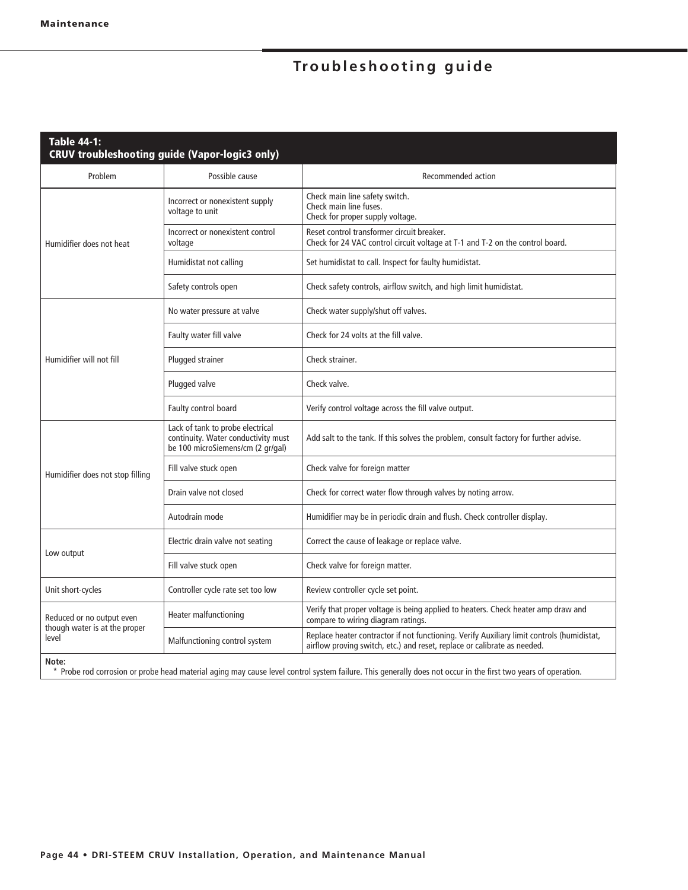# Troubleshooting guide

**Table 44-1:**
**CRUV troubleshooting guide (Vapor-logic3 only)**

| Problem | Possible cause | Recommended action |
|---|---|---|
| Humidifier does not heat | Incorrect or nonexistent supply voltage to unit | Check main line safety switch.<br>Check main line fuses.<br>Check for proper supply voltage. |
| | Incorrect or nonexistent control voltage | Reset control transformer circuit breaker.<br>Check for 24 VAC control circuit voltage at T-1 and T-2 on the control board. |
| | Humidistat not calling | Set humidistat to call. Inspect for faulty humidistat. |
| | Safety controls open | Check safety controls, airflow switch, and high limit humidistat. |
| Humidifier will not fill | No water pressure at valve | Check water supply/shut off valves. |
| | Faulty water fill valve | Check for 24 volts at the fill valve. |
| | Plugged strainer | Check strainer. |
| | Plugged valve | Check valve. |
| | Faulty control board | Verify control voltage across the fill valve output. |
| Humidifier does not stop filling | Lack of tank to probe electrical continuity. Water conductivity must be 100 microSiemens/cm (2 gr/gal) | Add salt to the tank. If this solves the problem, consult factory for further advise. |
| | Fill valve stuck open | Check valve for foreign matter |
| | Drain valve not closed | Check for correct water flow through valves by noting arrow. |
| | Autodrain mode | Humidifier may be in periodic drain and flush. Check controller display. |
| Low output | Electric drain valve not seating | Correct the cause of leakage or replace valve. |
| | Fill valve stuck open | Check valve for foreign matter. |
| Unit short-cycles | Controller cycle rate set too low | Review controller cycle set point. |
| Reduced or no output even though water is at the proper level | Heater malfunctioning | Verify that proper voltage is being applied to heaters. Check heater amp draw and compare to wiring diagram ratings. |
| | Malfunctioning control system | Replace heater contractor if not functioning. Verify Auxiliary limit controls (humidistat, airflow proving switch, etc.) and reset, replace or calibrate as needed. |

**Note:**
\* Probe rod corrosion or probe head material aging may cause level control system failure. This generally does not occur in the first two years of operation.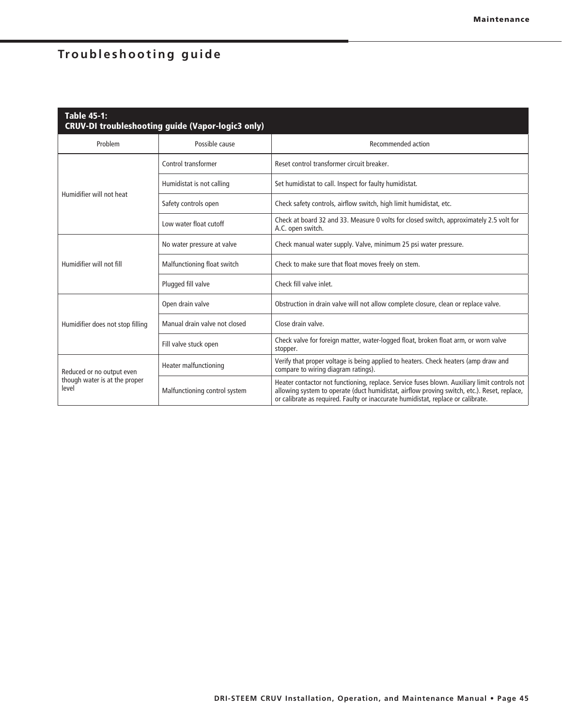# Troubleshooting guide

**Table 45-1: CRUV-DI troubleshooting guide (Vapor-logic3 only)**

| Problem | Possible cause | Recommended action |
|---|---|---|
| Humidifier will not heat | Control transformer | Reset control transformer circuit breaker. |
| | Humidistat is not calling | Set humidistat to call. Inspect for faulty humidistat. |
| | Safety controls open | Check safety controls, airflow switch, high limit humidistat, etc. |
| | Low water float cutoff | Check at board 32 and 33. Measure 0 volts for closed switch, approximately 2.5 volt for A.C. open switch. |
| Humidifier will not fill | No water pressure at valve | Check manual water supply. Valve, minimum 25 psi water pressure. |
| | Malfunctioning float switch | Check to make sure that float moves freely on stem. |
| | Plugged fill valve | Check fill valve inlet. |
| Humidifier does not stop filling | Open drain valve | Obstruction in drain valve will not allow complete closure, clean or replace valve. |
| | Manual drain valve not closed | Close drain valve. |
| | Fill valve stuck open | Check valve for foreign matter, water-logged float, broken float arm, or worn valve stopper. |
| Reduced or no output even though water is at the proper level | Heater malfunctioning | Verify that proper voltage is being applied to heaters. Check heaters (amp draw and compare to wiring diagram ratings). |
| | Malfunctioning control system | Heater contactor not functioning, replace. Service fuses blown. Auxiliary limit controls not allowing system to operate (duct humidistat, airflow proving switch, etc.). Reset, replace, or calibrate as required. Faulty or inaccurate humidistat, replace or calibrate. |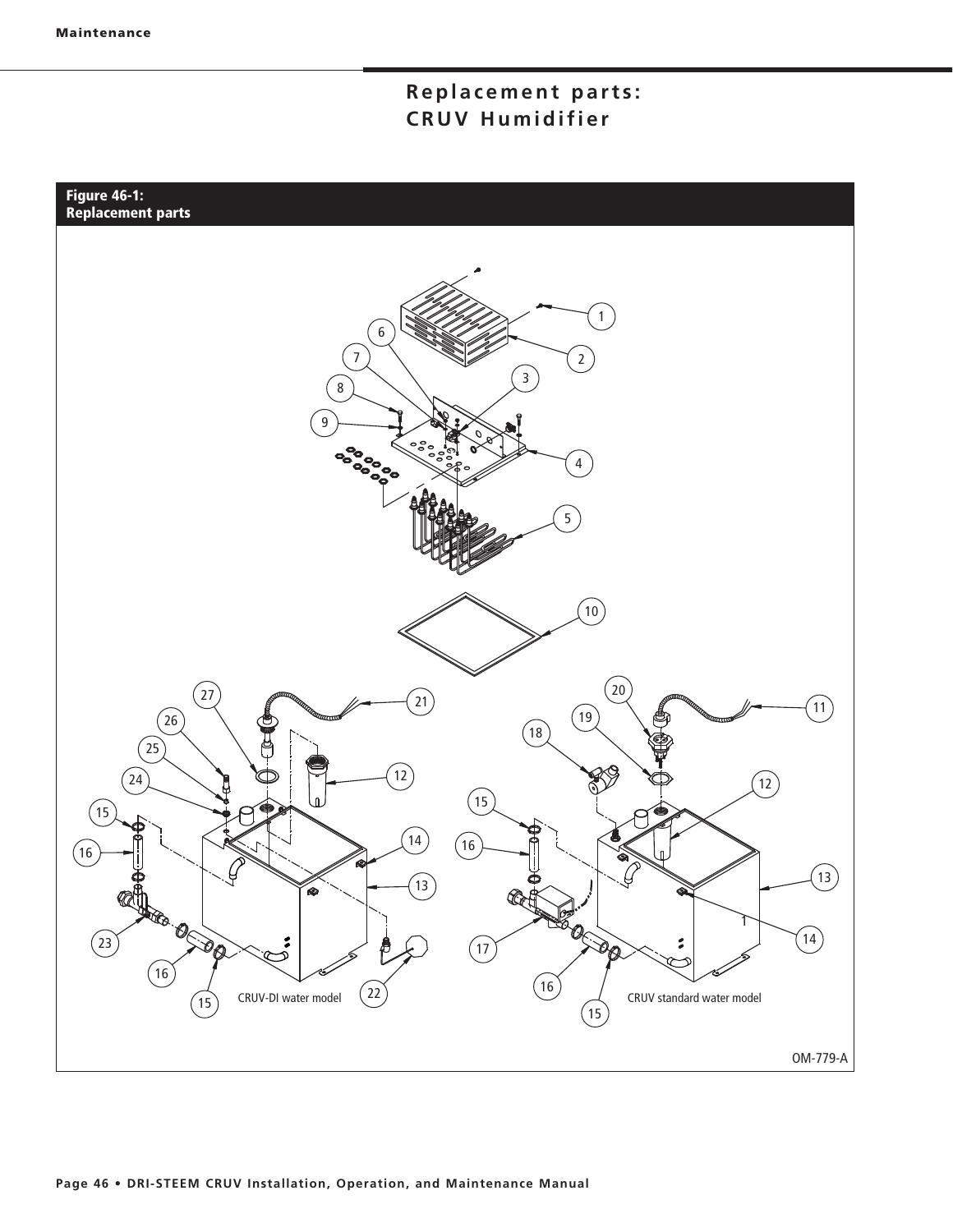# Replacement parts: CRUV Humidifier

**Figure 46-1: Replacement parts**

CRUV-DI water model

CRUV standard water model

OM-779-A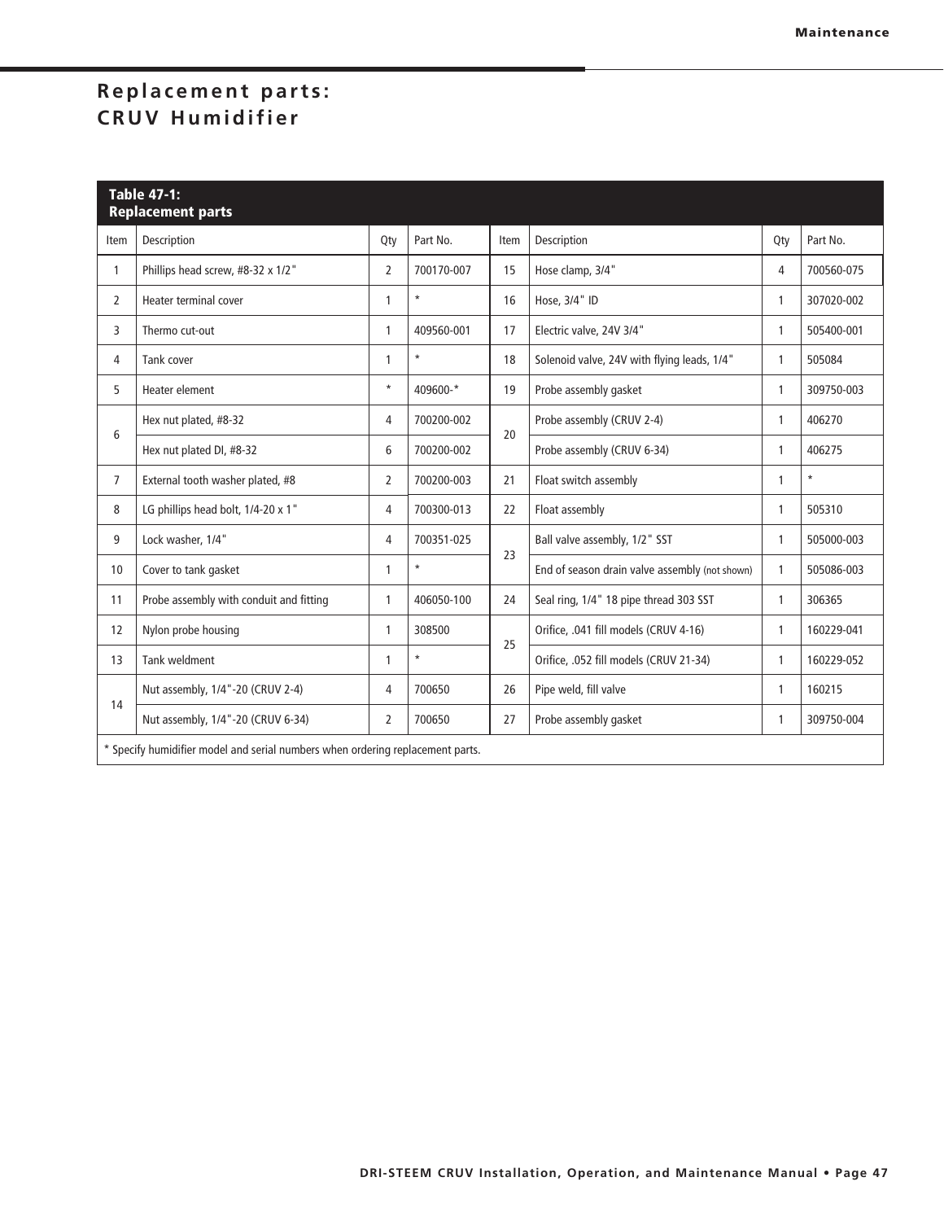## Replacement parts: CRUV Humidifier

**Table 47-1: Replacement parts**

| Item | Description | Qty | Part No. | Item | Description | Qty | Part No. |
|---|---|---|---|---|---|---|---|
| 1 | Phillips head screw, #8-32 x 1/2" | 2 | 700170-007 | 15 | Hose clamp, 3/4" | 4 | 700560-075 |
| 2 | Heater terminal cover | 1 | * | 16 | Hose, 3/4" ID | 1 | 307020-002 |
| 3 | Thermo cut-out | 1 | 409560-001 | 17 | Electric valve, 24V 3/4" | 1 | 505400-001 |
| 4 | Tank cover | 1 | * | 18 | Solenoid valve, 24V with flying leads, 1/4" | 1 | 505084 |
| 5 | Heater element | * | 409600-* | 19 | Probe assembly gasket | 1 | 309750-003 |
| 6 | Hex nut plated, #8-32 | 4 | 700200-002 | 20 | Probe assembly (CRUV 2-4) | 1 | 406270 |
| | Hex nut plated DI, #8-32 | 6 | 700200-002 | | Probe assembly (CRUV 6-34) | 1 | 406275 |
| 7 | External tooth washer plated, #8 | 2 | 700200-003 | 21 | Float switch assembly | 1 | * |
| 8 | LG phillips head bolt, 1/4-20 x 1" | 4 | 700300-013 | 22 | Float assembly | 1 | 505310 |
| 9 | Lock washer, 1/4" | 4 | 700351-025 | 23 | Ball valve assembly, 1/2" SST | 1 | 505000-003 |
| 10 | Cover to tank gasket | 1 | * | | End of season drain valve assembly (not shown) | 1 | 505086-003 |
| 11 | Probe assembly with conduit and fitting | 1 | 406050-100 | 24 | Seal ring, 1/4" 18 pipe thread 303 SST | 1 | 306365 |
| 12 | Nylon probe housing | 1 | 308500 | 25 | Orifice, .041 fill models (CRUV 4-16) | 1 | 160229-041 |
| 13 | Tank weldment | 1 | * | | Orifice, .052 fill models (CRUV 21-34) | 1 | 160229-052 |
| 14 | Nut assembly, 1/4"-20 (CRUV 2-4) | 4 | 700650 | 26 | Pipe weld, fill valve | 1 | 160215 |
| | Nut assembly, 1/4"-20 (CRUV 6-34) | 2 | 700650 | 27 | Probe assembly gasket | 1 | 309750-004 |

* Specify humidifier model and serial numbers when ordering replacement parts.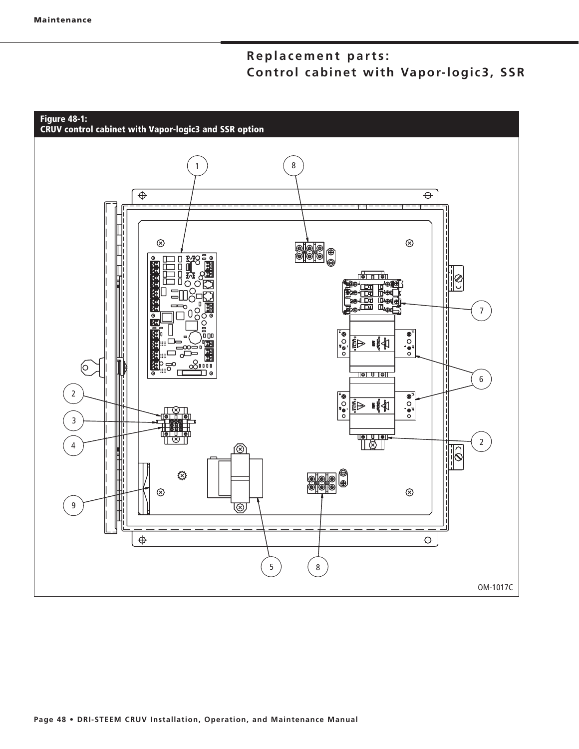# Replacement parts: Control cabinet with Vapor-logic3, SSR

**Figure 48-1: CRUV control cabinet with Vapor-logic3 and SSR option**

1 8 7 6 2 3 4 2 9 5 8

OM-1017C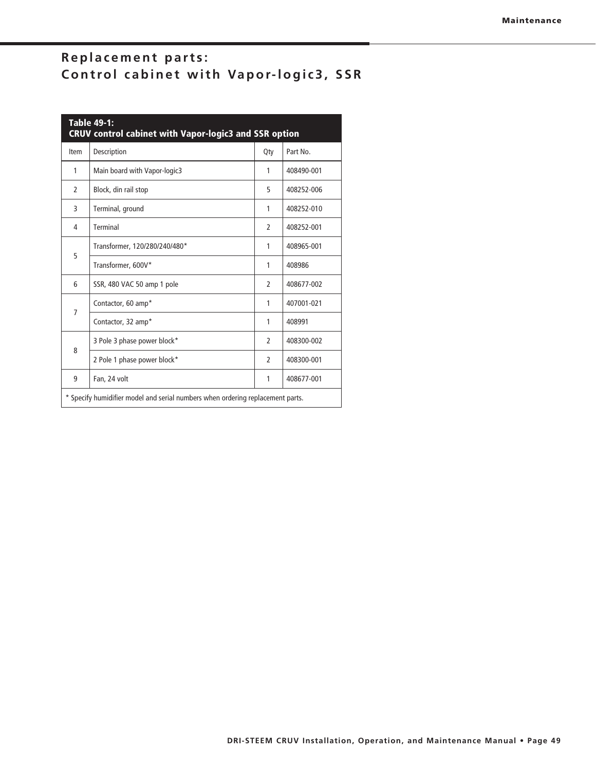# Replacement parts: Control cabinet with Vapor-logic3, SSR

**Table 49-1: CRUV control cabinet with Vapor-logic3 and SSR option**

| Item | Description | Qty | Part No. |
|---|---|---|---|
| 1 | Main board with Vapor-logic3 | 1 | 408490-001 |
| 2 | Block, din rail stop | 5 | 408252-006 |
| 3 | Terminal, ground | 1 | 408252-010 |
| 4 | Terminal | 2 | 408252-001 |
| 5 | Transformer, 120/280/240/480* | 1 | 408965-001 |
| | Transformer, 600V* | 1 | 408986 |
| 6 | SSR, 480 VAC 50 amp 1 pole | 2 | 408677-002 |
| 7 | Contactor, 60 amp* | 1 | 407001-021 |
| | Contactor, 32 amp* | 1 | 408991 |
| 8 | 3 Pole 3 phase power block* | 2 | 408300-002 |
| | 2 Pole 1 phase power block* | 2 | 408300-001 |
| 9 | Fan, 24 volt | 1 | 408677-001 |

* Specify humidifier model and serial numbers when ordering replacement parts.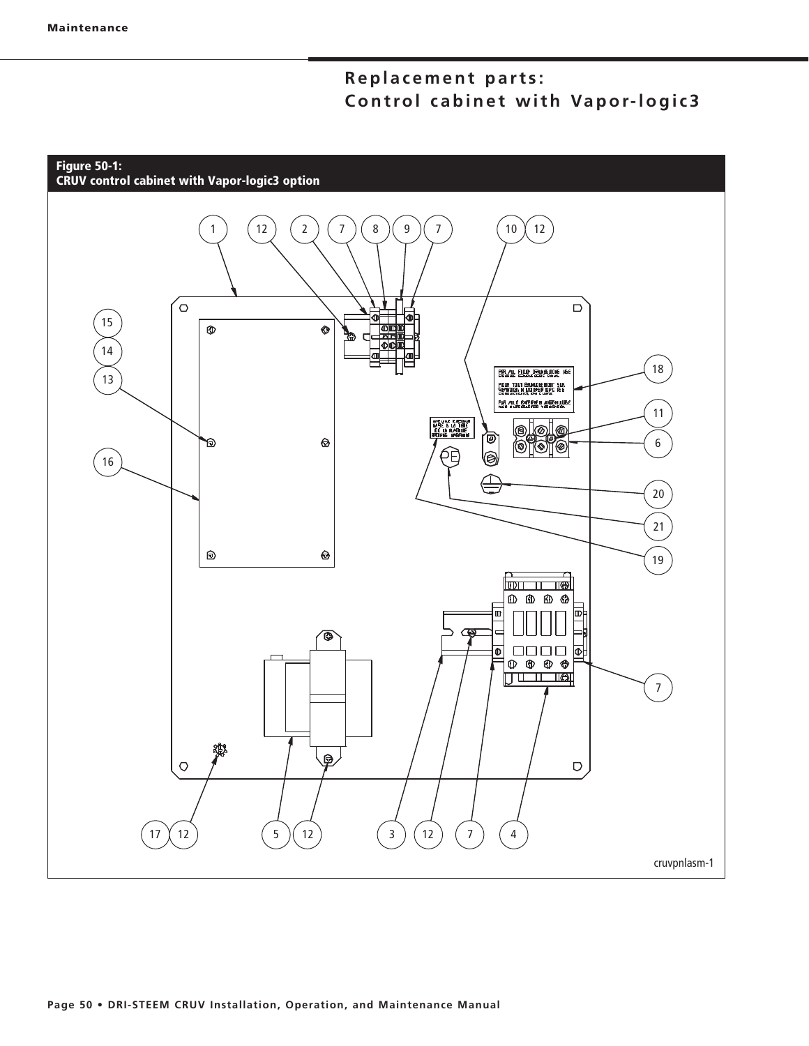## Replacement parts:
## Control cabinet with Vapor-logic3

**Figure 50-1:**
**CRUV control cabinet with Vapor-logic3 option**

cruvpnlasm-1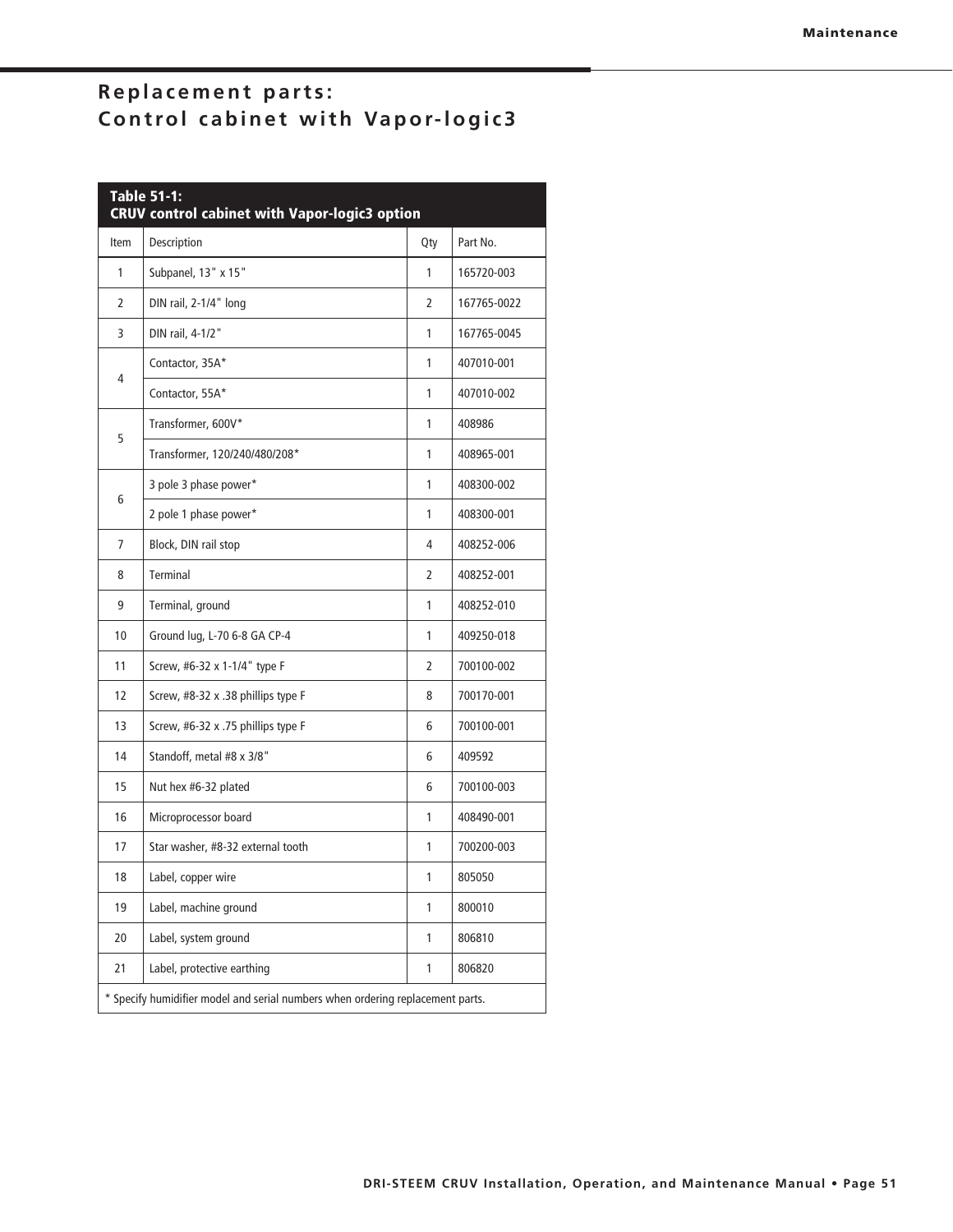# Replacement parts: Control cabinet with Vapor-logic3

**Table 51-1: CRUV control cabinet with Vapor-logic3 option**

| Item | Description | Qty | Part No. |
|---|---|---|---|
| 1 | Subpanel, 13" x 15" | 1 | 165720-003 |
| 2 | DIN rail, 2-1/4" long | 2 | 167765-0022 |
| 3 | DIN rail, 4-1/2" | 1 | 167765-0045 |
| 4 | Contactor, 35A* | 1 | 407010-001 |
| | Contactor, 55A* | 1 | 407010-002 |
| 5 | Transformer, 600V* | 1 | 408986 |
| | Transformer, 120/240/480/208* | 1 | 408965-001 |
| 6 | 3 pole 3 phase power* | 1 | 408300-002 |
| | 2 pole 1 phase power* | 1 | 408300-001 |
| 7 | Block, DIN rail stop | 4 | 408252-006 |
| 8 | Terminal | 2 | 408252-001 |
| 9 | Terminal, ground | 1 | 408252-010 |
| 10 | Ground lug, L-70 6-8 GA CP-4 | 1 | 409250-018 |
| 11 | Screw, #6-32 x 1-1/4" type F | 2 | 700100-002 |
| 12 | Screw, #8-32 x .38 phillips type F | 8 | 700170-001 |
| 13 | Screw, #6-32 x .75 phillips type F | 6 | 700100-001 |
| 14 | Standoff, metal #8 x 3/8" | 6 | 409592 |
| 15 | Nut hex #6-32 plated | 6 | 700100-003 |
| 16 | Microprocessor board | 1 | 408490-001 |
| 17 | Star washer, #8-32 external tooth | 1 | 700200-003 |
| 18 | Label, copper wire | 1 | 805050 |
| 19 | Label, machine ground | 1 | 800010 |
| 20 | Label, system ground | 1 | 806810 |
| 21 | Label, protective earthing | 1 | 806820 |

* Specify humidifier model and serial numbers when ordering replacement parts.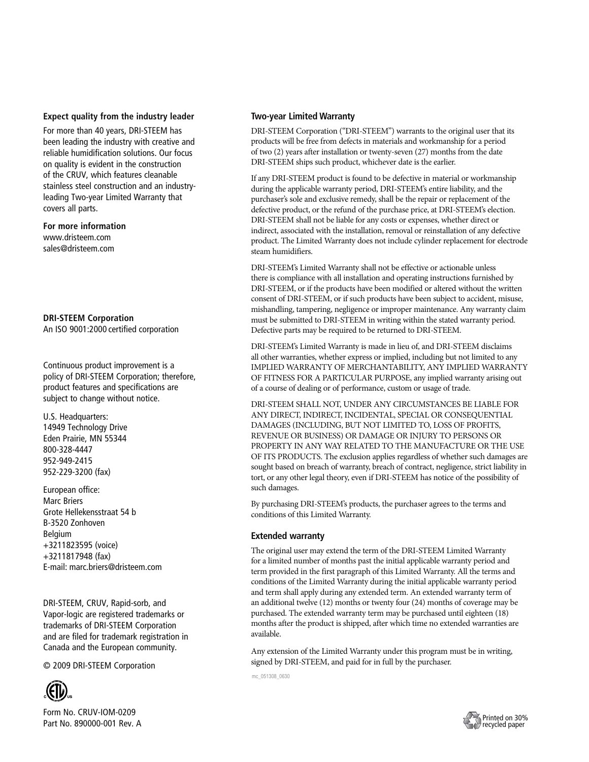**Expect quality from the industry leader**

For more than 40 years, DRI-STEEM has been leading the industry with creative and reliable humidification solutions. Our focus on quality is evident in the construction of the CRUV, which features cleanable stainless steel construction and an industry-leading Two-year Limited Warranty that covers all parts.

**For more information**

www.dristeem.com
sales@dristeem.com

**DRI-STEEM Corporation**

An ISO 9001:2000 certified corporation

Continuous product improvement is a policy of DRI-STEEM Corporation; therefore, product features and specifications are subject to change without notice.

U.S. Headquarters:
14949 Technology Drive
Eden Prairie, MN 55344
800-328-4447
952-949-2415
952-229-3200 (fax)

European office:
Marc Briers
Grote Hellekensstraat 54 b
B-3520 Zonhoven
Belgium
+3211823595 (voice)
+3211817948 (fax)
E-mail: marc.briers@dristeem.com

DRI-STEEM, CRUV, Rapid-sorb, and Vapor-logic are registered trademarks or trademarks of DRI-STEEM Corporation and are filed for trademark registration in Canada and the European community.

© 2009 DRI-STEEM Corporation

Form No. CRUV-IOM-0209
Part No. 890000-001 Rev. A

**Two-year Limited Warranty**

DRI-STEEM Corporation ("DRI-STEEM") warrants to the original user that its products will be free from defects in materials and workmanship for a period of two (2) years after installation or twenty-seven (27) months from the date DRI-STEEM ships such product, whichever date is the earlier.

If any DRI-STEEM product is found to be defective in material or workmanship during the applicable warranty period, DRI-STEEM's entire liability, and the purchaser's sole and exclusive remedy, shall be the repair or replacement of the defective product, or the refund of the purchase price, at DRI-STEEM's election. DRI-STEEM shall not be liable for any costs or expenses, whether direct or indirect, associated with the installation, removal or reinstallation of any defective product. The Limited Warranty does not include cylinder replacement for electrode steam humidifiers.

DRI-STEEM's Limited Warranty shall not be effective or actionable unless there is compliance with all installation and operating instructions furnished by DRI-STEEM, or if the products have been modified or altered without the written consent of DRI-STEEM, or if such products have been subject to accident, misuse, mishandling, tampering, negligence or improper maintenance. Any warranty claim must be submitted to DRI-STEEM in writing within the stated warranty period. Defective parts may be required to be returned to DRI-STEEM.

DRI-STEEM's Limited Warranty is made in lieu of, and DRI-STEEM disclaims all other warranties, whether express or implied, including but not limited to any IMPLIED WARRANTY OF MERCHANTABILITY, ANY IMPLIED WARRANTY OF FITNESS FOR A PARTICULAR PURPOSE, any implied warranty arising out of a course of dealing or of performance, custom or usage of trade.

DRI-STEEM SHALL NOT, UNDER ANY CIRCUMSTANCES BE LIABLE FOR ANY DIRECT, INDIRECT, INCIDENTAL, SPECIAL OR CONSEQUENTIAL DAMAGES (INCLUDING, BUT NOT LIMITED TO, LOSS OF PROFITS, REVENUE OR BUSINESS) OR DAMAGE OR INJURY TO PERSONS OR PROPERTY IN ANY WAY RELATED TO THE MANUFACTURE OR THE USE OF ITS PRODUCTS. The exclusion applies regardless of whether such damages are sought based on breach of warranty, breach of contract, negligence, strict liability in tort, or any other legal theory, even if DRI-STEEM has notice of the possibility of such damages.

By purchasing DRI-STEEM's products, the purchaser agrees to the terms and conditions of this Limited Warranty.

**Extended warranty**

The original user may extend the term of the DRI-STEEM Limited Warranty for a limited number of months past the initial applicable warranty period and term provided in the first paragraph of this Limited Warranty. All the terms and conditions of the Limited Warranty during the initial applicable warranty period and term shall apply during any extended term. An extended warranty term of an additional twelve (12) months or twenty four (24) months of coverage may be purchased. The extended warranty term may be purchased until eighteen (18) months after the product is shipped, after which time no extended warranties are available.

Any extension of the Limited Warranty under this program must be in writing, signed by DRI-STEEM, and paid for in full by the purchaser.

mc_051308_0630

Printed on 30% recycled paper